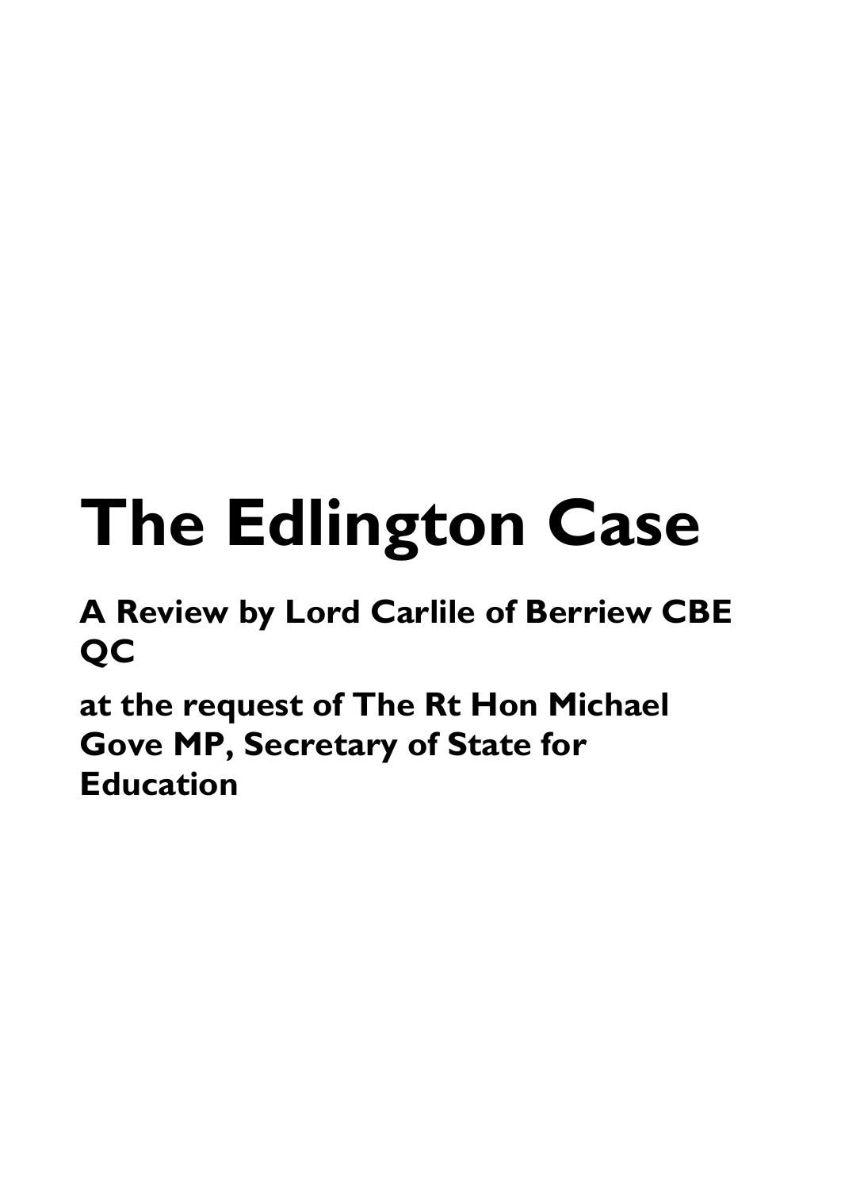# The Edlington Case

**A Review by Lord Carlile of Berriew CBE QC**

**at the request of The Rt Hon Michael Gove MP, Secretary of State for Education**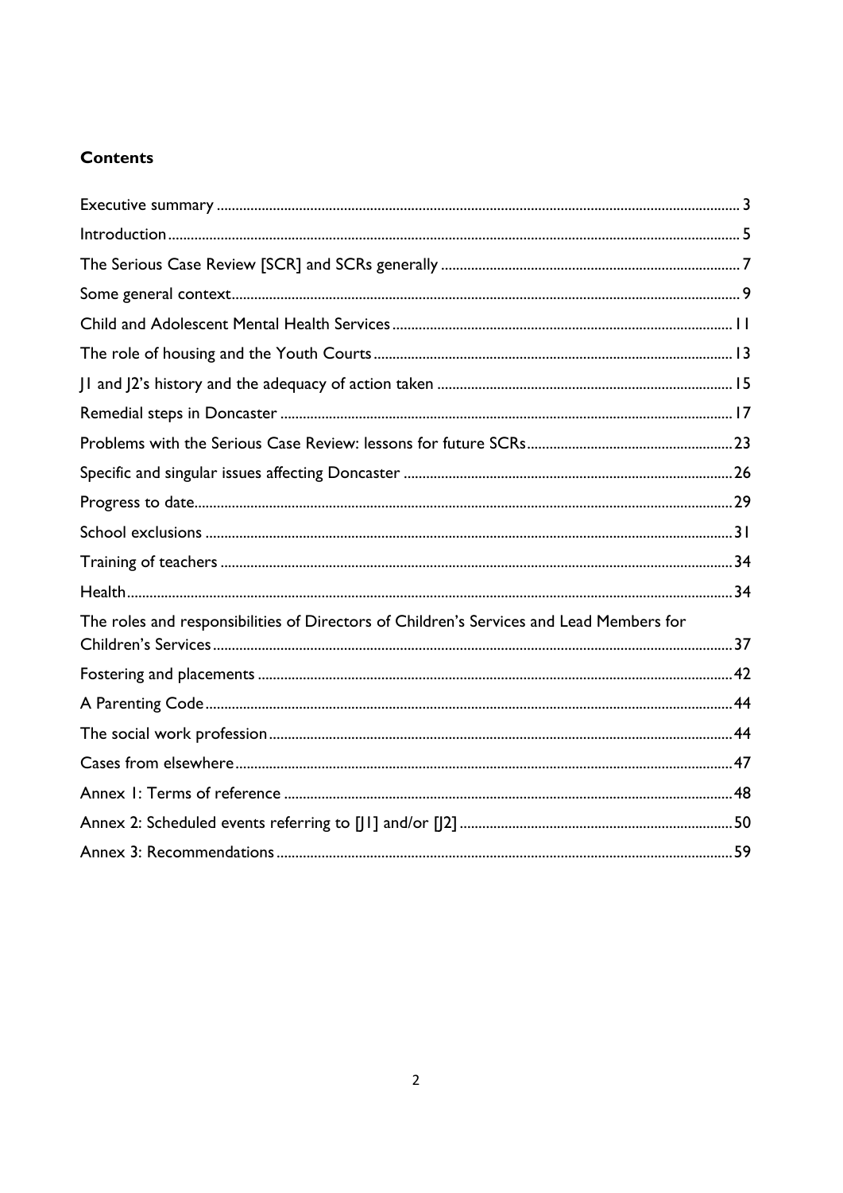**Contents**

Executive summary ........................................................................................................................................ 3
Introduction ..................................................................................................................................................... 5
The Serious Case Review [SCR] and SCRs generally ............................................................................ 7
Some general context .................................................................................................................................... 9
Child and Adolescent Mental Health Services ....................................................................................... 11
The role of housing and the Youth Courts ............................................................................................. 13
J1 and J2's history and the adequacy of action taken ............................................................................ 15
Remedial steps in Doncaster ..................................................................................................................... 17
Problems with the Serious Case Review: lessons for future SCRs ...................................................... 23
Specific and singular issues affecting Doncaster ..................................................................................... 26
Progress to date ............................................................................................................................................ 29
School exclusions ......................................................................................................................................... 31
Training of teachers ..................................................................................................................................... 34
Health .............................................................................................................................................................. 34
The roles and responsibilities of Directors of Children's Services and Lead Members for Children's Services ......................................................................................................................................... 37
Fostering and placements ............................................................................................................................ 42
A Parenting Code .......................................................................................................................................... 44
The social work profession ......................................................................................................................... 44
Cases from elsewhere .................................................................................................................................. 47
Annex 1: Terms of reference ..................................................................................................................... 48
Annex 2: Scheduled events referring to [J1] and/or [J2] ........................................................................ 50
Annex 3: Recommendations ....................................................................................................................... 59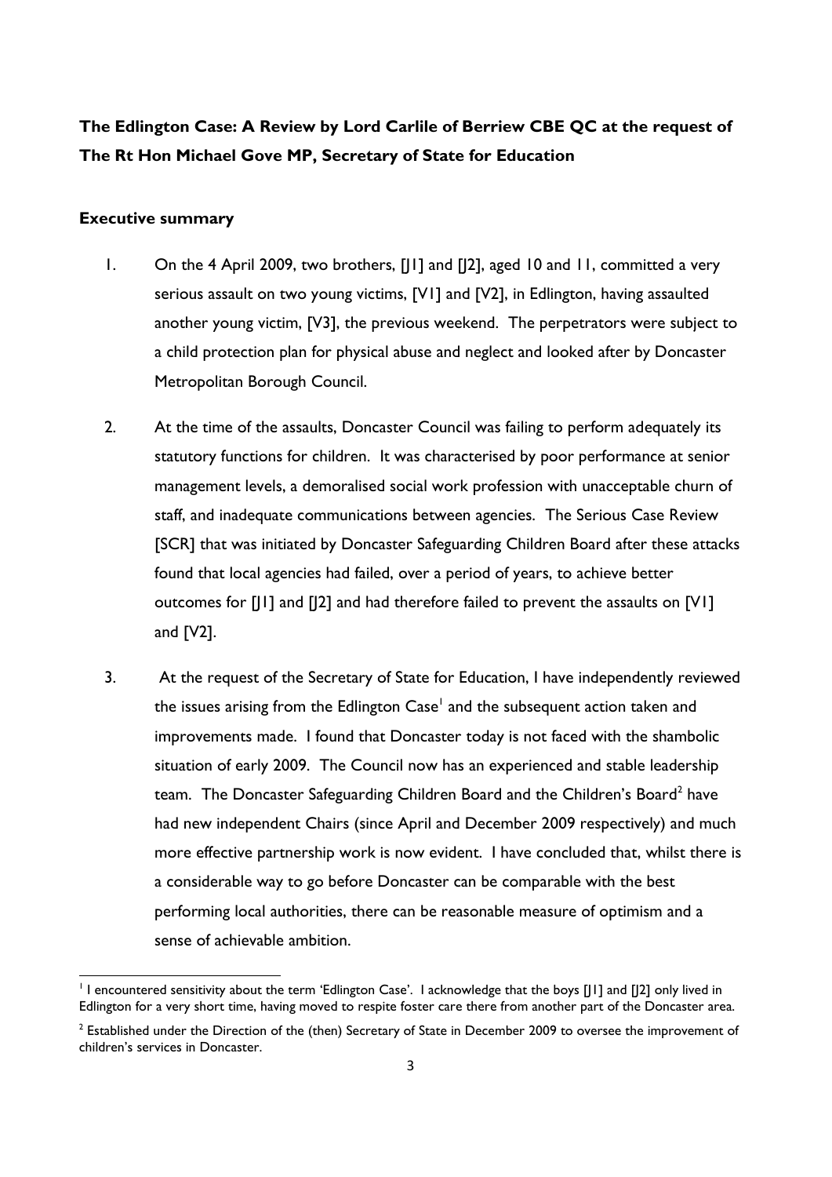**The Edlington Case: A Review by Lord Carlile of Berriew CBE QC at the request of The Rt Hon Michael Gove MP, Secretary of State for Education**

**Executive summary**

1. On the 4 April 2009, two brothers, [J1] and [J2], aged 10 and 11, committed a very serious assault on two young victims, [V1] and [V2], in Edlington, having assaulted another young victim, [V3], the previous weekend. The perpetrators were subject to a child protection plan for physical abuse and neglect and looked after by Doncaster Metropolitan Borough Council.

2. At the time of the assaults, Doncaster Council was failing to perform adequately its statutory functions for children. It was characterised by poor performance at senior management levels, a demoralised social work profession with unacceptable churn of staff, and inadequate communications between agencies. The Serious Case Review [SCR] that was initiated by Doncaster Safeguarding Children Board after these attacks found that local agencies had failed, over a period of years, to achieve better outcomes for [J1] and [J2] and had therefore failed to prevent the assaults on [V1] and [V2].

3. At the request of the Secretary of State for Education, I have independently reviewed the issues arising from the Edlington Case[1] and the subsequent action taken and improvements made. I found that Doncaster today is not faced with the shambolic situation of early 2009. The Council now has an experienced and stable leadership team. The Doncaster Safeguarding Children Board and the Children's Board[2] have had new independent Chairs (since April and December 2009 respectively) and much more effective partnership work is now evident. I have concluded that, whilst there is a considerable way to go before Doncaster can be comparable with the best performing local authorities, there can be reasonable measure of optimism and a sense of achievable ambition.

---

[1] I encountered sensitivity about the term 'Edlington Case'. I acknowledge that the boys [J1] and [J2] only lived in Edlington for a very short time, having moved to respite foster care there from another part of the Doncaster area.

[2] Established under the Direction of the (then) Secretary of State in December 2009 to oversee the improvement of children's services in Doncaster.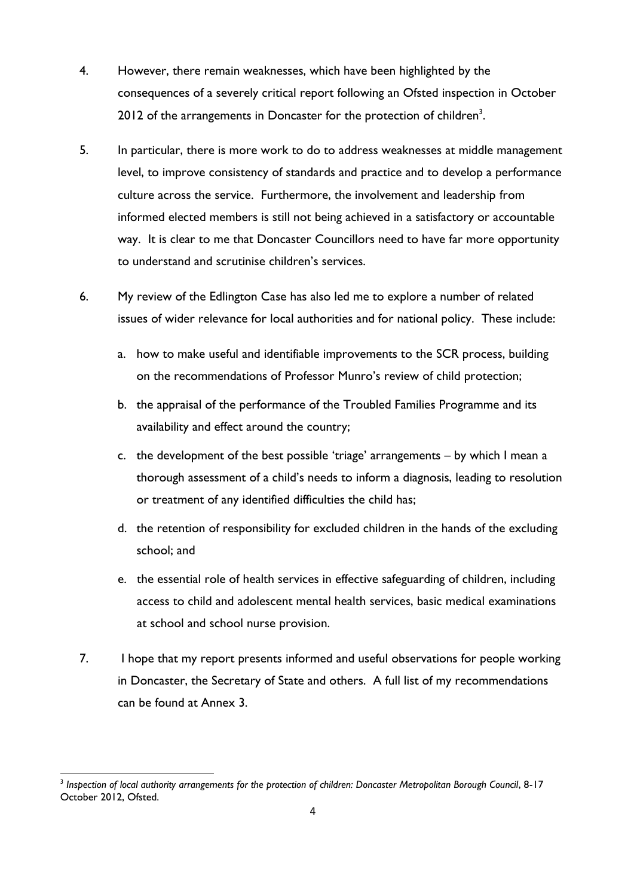4. However, there remain weaknesses, which have been highlighted by the consequences of a severely critical report following an Ofsted inspection in October 2012 of the arrangements in Doncaster for the protection of children[3].

5. In particular, there is more work to do to address weaknesses at middle management level, to improve consistency of standards and practice and to develop a performance culture across the service. Furthermore, the involvement and leadership from informed elected members is still not being achieved in a satisfactory or accountable way. It is clear to me that Doncaster Councillors need to have far more opportunity to understand and scrutinise children's services.

6. My review of the Edlington Case has also led me to explore a number of related issues of wider relevance for local authorities and for national policy. These include:

   a. how to make useful and identifiable improvements to the SCR process, building on the recommendations of Professor Munro's review of child protection;

   b. the appraisal of the performance of the Troubled Families Programme and its availability and effect around the country;

   c. the development of the best possible 'triage' arrangements – by which I mean a thorough assessment of a child's needs to inform a diagnosis, leading to resolution or treatment of any identified difficulties the child has;

   d. the retention of responsibility for excluded children in the hands of the excluding school; and

   e. the essential role of health services in effective safeguarding of children, including access to child and adolescent mental health services, basic medical examinations at school and school nurse provision.

7. I hope that my report presents informed and useful observations for people working in Doncaster, the Secretary of State and others. A full list of my recommendations can be found at Annex 3.

---

[3] *Inspection of local authority arrangements for the protection of children: Doncaster Metropolitan Borough Council*, 8-17 October 2012, Ofsted.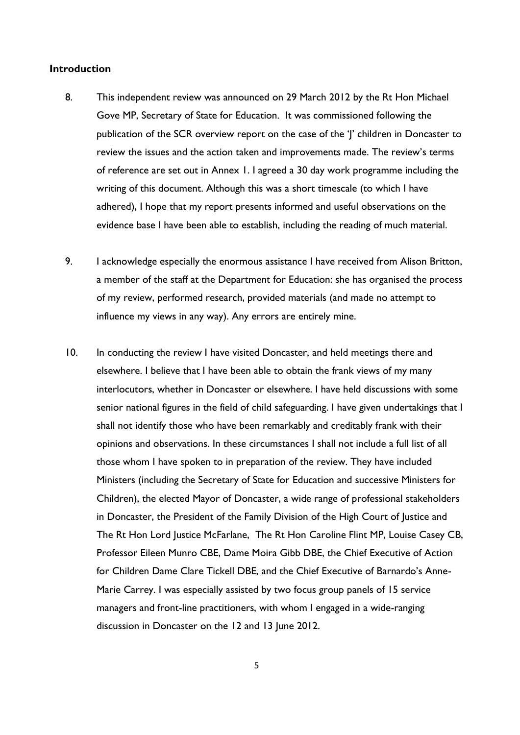## Introduction

8. This independent review was announced on 29 March 2012 by the Rt Hon Michael Gove MP, Secretary of State for Education. It was commissioned following the publication of the SCR overview report on the case of the 'J' children in Doncaster to review the issues and the action taken and improvements made. The review's terms of reference are set out in Annex 1. I agreed a 30 day work programme including the writing of this document. Although this was a short timescale (to which I have adhered), I hope that my report presents informed and useful observations on the evidence base I have been able to establish, including the reading of much material.

9. I acknowledge especially the enormous assistance I have received from Alison Britton, a member of the staff at the Department for Education: she has organised the process of my review, performed research, provided materials (and made no attempt to influence my views in any way). Any errors are entirely mine.

10. In conducting the review I have visited Doncaster, and held meetings there and elsewhere. I believe that I have been able to obtain the frank views of my many interlocutors, whether in Doncaster or elsewhere. I have held discussions with some senior national figures in the field of child safeguarding. I have given undertakings that I shall not identify those who have been remarkably and creditably frank with their opinions and observations. In these circumstances I shall not include a full list of all those whom I have spoken to in preparation of the review. They have included Ministers (including the Secretary of State for Education and successive Ministers for Children), the elected Mayor of Doncaster, a wide range of professional stakeholders in Doncaster, the President of the Family Division of the High Court of Justice and The Rt Hon Lord Justice McFarlane, The Rt Hon Caroline Flint MP, Louise Casey CB, Professor Eileen Munro CBE, Dame Moira Gibb DBE, the Chief Executive of Action for Children Dame Clare Tickell DBE, and the Chief Executive of Barnardo's Anne-Marie Carrey. I was especially assisted by two focus group panels of 15 service managers and front-line practitioners, with whom I engaged in a wide-ranging discussion in Doncaster on the 12 and 13 June 2012.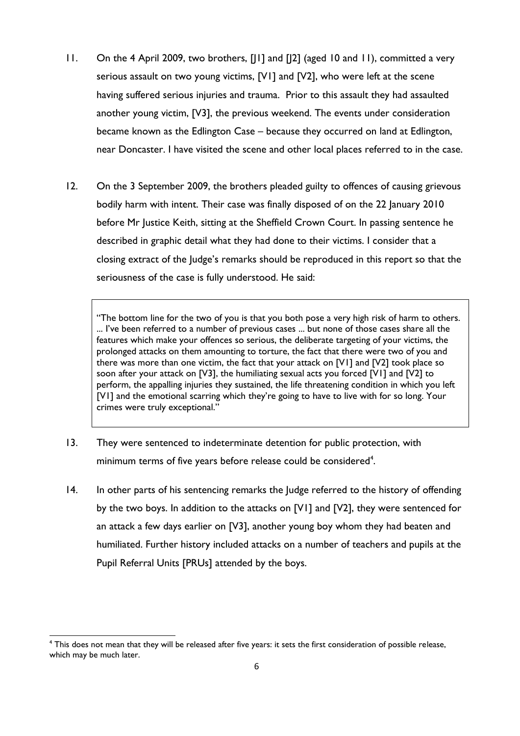11. On the 4 April 2009, two brothers, [J1] and [J2] (aged 10 and 11), committed a very serious assault on two young victims, [V1] and [V2], who were left at the scene having suffered serious injuries and trauma. Prior to this assault they had assaulted another young victim, [V3], the previous weekend. The events under consideration became known as the Edlington Case – because they occurred on land at Edlington, near Doncaster. I have visited the scene and other local places referred to in the case.

12. On the 3 September 2009, the brothers pleaded guilty to offences of causing grievous bodily harm with intent. Their case was finally disposed of on the 22 January 2010 before Mr Justice Keith, sitting at the Sheffield Crown Court. In passing sentence he described in graphic detail what they had done to their victims. I consider that a closing extract of the Judge's remarks should be reproduced in this report so that the seriousness of the case is fully understood. He said:

> "The bottom line for the two of you is that you both pose a very high risk of harm to others. ... I've been referred to a number of previous cases ... but none of those cases share all the features which make your offences so serious, the deliberate targeting of your victims, the prolonged attacks on them amounting to torture, the fact that there were two of you and there was more than one victim, the fact that your attack on [V1] and [V2] took place so soon after your attack on [V3], the humiliating sexual acts you forced [V1] and [V2] to perform, the appalling injuries they sustained, the life threatening condition in which you left [V1] and the emotional scarring which they're going to have to live with for so long. Your crimes were truly exceptional."

13. They were sentenced to indeterminate detention for public protection, with minimum terms of five years before release could be considered[4].

14. In other parts of his sentencing remarks the Judge referred to the history of offending by the two boys. In addition to the attacks on [V1] and [V2], they were sentenced for an attack a few days earlier on [V3], another young boy whom they had beaten and humiliated. Further history included attacks on a number of teachers and pupils at the Pupil Referral Units [PRUs] attended by the boys.

[4] This does not mean that they will be released after five years: it sets the first consideration of possible release, which may be much later.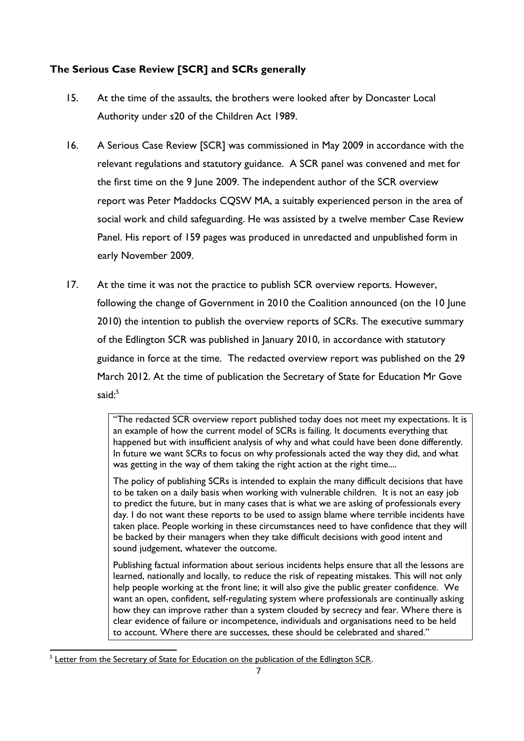**The Serious Case Review [SCR] and SCRs generally**

15. At the time of the assaults, the brothers were looked after by Doncaster Local Authority under s20 of the Children Act 1989.

16. A Serious Case Review [SCR] was commissioned in May 2009 in accordance with the relevant regulations and statutory guidance. A SCR panel was convened and met for the first time on the 9 June 2009. The independent author of the SCR overview report was Peter Maddocks CQSW MA, a suitably experienced person in the area of social work and child safeguarding. He was assisted by a twelve member Case Review Panel. His report of 159 pages was produced in unredacted and unpublished form in early November 2009.

17. At the time it was not the practice to publish SCR overview reports. However, following the change of Government in 2010 the Coalition announced (on the 10 June 2010) the intention to publish the overview reports of SCRs. The executive summary of the Edlington SCR was published in January 2010, in accordance with statutory guidance in force at the time. The redacted overview report was published on the 29 March 2012. At the time of publication the Secretary of State for Education Mr Gove said:[5]

> "The redacted SCR overview report published today does not meet my expectations. It is an example of how the current model of SCRs is failing. It documents everything that happened but with insufficient analysis of why and what could have been done differently. In future we want SCRs to focus on why professionals acted the way they did, and what was getting in the way of them taking the right action at the right time....
>
> The policy of publishing SCRs is intended to explain the many difficult decisions that have to be taken on a daily basis when working with vulnerable children. It is not an easy job to predict the future, but in many cases that is what we are asking of professionals every day. I do not want these reports to be used to assign blame where terrible incidents have taken place. People working in these circumstances need to have confidence that they will be backed by their managers when they take difficult decisions with good intent and sound judgement, whatever the outcome.
>
> Publishing factual information about serious incidents helps ensure that all the lessons are learned, nationally and locally, to reduce the risk of repeating mistakes. This will not only help people working at the front line; it will also give the public greater confidence. We want an open, confident, self-regulating system where professionals are continually asking how they can improve rather than a system clouded by secrecy and fear. Where there is clear evidence of failure or incompetence, individuals and organisations need to be held to account. Where there are successes, these should be celebrated and shared."

[5] Letter from the Secretary of State for Education on the publication of the Edlington SCR.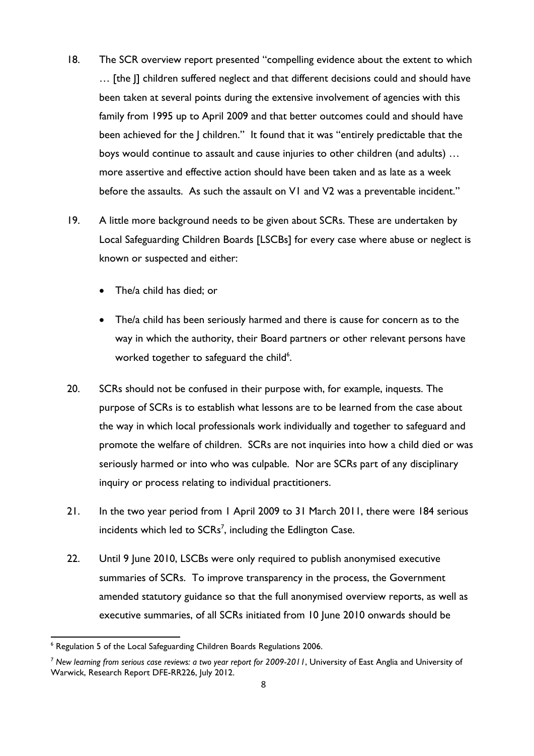18. The SCR overview report presented "compelling evidence about the extent to which … [the J] children suffered neglect and that different decisions could and should have been taken at several points during the extensive involvement of agencies with this family from 1995 up to April 2009 and that better outcomes could and should have been achieved for the J children." It found that it was "entirely predictable that the boys would continue to assault and cause injuries to other children (and adults) … more assertive and effective action should have been taken and as late as a week before the assaults. As such the assault on V1 and V2 was a preventable incident."

19. A little more background needs to be given about SCRs. These are undertaken by Local Safeguarding Children Boards [LSCBs] for every case where abuse or neglect is known or suspected and either:

   - The/a child has died; or
   - The/a child has been seriously harmed and there is cause for concern as to the way in which the authority, their Board partners or other relevant persons have worked together to safeguard the child[6].

20. SCRs should not be confused in their purpose with, for example, inquests. The purpose of SCRs is to establish what lessons are to be learned from the case about the way in which local professionals work individually and together to safeguard and promote the welfare of children. SCRs are not inquiries into how a child died or was seriously harmed or into who was culpable. Nor are SCRs part of any disciplinary inquiry or process relating to individual practitioners.

21. In the two year period from 1 April 2009 to 31 March 2011, there were 184 serious incidents which led to SCRs[7], including the Edlington Case.

22. Until 9 June 2010, LSCBs were only required to publish anonymised executive summaries of SCRs. To improve transparency in the process, the Government amended statutory guidance so that the full anonymised overview reports, as well as executive summaries, of all SCRs initiated from 10 June 2010 onwards should be

---

[6] Regulation 5 of the Local Safeguarding Children Boards Regulations 2006.

[7] *New learning from serious case reviews: a two year report for 2009-2011*, University of East Anglia and University of Warwick, Research Report DFE-RR226, July 2012.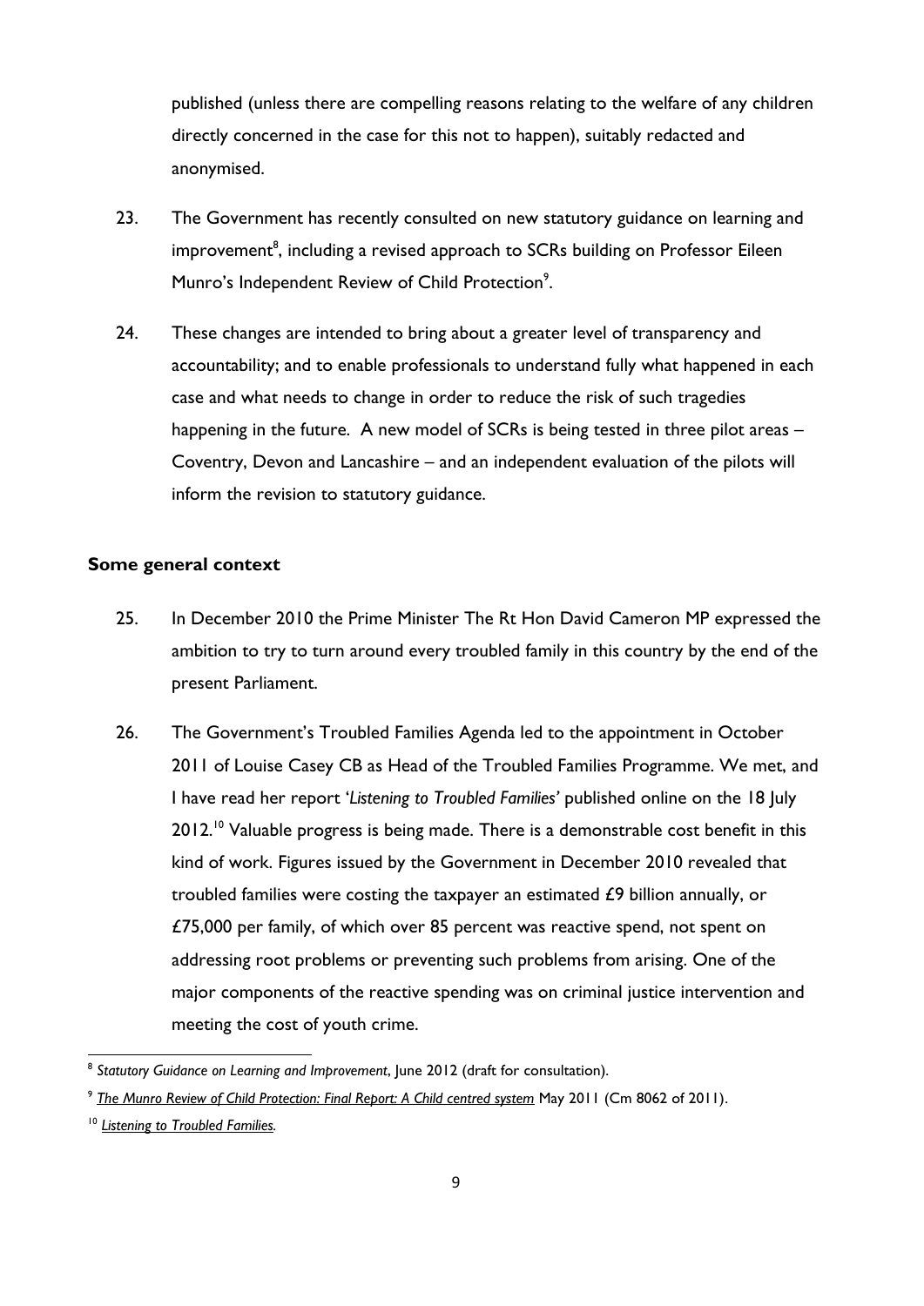published (unless there are compelling reasons relating to the welfare of any children directly concerned in the case for this not to happen), suitably redacted and anonymised.

23. The Government has recently consulted on new statutory guidance on learning and improvement[8], including a revised approach to SCRs building on Professor Eileen Munro's Independent Review of Child Protection[9].

24. These changes are intended to bring about a greater level of transparency and accountability; and to enable professionals to understand fully what happened in each case and what needs to change in order to reduce the risk of such tragedies happening in the future. A new model of SCRs is being tested in three pilot areas – Coventry, Devon and Lancashire – and an independent evaluation of the pilots will inform the revision to statutory guidance.

**Some general context**

25. In December 2010 the Prime Minister The Rt Hon David Cameron MP expressed the ambition to try to turn around every troubled family in this country by the end of the present Parliament.

26. The Government's Troubled Families Agenda led to the appointment in October 2011 of Louise Casey CB as Head of the Troubled Families Programme. We met, and I have read her report '*Listening to Troubled Families'* published online on the 18 July 2012.[10] Valuable progress is being made. There is a demonstrable cost benefit in this kind of work. Figures issued by the Government in December 2010 revealed that troubled families were costing the taxpayer an estimated £9 billion annually, or £75,000 per family, of which over 85 percent was reactive spend, not spent on addressing root problems or preventing such problems from arising. One of the major components of the reactive spending was on criminal justice intervention and meeting the cost of youth crime.

---

[8] *Statutory Guidance on Learning and Improvement*, June 2012 (draft for consultation).

[9] *The Munro Review of Child Protection: Final Report: A Child centred system* May 2011 (Cm 8062 of 2011).

[10] *Listening to Troubled Families.*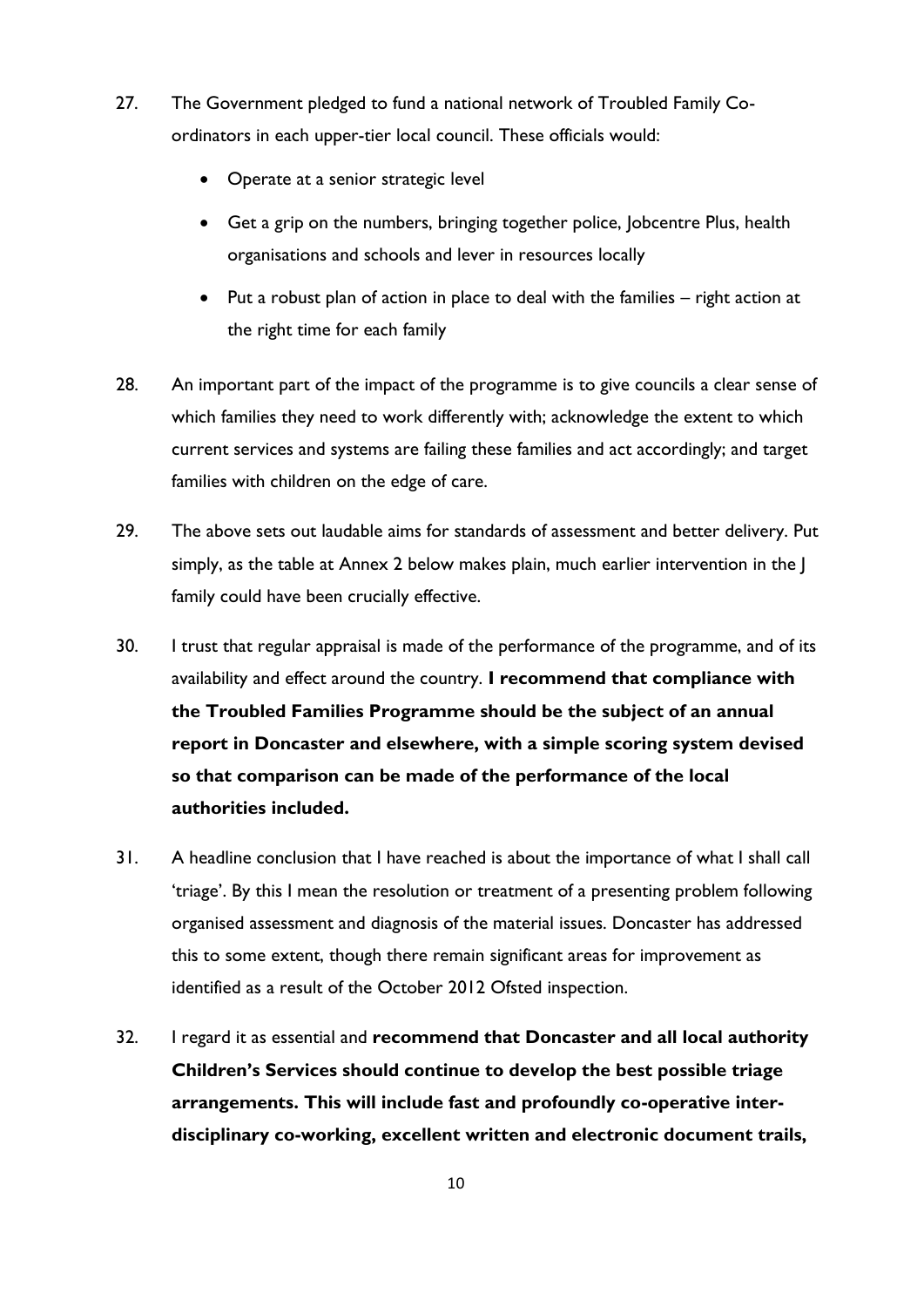27. The Government pledged to fund a national network of Troubled Family Co-ordinators in each upper-tier local council. These officials would:

    - Operate at a senior strategic level
    - Get a grip on the numbers, bringing together police, Jobcentre Plus, health organisations and schools and lever in resources locally
    - Put a robust plan of action in place to deal with the families – right action at the right time for each family

28. An important part of the impact of the programme is to give councils a clear sense of which families they need to work differently with; acknowledge the extent to which current services and systems are failing these families and act accordingly; and target families with children on the edge of care.

29. The above sets out laudable aims for standards of assessment and better delivery. Put simply, as the table at Annex 2 below makes plain, much earlier intervention in the J family could have been crucially effective.

30. I trust that regular appraisal is made of the performance of the programme, and of its availability and effect around the country. **I recommend that compliance with the Troubled Families Programme should be the subject of an annual report in Doncaster and elsewhere, with a simple scoring system devised so that comparison can be made of the performance of the local authorities included.**

31. A headline conclusion that I have reached is about the importance of what I shall call 'triage'. By this I mean the resolution or treatment of a presenting problem following organised assessment and diagnosis of the material issues. Doncaster has addressed this to some extent, though there remain significant areas for improvement as identified as a result of the October 2012 Ofsted inspection.

32. I regard it as essential and **recommend that Doncaster and all local authority Children's Services should continue to develop the best possible triage arrangements. This will include fast and profoundly co-operative inter-disciplinary co-working, excellent written and electronic document trails,**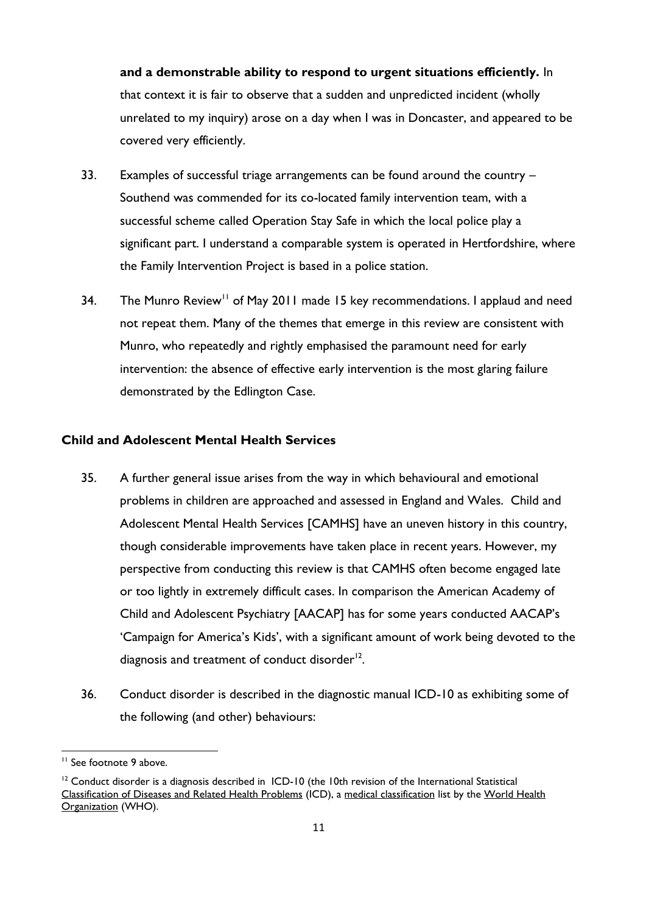**and a demonstrable ability to respond to urgent situations efficiently.** In that context it is fair to observe that a sudden and unpredicted incident (wholly unrelated to my inquiry) arose on a day when I was in Doncaster, and appeared to be covered very efficiently.

33. Examples of successful triage arrangements can be found around the country – Southend was commended for its co-located family intervention team, with a successful scheme called Operation Stay Safe in which the local police play a significant part. I understand a comparable system is operated in Hertfordshire, where the Family Intervention Project is based in a police station.

34. The Munro Review[11] of May 2011 made 15 key recommendations. I applaud and need not repeat them. Many of the themes that emerge in this review are consistent with Munro, who repeatedly and rightly emphasised the paramount need for early intervention: the absence of effective early intervention is the most glaring failure demonstrated by the Edlington Case.

## Child and Adolescent Mental Health Services

35. A further general issue arises from the way in which behavioural and emotional problems in children are approached and assessed in England and Wales. Child and Adolescent Mental Health Services [CAMHS] have an uneven history in this country, though considerable improvements have taken place in recent years. However, my perspective from conducting this review is that CAMHS often become engaged late or too lightly in extremely difficult cases. In comparison the American Academy of Child and Adolescent Psychiatry [AACAP] has for some years conducted AACAP's 'Campaign for America's Kids', with a significant amount of work being devoted to the diagnosis and treatment of conduct disorder[12].

36. Conduct disorder is described in the diagnostic manual ICD-10 as exhibiting some of the following (and other) behaviours:

---

[11] See footnote 9 above.

[12] Conduct disorder is a diagnosis described in ICD-10 (the 10th revision of the International Statistical Classification of Diseases and Related Health Problems (ICD), a medical classification list by the World Health Organization (WHO).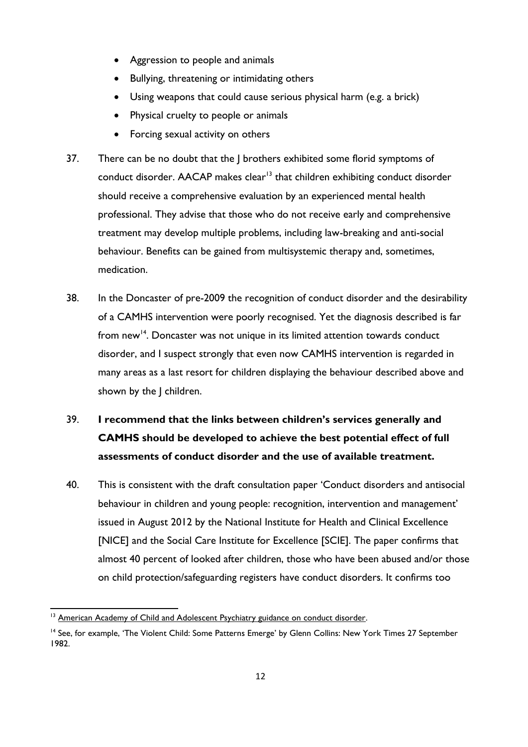- Aggression to people and animals
- Bullying, threatening or intimidating others
- Using weapons that could cause serious physical harm (e.g. a brick)
- Physical cruelty to people or animals
- Forcing sexual activity on others

37. There can be no doubt that the J brothers exhibited some florid symptoms of conduct disorder. AACAP makes clear[13] that children exhibiting conduct disorder should receive a comprehensive evaluation by an experienced mental health professional. They advise that those who do not receive early and comprehensive treatment may develop multiple problems, including law-breaking and anti-social behaviour. Benefits can be gained from multisystemic therapy and, sometimes, medication.

38. In the Doncaster of pre-2009 the recognition of conduct disorder and the desirability of a CAMHS intervention were poorly recognised. Yet the diagnosis described is far from new[14]. Doncaster was not unique in its limited attention towards conduct disorder, and I suspect strongly that even now CAMHS intervention is regarded in many areas as a last resort for children displaying the behaviour described above and shown by the J children.

39. **I recommend that the links between children's services generally and CAMHS should be developed to achieve the best potential effect of full assessments of conduct disorder and the use of available treatment.**

40. This is consistent with the draft consultation paper 'Conduct disorders and antisocial behaviour in children and young people: recognition, intervention and management' issued in August 2012 by the National Institute for Health and Clinical Excellence [NICE] and the Social Care Institute for Excellence [SCIE]. The paper confirms that almost 40 percent of looked after children, those who have been abused and/or those on child protection/safeguarding registers have conduct disorders. It confirms too

---

[13] American Academy of Child and Adolescent Psychiatry guidance on conduct disorder.

[14] See, for example, 'The Violent Child: Some Patterns Emerge' by Glenn Collins: New York Times 27 September 1982.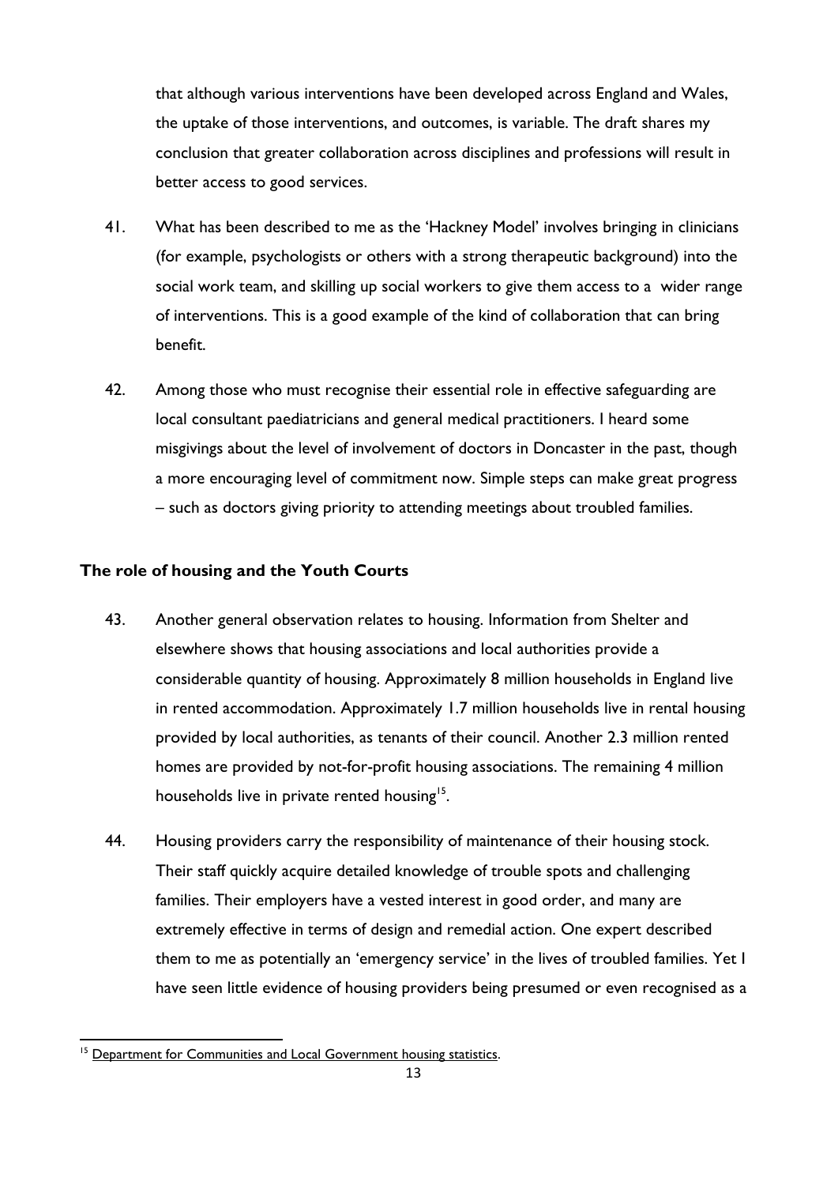that although various interventions have been developed across England and Wales, the uptake of those interventions, and outcomes, is variable. The draft shares my conclusion that greater collaboration across disciplines and professions will result in better access to good services.

41. What has been described to me as the 'Hackney Model' involves bringing in clinicians (for example, psychologists or others with a strong therapeutic background) into the social work team, and skilling up social workers to give them access to a wider range of interventions. This is a good example of the kind of collaboration that can bring benefit.

42. Among those who must recognise their essential role in effective safeguarding are local consultant paediatricians and general medical practitioners. I heard some misgivings about the level of involvement of doctors in Doncaster in the past, though a more encouraging level of commitment now. Simple steps can make great progress – such as doctors giving priority to attending meetings about troubled families.

**The role of housing and the Youth Courts**

43. Another general observation relates to housing. Information from Shelter and elsewhere shows that housing associations and local authorities provide a considerable quantity of housing. Approximately 8 million households in England live in rented accommodation. Approximately 1.7 million households live in rental housing provided by local authorities, as tenants of their council. Another 2.3 million rented homes are provided by not-for-profit housing associations. The remaining 4 million households live in private rented housing[15].

44. Housing providers carry the responsibility of maintenance of their housing stock. Their staff quickly acquire detailed knowledge of trouble spots and challenging families. Their employers have a vested interest in good order, and many are extremely effective in terms of design and remedial action. One expert described them to me as potentially an 'emergency service' in the lives of troubled families. Yet I have seen little evidence of housing providers being presumed or even recognised as a

[15] Department for Communities and Local Government housing statistics.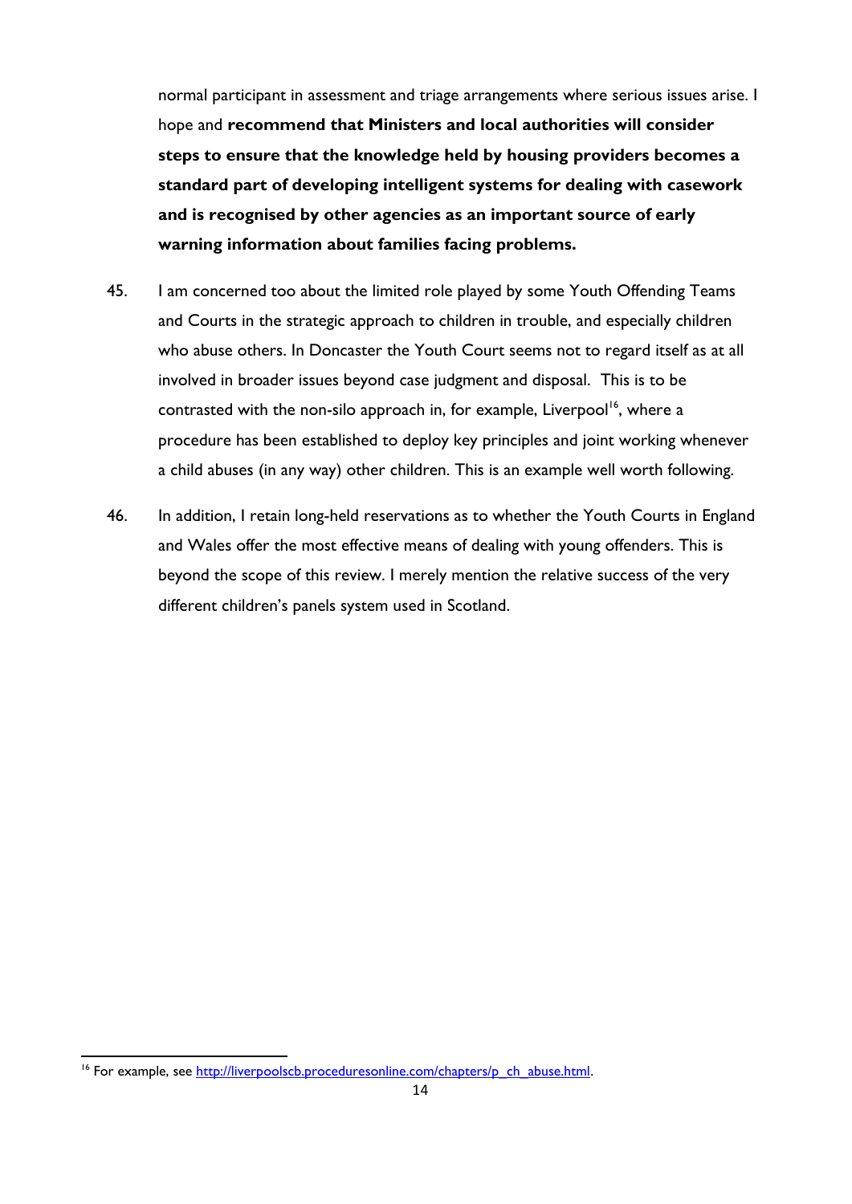normal participant in assessment and triage arrangements where serious issues arise. I hope and **recommend that Ministers and local authorities will consider steps to ensure that the knowledge held by housing providers becomes a standard part of developing intelligent systems for dealing with casework and is recognised by other agencies as an important source of early warning information about families facing problems.**

45. I am concerned too about the limited role played by some Youth Offending Teams and Courts in the strategic approach to children in trouble, and especially children who abuse others. In Doncaster the Youth Court seems not to regard itself as at all involved in broader issues beyond case judgment and disposal. This is to be contrasted with the non-silo approach in, for example, Liverpool[16], where a procedure has been established to deploy key principles and joint working whenever a child abuses (in any way) other children. This is an example well worth following.

46. In addition, I retain long-held reservations as to whether the Youth Courts in England and Wales offer the most effective means of dealing with young offenders. This is beyond the scope of this review. I merely mention the relative success of the very different children's panels system used in Scotland.

[16] For example, see http://liverpoolscb.proceduresonline.com/chapters/p_ch_abuse.html.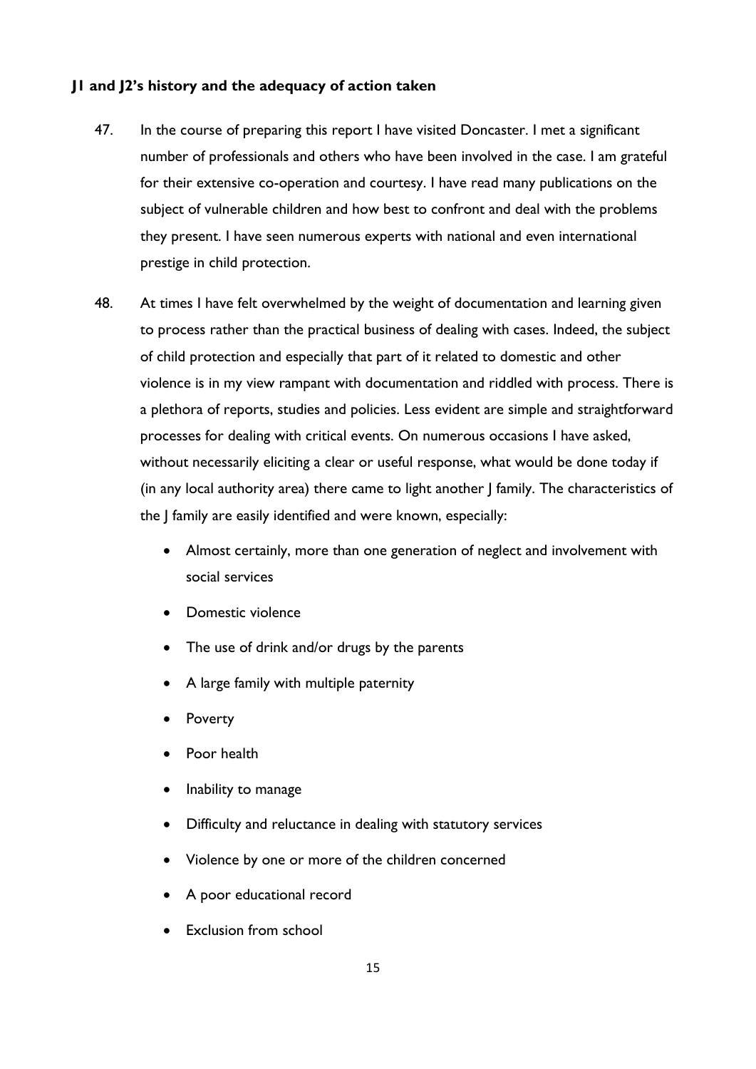**J1 and J2's history and the adequacy of action taken**

47. In the course of preparing this report I have visited Doncaster. I met a significant number of professionals and others who have been involved in the case. I am grateful for their extensive co-operation and courtesy. I have read many publications on the subject of vulnerable children and how best to confront and deal with the problems they present. I have seen numerous experts with national and even international prestige in child protection.

48. At times I have felt overwhelmed by the weight of documentation and learning given to process rather than the practical business of dealing with cases. Indeed, the subject of child protection and especially that part of it related to domestic and other violence is in my view rampant with documentation and riddled with process. There is a plethora of reports, studies and policies. Less evident are simple and straightforward processes for dealing with critical events. On numerous occasions I have asked, without necessarily eliciting a clear or useful response, what would be done today if (in any local authority area) there came to light another J family. The characteristics of the J family are easily identified and were known, especially:

    - Almost certainly, more than one generation of neglect and involvement with social services
    - Domestic violence
    - The use of drink and/or drugs by the parents
    - A large family with multiple paternity
    - Poverty
    - Poor health
    - Inability to manage
    - Difficulty and reluctance in dealing with statutory services
    - Violence by one or more of the children concerned
    - A poor educational record
    - Exclusion from school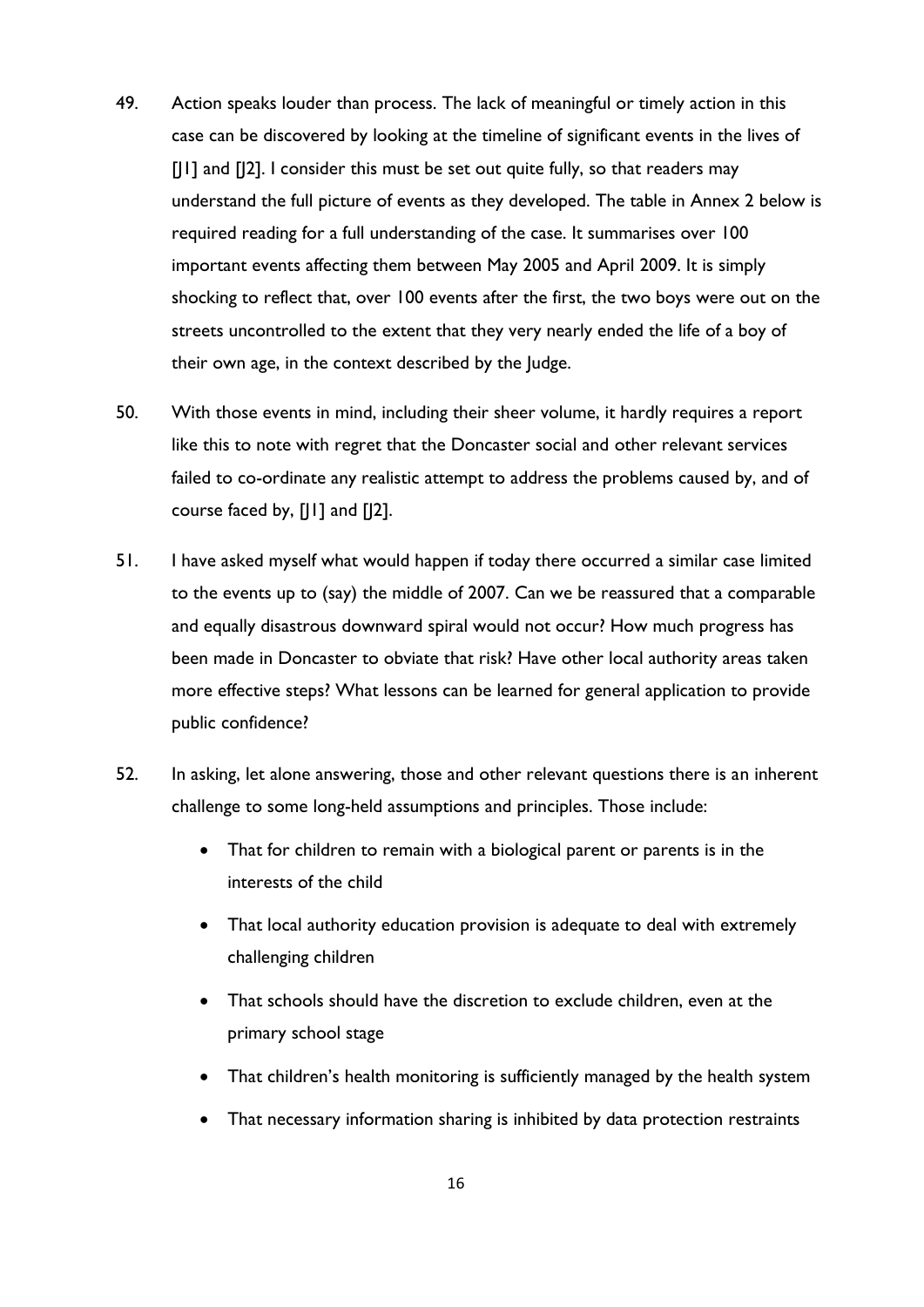49. Action speaks louder than process. The lack of meaningful or timely action in this case can be discovered by looking at the timeline of significant events in the lives of [J1] and [J2]. I consider this must be set out quite fully, so that readers may understand the full picture of events as they developed. The table in Annex 2 below is required reading for a full understanding of the case. It summarises over 100 important events affecting them between May 2005 and April 2009. It is simply shocking to reflect that, over 100 events after the first, the two boys were out on the streets uncontrolled to the extent that they very nearly ended the life of a boy of their own age, in the context described by the Judge.

50. With those events in mind, including their sheer volume, it hardly requires a report like this to note with regret that the Doncaster social and other relevant services failed to co-ordinate any realistic attempt to address the problems caused by, and of course faced by, [J1] and [J2].

51. I have asked myself what would happen if today there occurred a similar case limited to the events up to (say) the middle of 2007. Can we be reassured that a comparable and equally disastrous downward spiral would not occur? How much progress has been made in Doncaster to obviate that risk? Have other local authority areas taken more effective steps? What lessons can be learned for general application to provide public confidence?

52. In asking, let alone answering, those and other relevant questions there is an inherent challenge to some long-held assumptions and principles. Those include:

    - That for children to remain with a biological parent or parents is in the interests of the child
    - That local authority education provision is adequate to deal with extremely challenging children
    - That schools should have the discretion to exclude children, even at the primary school stage
    - That children's health monitoring is sufficiently managed by the health system
    - That necessary information sharing is inhibited by data protection restraints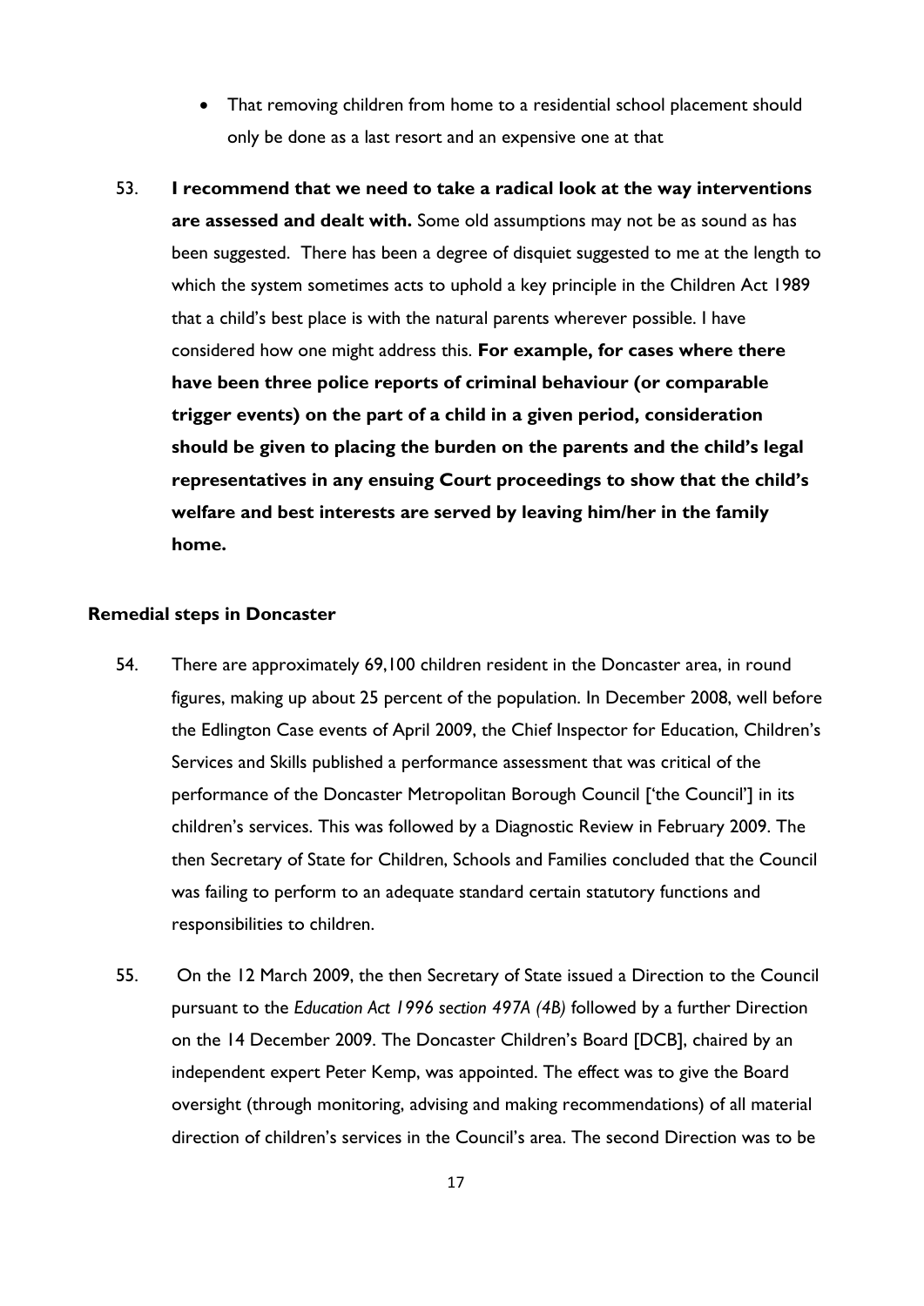- That removing children from home to a residential school placement should only be done as a last resort and an expensive one at that

53. **I recommend that we need to take a radical look at the way interventions are assessed and dealt with.** Some old assumptions may not be as sound as has been suggested. There has been a degree of disquiet suggested to me at the length to which the system sometimes acts to uphold a key principle in the Children Act 1989 that a child's best place is with the natural parents wherever possible. I have considered how one might address this. **For example, for cases where there have been three police reports of criminal behaviour (or comparable trigger events) on the part of a child in a given period, consideration should be given to placing the burden on the parents and the child's legal representatives in any ensuing Court proceedings to show that the child's welfare and best interests are served by leaving him/her in the family home.**

### Remedial steps in Doncaster

54. There are approximately 69,100 children resident in the Doncaster area, in round figures, making up about 25 percent of the population. In December 2008, well before the Edlington Case events of April 2009, the Chief Inspector for Education, Children's Services and Skills published a performance assessment that was critical of the performance of the Doncaster Metropolitan Borough Council ['the Council'] in its children's services. This was followed by a Diagnostic Review in February 2009. The then Secretary of State for Children, Schools and Families concluded that the Council was failing to perform to an adequate standard certain statutory functions and responsibilities to children.

55. On the 12 March 2009, the then Secretary of State issued a Direction to the Council pursuant to the *Education Act 1996 section 497A (4B)* followed by a further Direction on the 14 December 2009. The Doncaster Children's Board [DCB], chaired by an independent expert Peter Kemp, was appointed. The effect was to give the Board oversight (through monitoring, advising and making recommendations) of all material direction of children's services in the Council's area. The second Direction was to be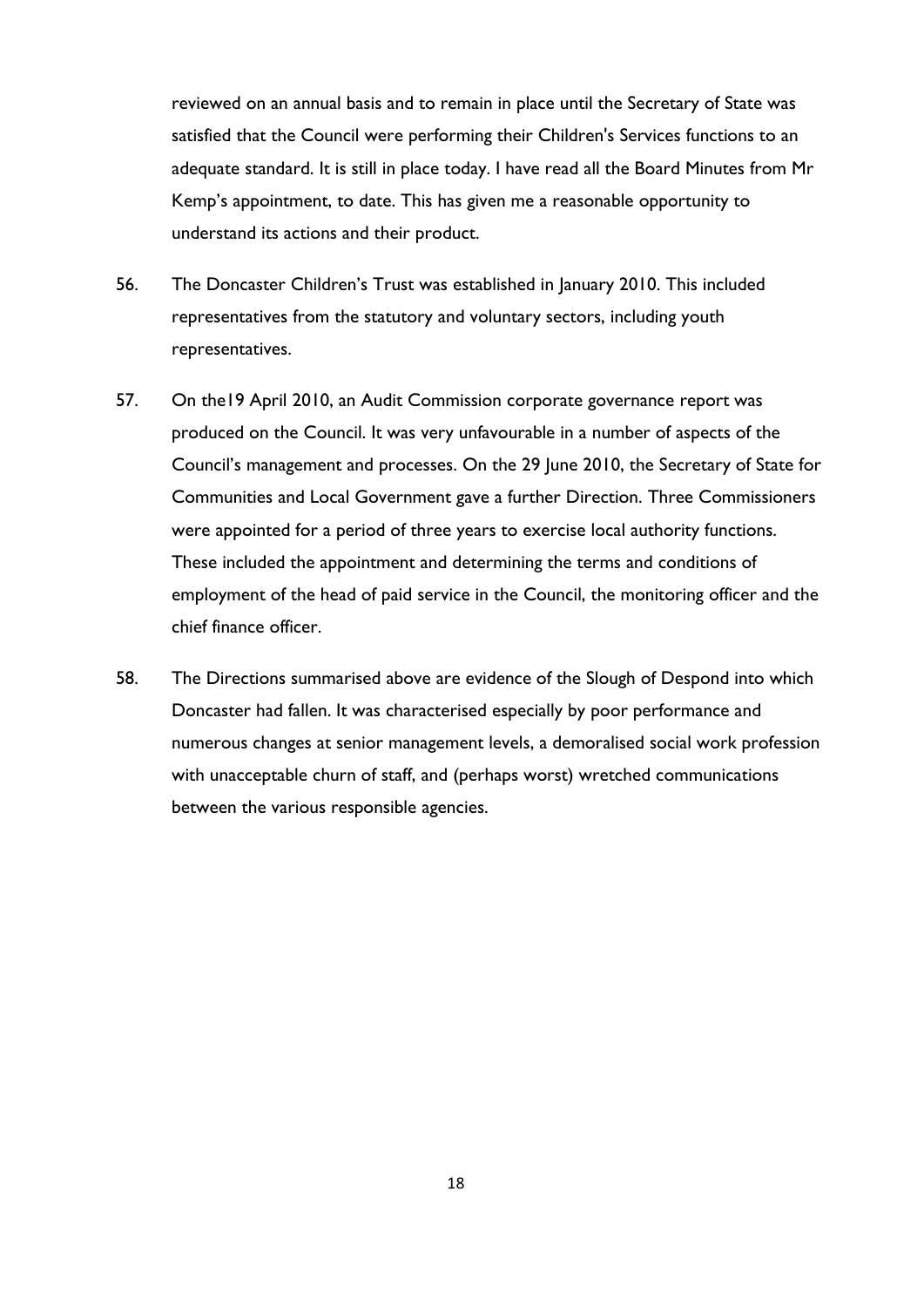reviewed on an annual basis and to remain in place until the Secretary of State was satisfied that the Council were performing their Children's Services functions to an adequate standard. It is still in place today. I have read all the Board Minutes from Mr Kemp's appointment, to date. This has given me a reasonable opportunity to understand its actions and their product.

56. The Doncaster Children's Trust was established in January 2010. This included representatives from the statutory and voluntary sectors, including youth representatives.

57. On the19 April 2010, an Audit Commission corporate governance report was produced on the Council. It was very unfavourable in a number of aspects of the Council's management and processes. On the 29 June 2010, the Secretary of State for Communities and Local Government gave a further Direction. Three Commissioners were appointed for a period of three years to exercise local authority functions. These included the appointment and determining the terms and conditions of employment of the head of paid service in the Council, the monitoring officer and the chief finance officer.

58. The Directions summarised above are evidence of the Slough of Despond into which Doncaster had fallen. It was characterised especially by poor performance and numerous changes at senior management levels, a demoralised social work profession with unacceptable churn of staff, and (perhaps worst) wretched communications between the various responsible agencies.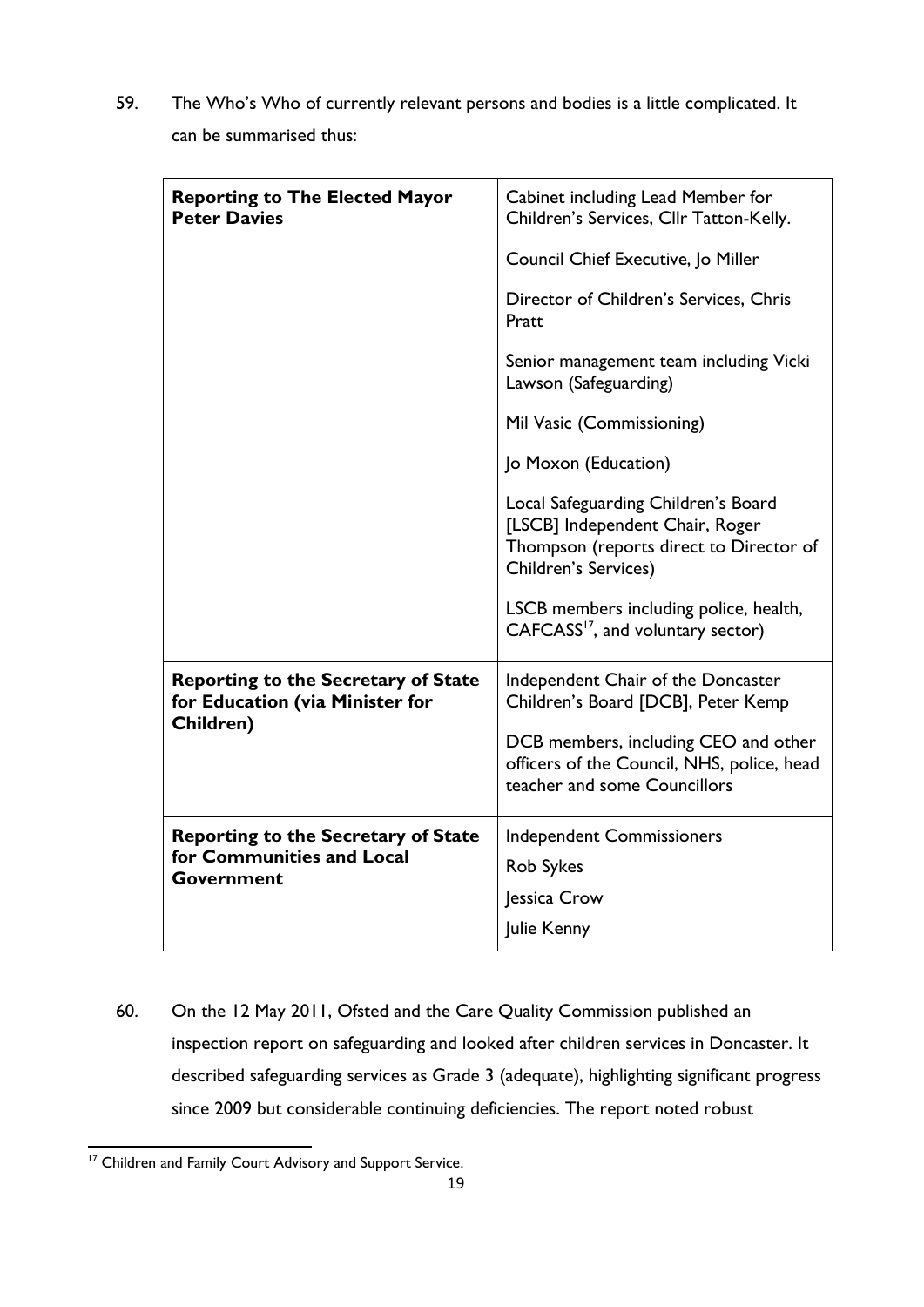59. The Who's Who of currently relevant persons and bodies is a little complicated. It can be summarised thus:

| | |
|---|---|
| **Reporting to The Elected Mayor Peter Davies** | Cabinet including Lead Member for Children's Services, Cllr Tatton-Kelly.<br><br>Council Chief Executive, Jo Miller<br><br>Director of Children's Services, Chris Pratt<br><br>Senior management team including Vicki Lawson (Safeguarding)<br><br>Mil Vasic (Commissioning)<br><br>Jo Moxon (Education)<br><br>Local Safeguarding Children's Board [LSCB] Independent Chair, Roger Thompson (reports direct to Director of Children's Services)<br><br>LSCB members including police, health, CAFCASS[17], and voluntary sector) |
| **Reporting to the Secretary of State for Education (via Minister for Children)** | Independent Chair of the Doncaster Children's Board [DCB], Peter Kemp<br><br>DCB members, including CEO and other officers of the Council, NHS, police, head teacher and some Councillors |
| **Reporting to the Secretary of State for Communities and Local Government** | Independent Commissioners<br><br>Rob Sykes<br><br>Jessica Crow<br><br>Julie Kenny |

60. On the 12 May 2011, Ofsted and the Care Quality Commission published an inspection report on safeguarding and looked after children services in Doncaster. It described safeguarding services as Grade 3 (adequate), highlighting significant progress since 2009 but considerable continuing deficiencies. The report noted robust

[17] Children and Family Court Advisory and Support Service.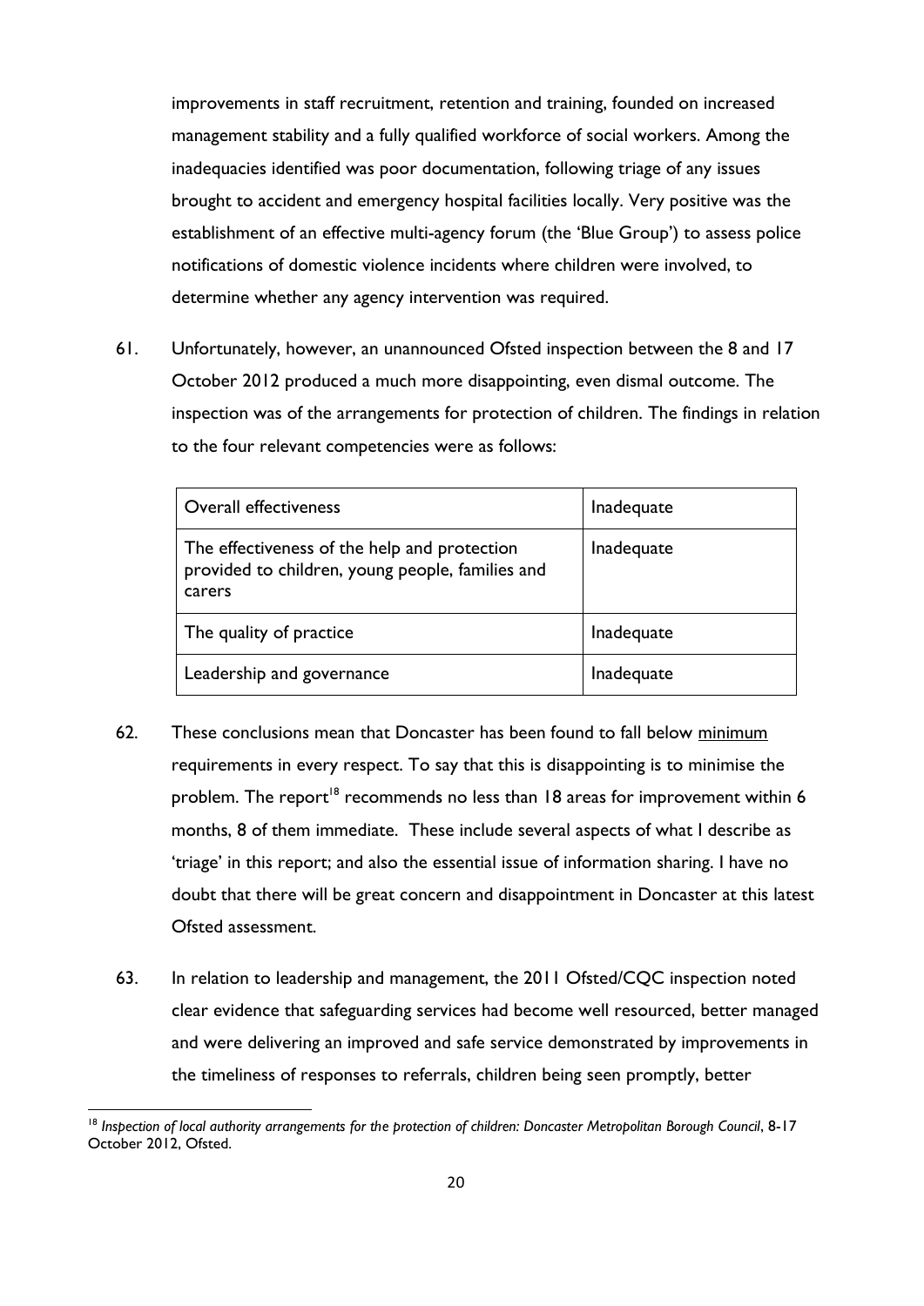improvements in staff recruitment, retention and training, founded on increased management stability and a fully qualified workforce of social workers. Among the inadequacies identified was poor documentation, following triage of any issues brought to accident and emergency hospital facilities locally. Very positive was the establishment of an effective multi-agency forum (the 'Blue Group') to assess police notifications of domestic violence incidents where children were involved, to determine whether any agency intervention was required.

61. Unfortunately, however, an unannounced Ofsted inspection between the 8 and 17 October 2012 produced a much more disappointing, even dismal outcome. The inspection was of the arrangements for protection of children. The findings in relation to the four relevant competencies were as follows:

| | |
|---|---|
| Overall effectiveness | Inadequate |
| The effectiveness of the help and protection provided to children, young people, families and carers | Inadequate |
| The quality of practice | Inadequate |
| Leadership and governance | Inadequate |

62. These conclusions mean that Doncaster has been found to fall below <u>minimum</u> requirements in every respect. To say that this is disappointing is to minimise the problem. The report[18] recommends no less than 18 areas for improvement within 6 months, 8 of them immediate. These include several aspects of what I describe as 'triage' in this report; and also the essential issue of information sharing. I have no doubt that there will be great concern and disappointment in Doncaster at this latest Ofsted assessment.

63. In relation to leadership and management, the 2011 Ofsted/CQC inspection noted clear evidence that safeguarding services had become well resourced, better managed and were delivering an improved and safe service demonstrated by improvements in the timeliness of responses to referrals, children being seen promptly, better

[18] *Inspection of local authority arrangements for the protection of children: Doncaster Metropolitan Borough Council*, 8-17 October 2012, Ofsted.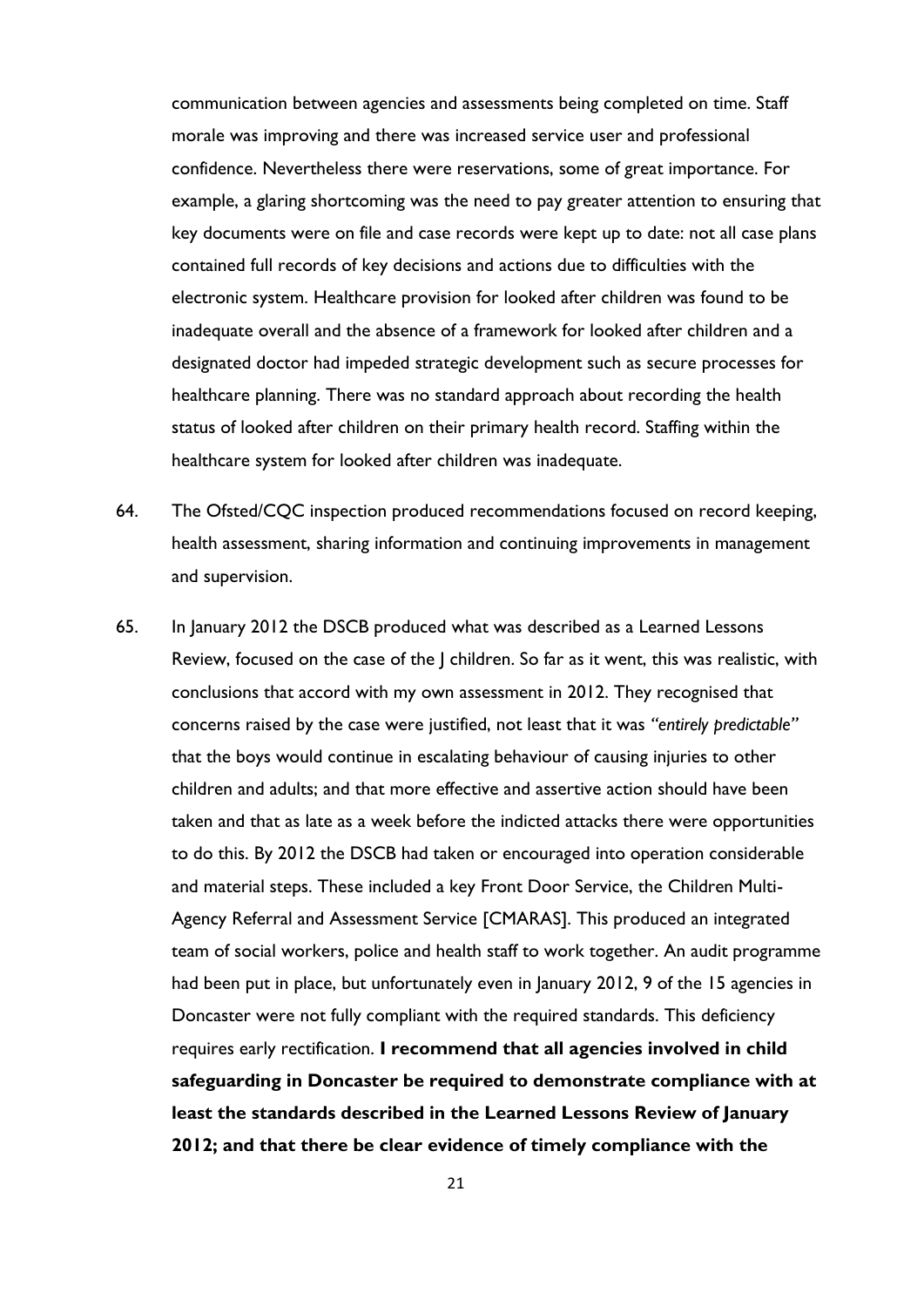communication between agencies and assessments being completed on time. Staff morale was improving and there was increased service user and professional confidence. Nevertheless there were reservations, some of great importance. For example, a glaring shortcoming was the need to pay greater attention to ensuring that key documents were on file and case records were kept up to date: not all case plans contained full records of key decisions and actions due to difficulties with the electronic system. Healthcare provision for looked after children was found to be inadequate overall and the absence of a framework for looked after children and a designated doctor had impeded strategic development such as secure processes for healthcare planning. There was no standard approach about recording the health status of looked after children on their primary health record. Staffing within the healthcare system for looked after children was inadequate.

64. The Ofsted/CQC inspection produced recommendations focused on record keeping, health assessment, sharing information and continuing improvements in management and supervision.

65. In January 2012 the DSCB produced what was described as a Learned Lessons Review, focused on the case of the J children. So far as it went, this was realistic, with conclusions that accord with my own assessment in 2012. They recognised that concerns raised by the case were justified, not least that it was *"entirely predictable"* that the boys would continue in escalating behaviour of causing injuries to other children and adults; and that more effective and assertive action should have been taken and that as late as a week before the indicted attacks there were opportunities to do this. By 2012 the DSCB had taken or encouraged into operation considerable and material steps. These included a key Front Door Service, the Children Multi-Agency Referral and Assessment Service [CMARAS]. This produced an integrated team of social workers, police and health staff to work together. An audit programme had been put in place, but unfortunately even in January 2012, 9 of the 15 agencies in Doncaster were not fully compliant with the required standards. This deficiency requires early rectification. **I recommend that all agencies involved in child safeguarding in Doncaster be required to demonstrate compliance with at least the standards described in the Learned Lessons Review of January 2012; and that there be clear evidence of timely compliance with the**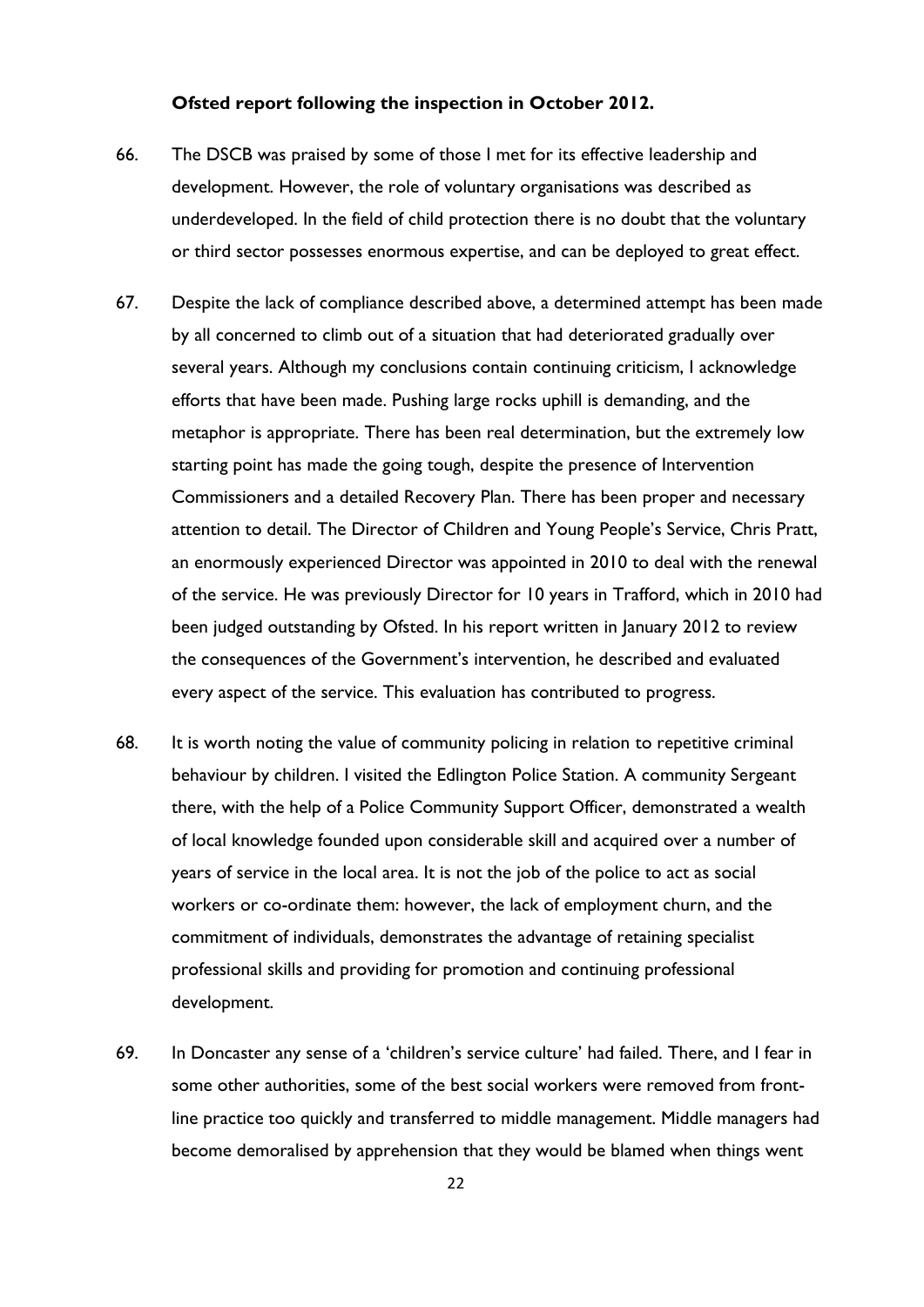**Ofsted report following the inspection in October 2012.**

66. The DSCB was praised by some of those I met for its effective leadership and development. However, the role of voluntary organisations was described as underdeveloped. In the field of child protection there is no doubt that the voluntary or third sector possesses enormous expertise, and can be deployed to great effect.

67. Despite the lack of compliance described above, a determined attempt has been made by all concerned to climb out of a situation that had deteriorated gradually over several years. Although my conclusions contain continuing criticism, I acknowledge efforts that have been made. Pushing large rocks uphill is demanding, and the metaphor is appropriate. There has been real determination, but the extremely low starting point has made the going tough, despite the presence of Intervention Commissioners and a detailed Recovery Plan. There has been proper and necessary attention to detail. The Director of Children and Young People's Service, Chris Pratt, an enormously experienced Director was appointed in 2010 to deal with the renewal of the service. He was previously Director for 10 years in Trafford, which in 2010 had been judged outstanding by Ofsted. In his report written in January 2012 to review the consequences of the Government's intervention, he described and evaluated every aspect of the service. This evaluation has contributed to progress.

68. It is worth noting the value of community policing in relation to repetitive criminal behaviour by children. I visited the Edlington Police Station. A community Sergeant there, with the help of a Police Community Support Officer, demonstrated a wealth of local knowledge founded upon considerable skill and acquired over a number of years of service in the local area. It is not the job of the police to act as social workers or co-ordinate them: however, the lack of employment churn, and the commitment of individuals, demonstrates the advantage of retaining specialist professional skills and providing for promotion and continuing professional development.

69. In Doncaster any sense of a 'children's service culture' had failed. There, and I fear in some other authorities, some of the best social workers were removed from front-line practice too quickly and transferred to middle management. Middle managers had become demoralised by apprehension that they would be blamed when things went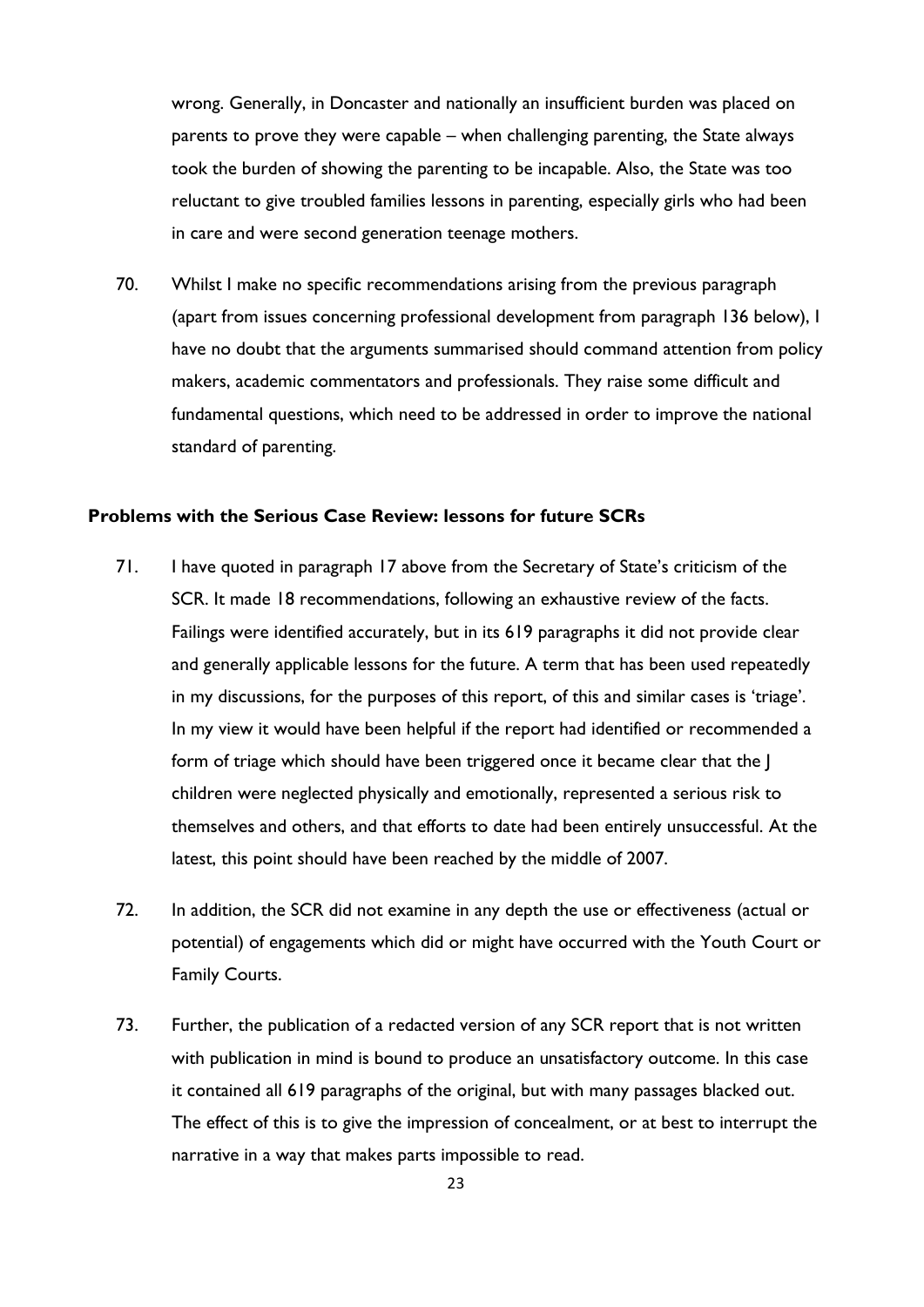wrong. Generally, in Doncaster and nationally an insufficient burden was placed on parents to prove they were capable – when challenging parenting, the State always took the burden of showing the parenting to be incapable. Also, the State was too reluctant to give troubled families lessons in parenting, especially girls who had been in care and were second generation teenage mothers.

70. Whilst I make no specific recommendations arising from the previous paragraph (apart from issues concerning professional development from paragraph 136 below), I have no doubt that the arguments summarised should command attention from policy makers, academic commentators and professionals. They raise some difficult and fundamental questions, which need to be addressed in order to improve the national standard of parenting.

**Problems with the Serious Case Review: lessons for future SCRs**

71. I have quoted in paragraph 17 above from the Secretary of State's criticism of the SCR. It made 18 recommendations, following an exhaustive review of the facts. Failings were identified accurately, but in its 619 paragraphs it did not provide clear and generally applicable lessons for the future. A term that has been used repeatedly in my discussions, for the purposes of this report, of this and similar cases is 'triage'. In my view it would have been helpful if the report had identified or recommended a form of triage which should have been triggered once it became clear that the J children were neglected physically and emotionally, represented a serious risk to themselves and others, and that efforts to date had been entirely unsuccessful. At the latest, this point should have been reached by the middle of 2007.

72. In addition, the SCR did not examine in any depth the use or effectiveness (actual or potential) of engagements which did or might have occurred with the Youth Court or Family Courts.

73. Further, the publication of a redacted version of any SCR report that is not written with publication in mind is bound to produce an unsatisfactory outcome. In this case it contained all 619 paragraphs of the original, but with many passages blacked out. The effect of this is to give the impression of concealment, or at best to interrupt the narrative in a way that makes parts impossible to read.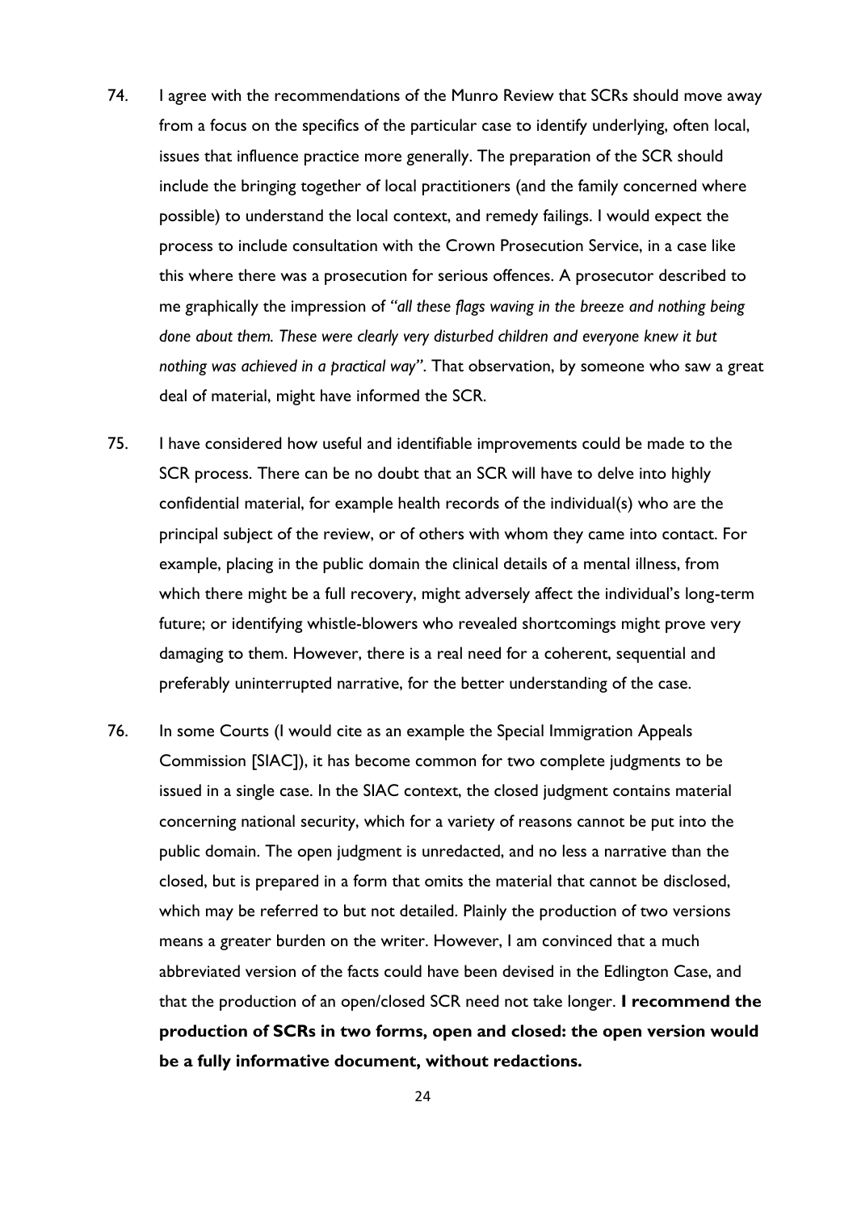74. I agree with the recommendations of the Munro Review that SCRs should move away from a focus on the specifics of the particular case to identify underlying, often local, issues that influence practice more generally. The preparation of the SCR should include the bringing together of local practitioners (and the family concerned where possible) to understand the local context, and remedy failings. I would expect the process to include consultation with the Crown Prosecution Service, in a case like this where there was a prosecution for serious offences. A prosecutor described to me graphically the impression of *"all these flags waving in the breeze and nothing being done about them. These were clearly very disturbed children and everyone knew it but nothing was achieved in a practical way"*. That observation, by someone who saw a great deal of material, might have informed the SCR.

75. I have considered how useful and identifiable improvements could be made to the SCR process. There can be no doubt that an SCR will have to delve into highly confidential material, for example health records of the individual(s) who are the principal subject of the review, or of others with whom they came into contact. For example, placing in the public domain the clinical details of a mental illness, from which there might be a full recovery, might adversely affect the individual's long-term future; or identifying whistle-blowers who revealed shortcomings might prove very damaging to them. However, there is a real need for a coherent, sequential and preferably uninterrupted narrative, for the better understanding of the case.

76. In some Courts (I would cite as an example the Special Immigration Appeals Commission [SIAC]), it has become common for two complete judgments to be issued in a single case. In the SIAC context, the closed judgment contains material concerning national security, which for a variety of reasons cannot be put into the public domain. The open judgment is unredacted, and no less a narrative than the closed, but is prepared in a form that omits the material that cannot be disclosed, which may be referred to but not detailed. Plainly the production of two versions means a greater burden on the writer. However, I am convinced that a much abbreviated version of the facts could have been devised in the Edlington Case, and that the production of an open/closed SCR need not take longer. **I recommend the production of SCRs in two forms, open and closed: the open version would be a fully informative document, without redactions.**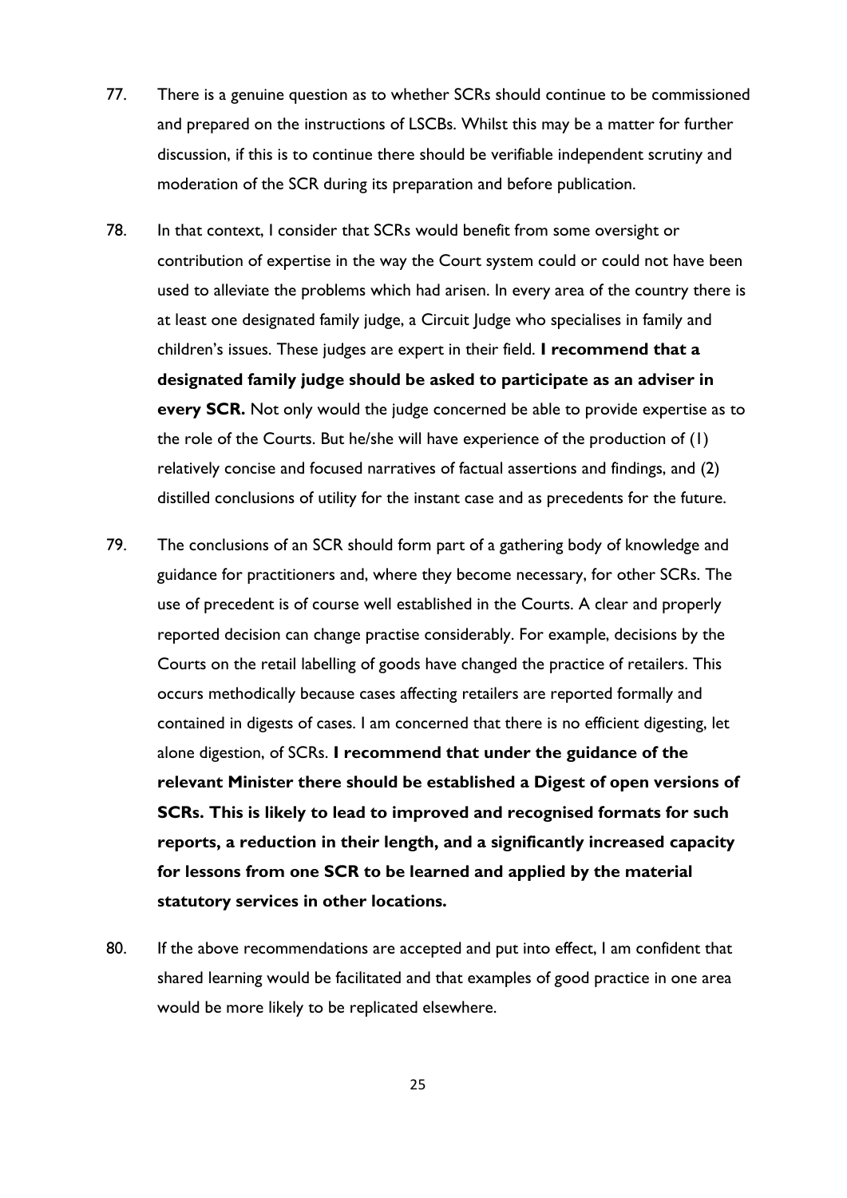77. There is a genuine question as to whether SCRs should continue to be commissioned and prepared on the instructions of LSCBs. Whilst this may be a matter for further discussion, if this is to continue there should be verifiable independent scrutiny and moderation of the SCR during its preparation and before publication.

78. In that context, I consider that SCRs would benefit from some oversight or contribution of expertise in the way the Court system could or could not have been used to alleviate the problems which had arisen. In every area of the country there is at least one designated family judge, a Circuit Judge who specialises in family and children's issues. These judges are expert in their field. **I recommend that a designated family judge should be asked to participate as an adviser in every SCR.** Not only would the judge concerned be able to provide expertise as to the role of the Courts. But he/she will have experience of the production of (1) relatively concise and focused narratives of factual assertions and findings, and (2) distilled conclusions of utility for the instant case and as precedents for the future.

79. The conclusions of an SCR should form part of a gathering body of knowledge and guidance for practitioners and, where they become necessary, for other SCRs. The use of precedent is of course well established in the Courts. A clear and properly reported decision can change practise considerably. For example, decisions by the Courts on the retail labelling of goods have changed the practice of retailers. This occurs methodically because cases affecting retailers are reported formally and contained in digests of cases. I am concerned that there is no efficient digesting, let alone digestion, of SCRs. **I recommend that under the guidance of the relevant Minister there should be established a Digest of open versions of SCRs. This is likely to lead to improved and recognised formats for such reports, a reduction in their length, and a significantly increased capacity for lessons from one SCR to be learned and applied by the material statutory services in other locations.**

80. If the above recommendations are accepted and put into effect, I am confident that shared learning would be facilitated and that examples of good practice in one area would be more likely to be replicated elsewhere.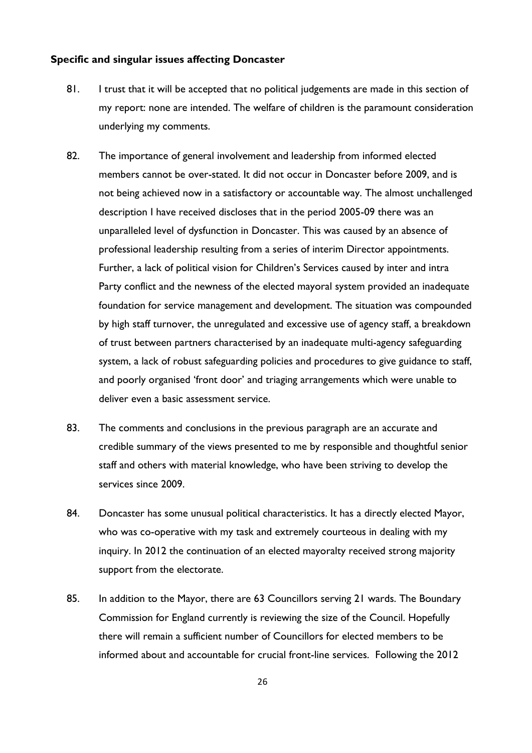### Specific and singular issues affecting Doncaster

81. I trust that it will be accepted that no political judgements are made in this section of my report: none are intended. The welfare of children is the paramount consideration underlying my comments.

82. The importance of general involvement and leadership from informed elected members cannot be over-stated. It did not occur in Doncaster before 2009, and is not being achieved now in a satisfactory or accountable way. The almost unchallenged description I have received discloses that in the period 2005-09 there was an unparalleled level of dysfunction in Doncaster. This was caused by an absence of professional leadership resulting from a series of interim Director appointments. Further, a lack of political vision for Children's Services caused by inter and intra Party conflict and the newness of the elected mayoral system provided an inadequate foundation for service management and development. The situation was compounded by high staff turnover, the unregulated and excessive use of agency staff, a breakdown of trust between partners characterised by an inadequate multi-agency safeguarding system, a lack of robust safeguarding policies and procedures to give guidance to staff, and poorly organised 'front door' and triaging arrangements which were unable to deliver even a basic assessment service.

83. The comments and conclusions in the previous paragraph are an accurate and credible summary of the views presented to me by responsible and thoughtful senior staff and others with material knowledge, who have been striving to develop the services since 2009.

84. Doncaster has some unusual political characteristics. It has a directly elected Mayor, who was co-operative with my task and extremely courteous in dealing with my inquiry. In 2012 the continuation of an elected mayoralty received strong majority support from the electorate.

85. In addition to the Mayor, there are 63 Councillors serving 21 wards. The Boundary Commission for England currently is reviewing the size of the Council. Hopefully there will remain a sufficient number of Councillors for elected members to be informed about and accountable for crucial front-line services. Following the 2012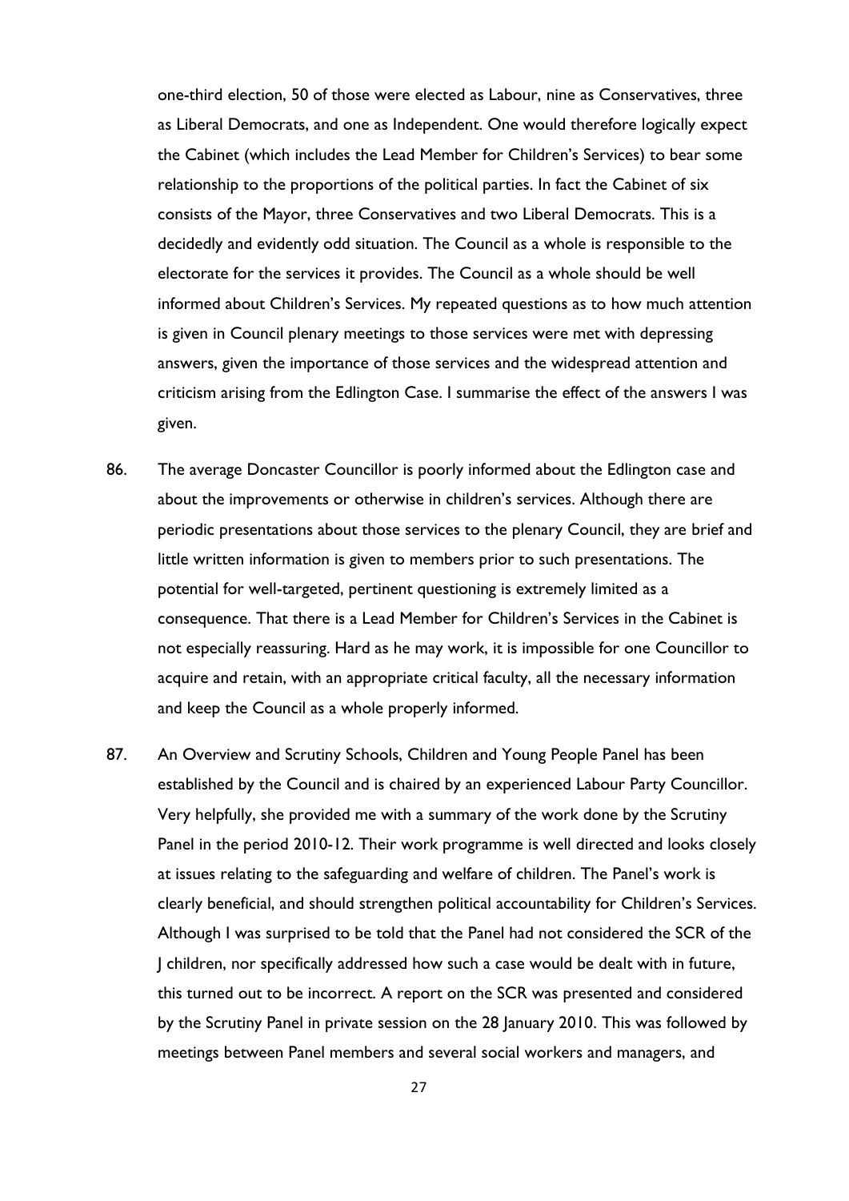one-third election, 50 of those were elected as Labour, nine as Conservatives, three as Liberal Democrats, and one as Independent. One would therefore logically expect the Cabinet (which includes the Lead Member for Children's Services) to bear some relationship to the proportions of the political parties. In fact the Cabinet of six consists of the Mayor, three Conservatives and two Liberal Democrats. This is a decidedly and evidently odd situation. The Council as a whole is responsible to the electorate for the services it provides. The Council as a whole should be well informed about Children's Services. My repeated questions as to how much attention is given in Council plenary meetings to those services were met with depressing answers, given the importance of those services and the widespread attention and criticism arising from the Edlington Case. I summarise the effect of the answers I was given.

86. The average Doncaster Councillor is poorly informed about the Edlington case and about the improvements or otherwise in children's services. Although there are periodic presentations about those services to the plenary Council, they are brief and little written information is given to members prior to such presentations. The potential for well-targeted, pertinent questioning is extremely limited as a consequence. That there is a Lead Member for Children's Services in the Cabinet is not especially reassuring. Hard as he may work, it is impossible for one Councillor to acquire and retain, with an appropriate critical faculty, all the necessary information and keep the Council as a whole properly informed.

87. An Overview and Scrutiny Schools, Children and Young People Panel has been established by the Council and is chaired by an experienced Labour Party Councillor. Very helpfully, she provided me with a summary of the work done by the Scrutiny Panel in the period 2010-12. Their work programme is well directed and looks closely at issues relating to the safeguarding and welfare of children. The Panel's work is clearly beneficial, and should strengthen political accountability for Children's Services. Although I was surprised to be told that the Panel had not considered the SCR of the J children, nor specifically addressed how such a case would be dealt with in future, this turned out to be incorrect. A report on the SCR was presented and considered by the Scrutiny Panel in private session on the 28 January 2010. This was followed by meetings between Panel members and several social workers and managers, and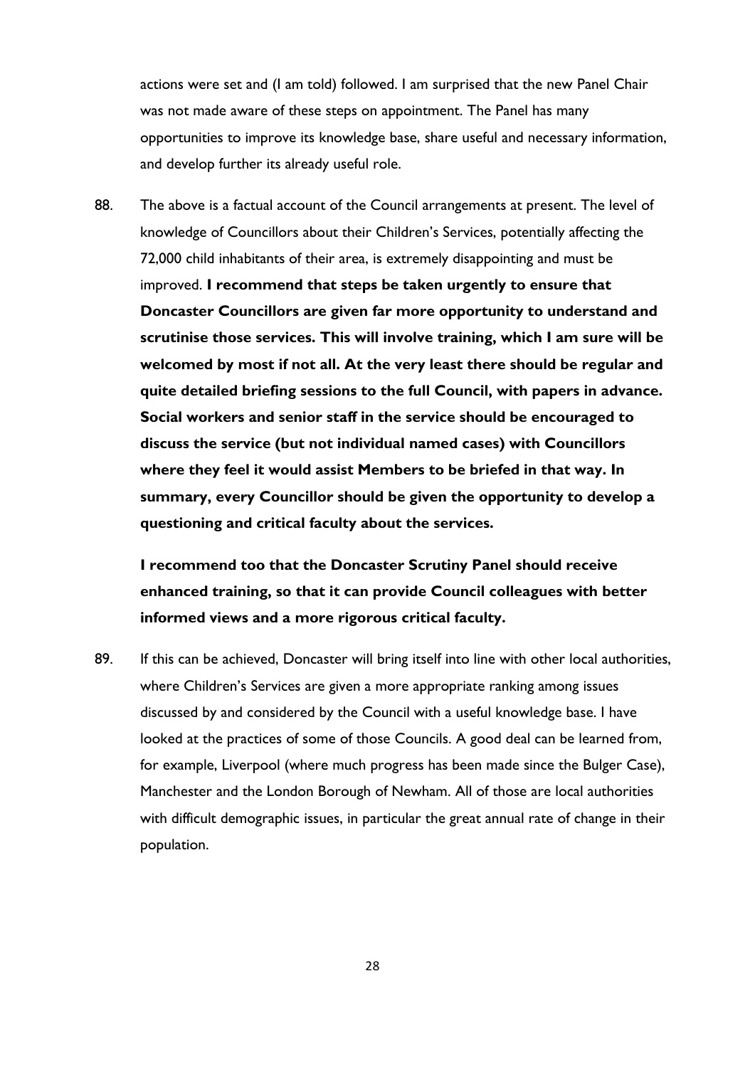actions were set and (I am told) followed. I am surprised that the new Panel Chair was not made aware of these steps on appointment. The Panel has many opportunities to improve its knowledge base, share useful and necessary information, and develop further its already useful role.

88. The above is a factual account of the Council arrangements at present. The level of knowledge of Councillors about their Children's Services, potentially affecting the 72,000 child inhabitants of their area, is extremely disappointing and must be improved. **I recommend that steps be taken urgently to ensure that Doncaster Councillors are given far more opportunity to understand and scrutinise those services. This will involve training, which I am sure will be welcomed by most if not all. At the very least there should be regular and quite detailed briefing sessions to the full Council, with papers in advance. Social workers and senior staff in the service should be encouraged to discuss the service (but not individual named cases) with Councillors where they feel it would assist Members to be briefed in that way. In summary, every Councillor should be given the opportunity to develop a questioning and critical faculty about the services.**

    **I recommend too that the Doncaster Scrutiny Panel should receive enhanced training, so that it can provide Council colleagues with better informed views and a more rigorous critical faculty.**

89. If this can be achieved, Doncaster will bring itself into line with other local authorities, where Children's Services are given a more appropriate ranking among issues discussed by and considered by the Council with a useful knowledge base. I have looked at the practices of some of those Councils. A good deal can be learned from, for example, Liverpool (where much progress has been made since the Bulger Case), Manchester and the London Borough of Newham. All of those are local authorities with difficult demographic issues, in particular the great annual rate of change in their population.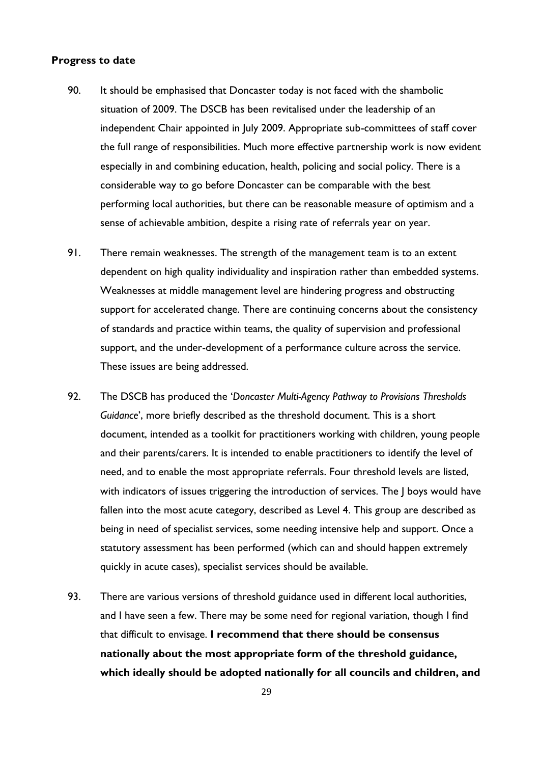**Progress to date**

90. It should be emphasised that Doncaster today is not faced with the shambolic situation of 2009. The DSCB has been revitalised under the leadership of an independent Chair appointed in July 2009. Appropriate sub-committees of staff cover the full range of responsibilities. Much more effective partnership work is now evident especially in and combining education, health, policing and social policy. There is a considerable way to go before Doncaster can be comparable with the best performing local authorities, but there can be reasonable measure of optimism and a sense of achievable ambition, despite a rising rate of referrals year on year.

91. There remain weaknesses. The strength of the management team is to an extent dependent on high quality individuality and inspiration rather than embedded systems. Weaknesses at middle management level are hindering progress and obstructing support for accelerated change. There are continuing concerns about the consistency of standards and practice within teams, the quality of supervision and professional support, and the under-development of a performance culture across the service. These issues are being addressed.

92. The DSCB has produced the '*Doncaster Multi-Agency Pathway to Provisions Thresholds Guidance*', more briefly described as the threshold document. This is a short document, intended as a toolkit for practitioners working with children, young people and their parents/carers. It is intended to enable practitioners to identify the level of need, and to enable the most appropriate referrals. Four threshold levels are listed, with indicators of issues triggering the introduction of services. The J boys would have fallen into the most acute category, described as Level 4. This group are described as being in need of specialist services, some needing intensive help and support. Once a statutory assessment has been performed (which can and should happen extremely quickly in acute cases), specialist services should be available.

93. There are various versions of threshold guidance used in different local authorities, and I have seen a few. There may be some need for regional variation, though I find that difficult to envisage. **I recommend that there should be consensus nationally about the most appropriate form of the threshold guidance, which ideally should be adopted nationally for all councils and children, and**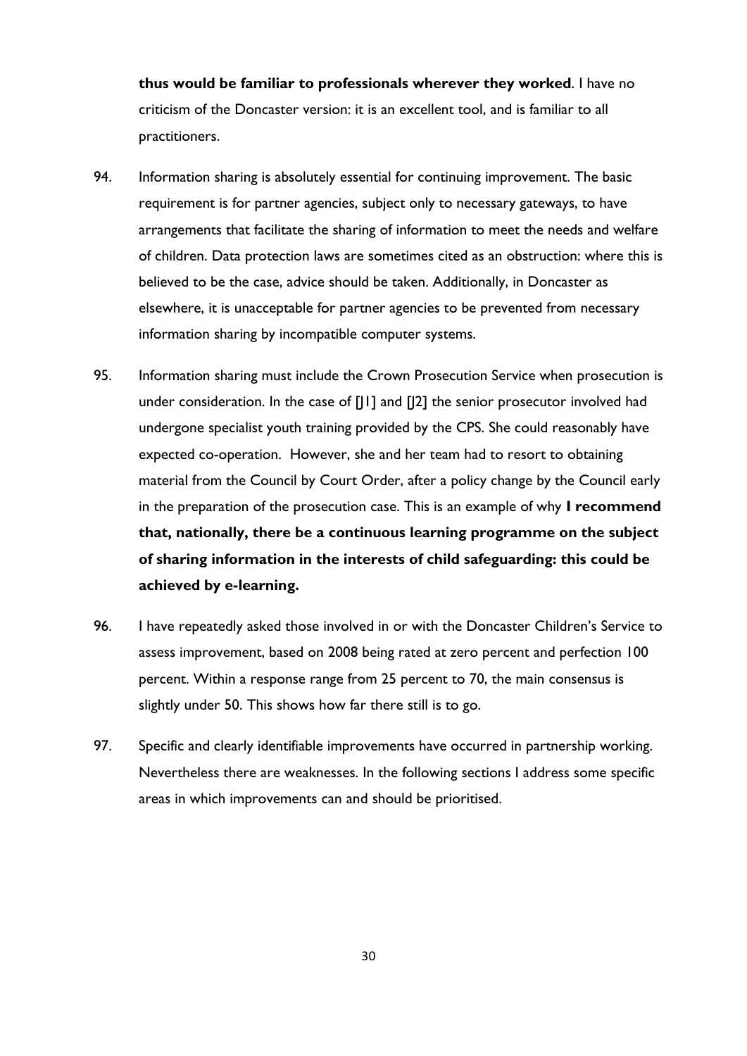**thus would be familiar to professionals wherever they worked**. I have no criticism of the Doncaster version: it is an excellent tool, and is familiar to all practitioners.

94. Information sharing is absolutely essential for continuing improvement. The basic requirement is for partner agencies, subject only to necessary gateways, to have arrangements that facilitate the sharing of information to meet the needs and welfare of children. Data protection laws are sometimes cited as an obstruction: where this is believed to be the case, advice should be taken. Additionally, in Doncaster as elsewhere, it is unacceptable for partner agencies to be prevented from necessary information sharing by incompatible computer systems.

95. Information sharing must include the Crown Prosecution Service when prosecution is under consideration. In the case of [J1] and [J2] the senior prosecutor involved had undergone specialist youth training provided by the CPS. She could reasonably have expected co-operation. However, she and her team had to resort to obtaining material from the Council by Court Order, after a policy change by the Council early in the preparation of the prosecution case. This is an example of why **I recommend that, nationally, there be a continuous learning programme on the subject of sharing information in the interests of child safeguarding: this could be achieved by e-learning.**

96. I have repeatedly asked those involved in or with the Doncaster Children's Service to assess improvement, based on 2008 being rated at zero percent and perfection 100 percent. Within a response range from 25 percent to 70, the main consensus is slightly under 50. This shows how far there still is to go.

97. Specific and clearly identifiable improvements have occurred in partnership working. Nevertheless there are weaknesses. In the following sections I address some specific areas in which improvements can and should be prioritised.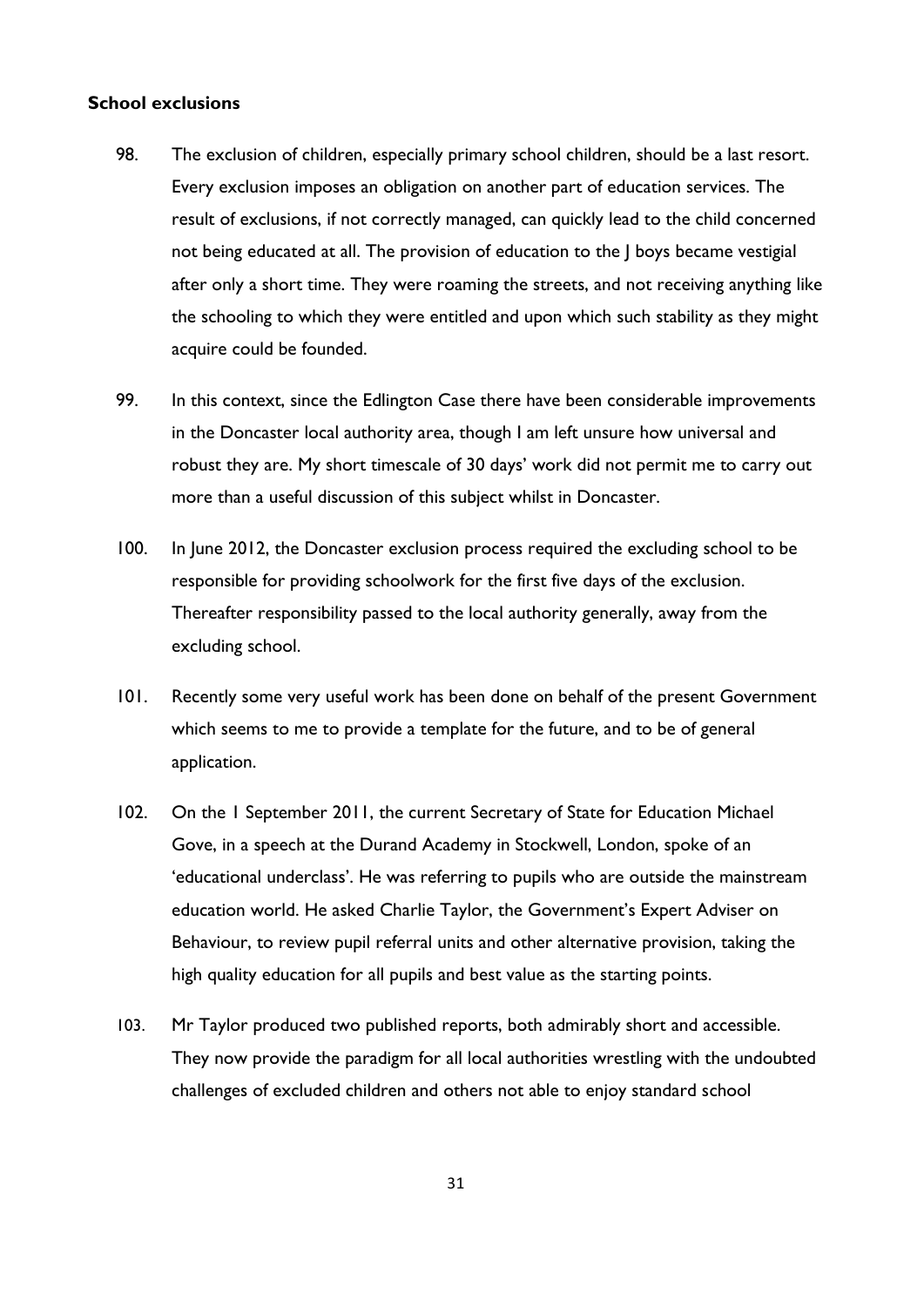**School exclusions**

98. The exclusion of children, especially primary school children, should be a last resort. Every exclusion imposes an obligation on another part of education services. The result of exclusions, if not correctly managed, can quickly lead to the child concerned not being educated at all. The provision of education to the J boys became vestigial after only a short time. They were roaming the streets, and not receiving anything like the schooling to which they were entitled and upon which such stability as they might acquire could be founded.

99. In this context, since the Edlington Case there have been considerable improvements in the Doncaster local authority area, though I am left unsure how universal and robust they are. My short timescale of 30 days' work did not permit me to carry out more than a useful discussion of this subject whilst in Doncaster.

100. In June 2012, the Doncaster exclusion process required the excluding school to be responsible for providing schoolwork for the first five days of the exclusion. Thereafter responsibility passed to the local authority generally, away from the excluding school.

101. Recently some very useful work has been done on behalf of the present Government which seems to me to provide a template for the future, and to be of general application.

102. On the 1 September 2011, the current Secretary of State for Education Michael Gove, in a speech at the Durand Academy in Stockwell, London, spoke of an 'educational underclass'. He was referring to pupils who are outside the mainstream education world. He asked Charlie Taylor, the Government's Expert Adviser on Behaviour, to review pupil referral units and other alternative provision, taking the high quality education for all pupils and best value as the starting points.

103. Mr Taylor produced two published reports, both admirably short and accessible. They now provide the paradigm for all local authorities wrestling with the undoubted challenges of excluded children and others not able to enjoy standard school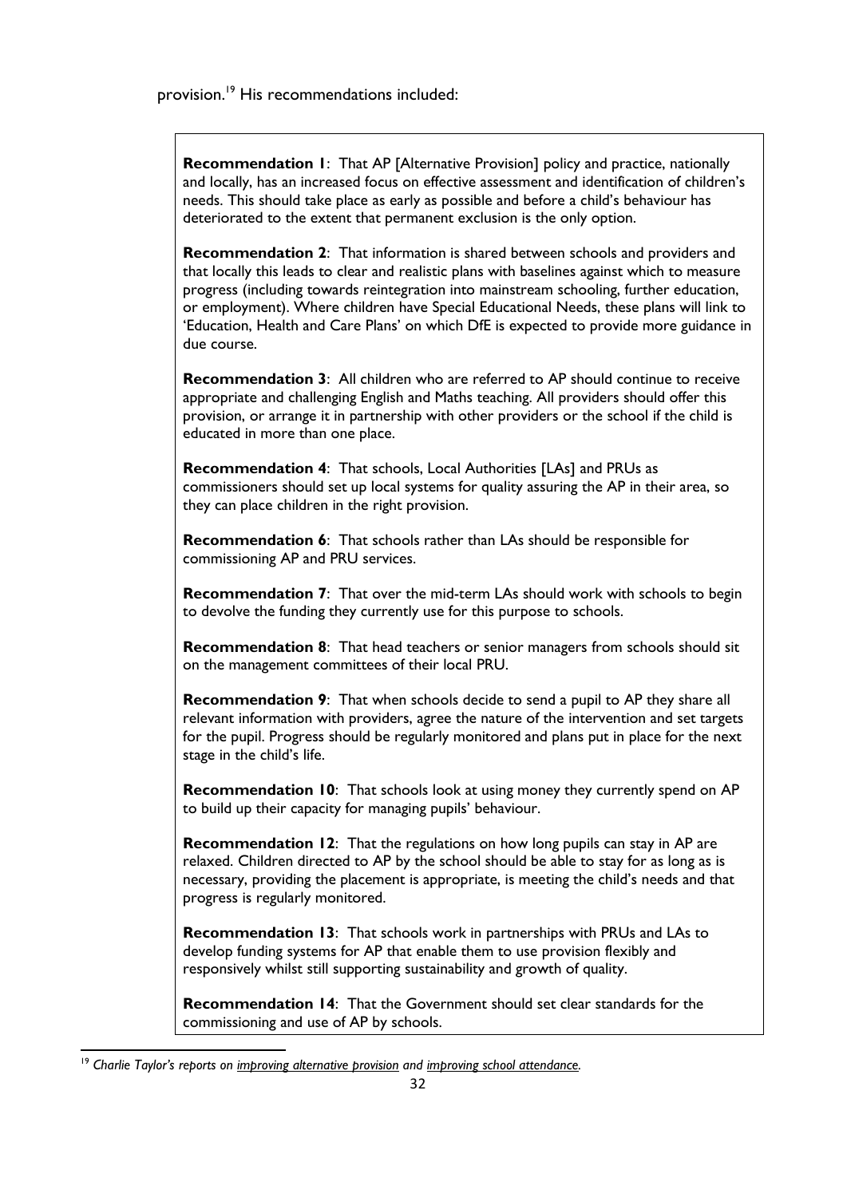provision.[19] His recommendations included:

> **Recommendation 1**: That AP [Alternative Provision] policy and practice, nationally and locally, has an increased focus on effective assessment and identification of children's needs. This should take place as early as possible and before a child's behaviour has deteriorated to the extent that permanent exclusion is the only option.
>
> **Recommendation 2**: That information is shared between schools and providers and that locally this leads to clear and realistic plans with baselines against which to measure progress (including towards reintegration into mainstream schooling, further education, or employment). Where children have Special Educational Needs, these plans will link to 'Education, Health and Care Plans' on which DfE is expected to provide more guidance in due course.
>
> **Recommendation 3**: All children who are referred to AP should continue to receive appropriate and challenging English and Maths teaching. All providers should offer this provision, or arrange it in partnership with other providers or the school if the child is educated in more than one place.
>
> **Recommendation 4**: That schools, Local Authorities [LAs] and PRUs as commissioners should set up local systems for quality assuring the AP in their area, so they can place children in the right provision.
>
> **Recommendation 6**: That schools rather than LAs should be responsible for commissioning AP and PRU services.
>
> **Recommendation 7**: That over the mid-term LAs should work with schools to begin to devolve the funding they currently use for this purpose to schools.
>
> **Recommendation 8**: That head teachers or senior managers from schools should sit on the management committees of their local PRU.
>
> **Recommendation 9**: That when schools decide to send a pupil to AP they share all relevant information with providers, agree the nature of the intervention and set targets for the pupil. Progress should be regularly monitored and plans put in place for the next stage in the child's life.
>
> **Recommendation 10**: That schools look at using money they currently spend on AP to build up their capacity for managing pupils' behaviour.
>
> **Recommendation 12**: That the regulations on how long pupils can stay in AP are relaxed. Children directed to AP by the school should be able to stay for as long as is necessary, providing the placement is appropriate, is meeting the child's needs and that progress is regularly monitored.
>
> **Recommendation 13**: That schools work in partnerships with PRUs and LAs to develop funding systems for AP that enable them to use provision flexibly and responsively whilst still supporting sustainability and growth of quality.
>
> **Recommendation 14**: That the Government should set clear standards for the commissioning and use of AP by schools.

---

[19] *Charlie Taylor's reports on improving alternative provision and improving school attendance.*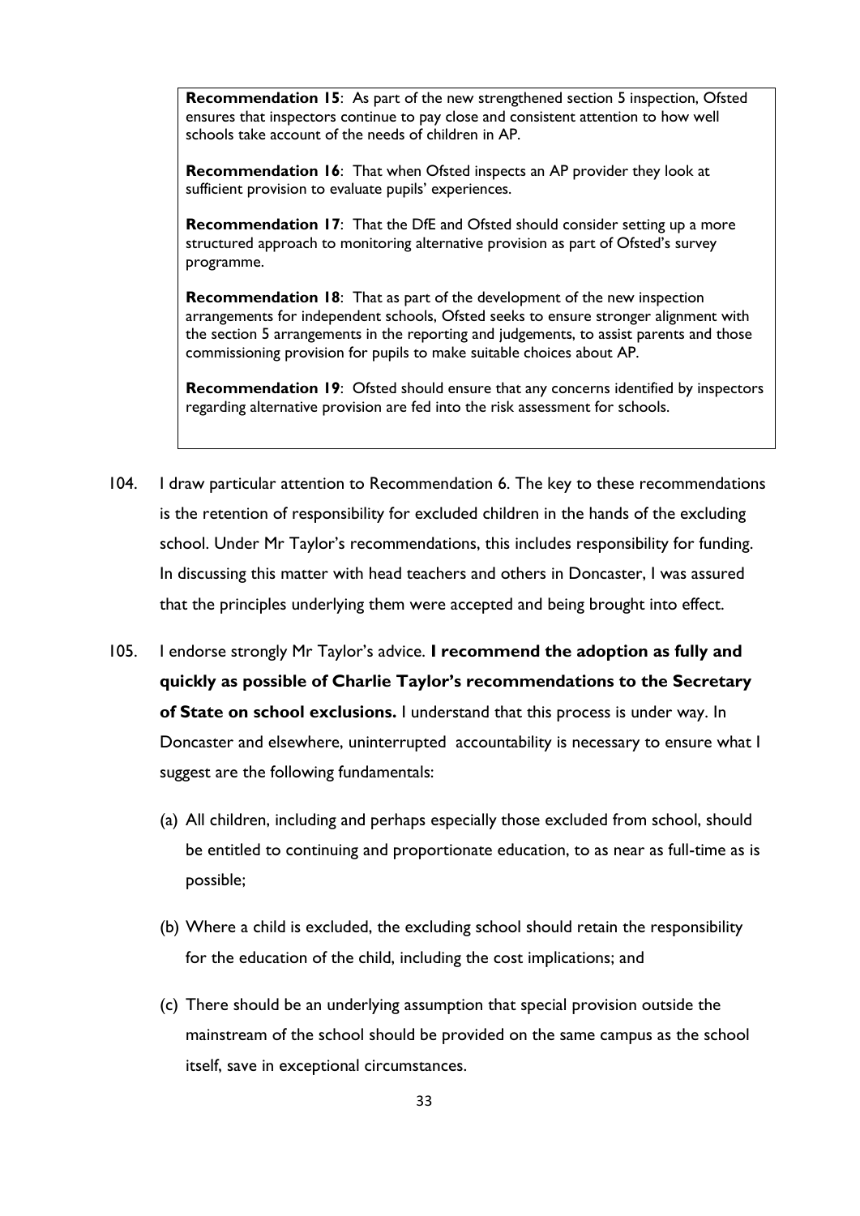> **Recommendation 15**: As part of the new strengthened section 5 inspection, Ofsted ensures that inspectors continue to pay close and consistent attention to how well schools take account of the needs of children in AP.
>
> **Recommendation 16**: That when Ofsted inspects an AP provider they look at sufficient provision to evaluate pupils' experiences.
>
> **Recommendation 17**: That the DfE and Ofsted should consider setting up a more structured approach to monitoring alternative provision as part of Ofsted's survey programme.
>
> **Recommendation 18**: That as part of the development of the new inspection arrangements for independent schools, Ofsted seeks to ensure stronger alignment with the section 5 arrangements in the reporting and judgements, to assist parents and those commissioning provision for pupils to make suitable choices about AP.
>
> **Recommendation 19**: Ofsted should ensure that any concerns identified by inspectors regarding alternative provision are fed into the risk assessment for schools.

104. I draw particular attention to Recommendation 6. The key to these recommendations is the retention of responsibility for excluded children in the hands of the excluding school. Under Mr Taylor's recommendations, this includes responsibility for funding. In discussing this matter with head teachers and others in Doncaster, I was assured that the principles underlying them were accepted and being brought into effect.

105. I endorse strongly Mr Taylor's advice. **I recommend the adoption as fully and quickly as possible of Charlie Taylor's recommendations to the Secretary of State on school exclusions.** I understand that this process is under way. In Doncaster and elsewhere, uninterrupted accountability is necessary to ensure what I suggest are the following fundamentals:

    (a) All children, including and perhaps especially those excluded from school, should be entitled to continuing and proportionate education, to as near as full-time as is possible;

    (b) Where a child is excluded, the excluding school should retain the responsibility for the education of the child, including the cost implications; and

    (c) There should be an underlying assumption that special provision outside the mainstream of the school should be provided on the same campus as the school itself, save in exceptional circumstances.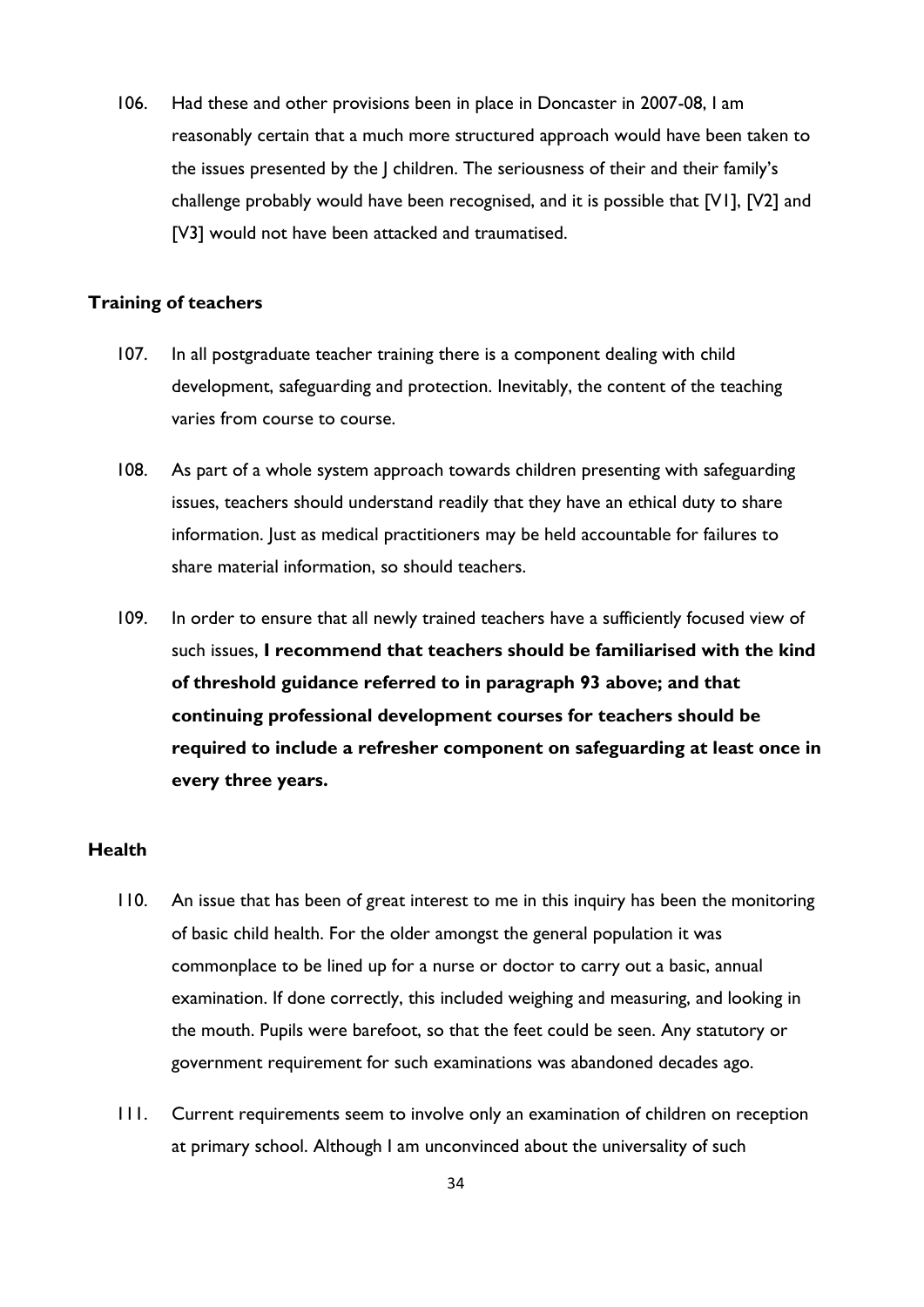106. Had these and other provisions been in place in Doncaster in 2007-08, I am reasonably certain that a much more structured approach would have been taken to the issues presented by the J children. The seriousness of their and their family's challenge probably would have been recognised, and it is possible that [V1], [V2] and [V3] would not have been attacked and traumatised.

### Training of teachers

107. In all postgraduate teacher training there is a component dealing with child development, safeguarding and protection. Inevitably, the content of the teaching varies from course to course.

108. As part of a whole system approach towards children presenting with safeguarding issues, teachers should understand readily that they have an ethical duty to share information. Just as medical practitioners may be held accountable for failures to share material information, so should teachers.

109. In order to ensure that all newly trained teachers have a sufficiently focused view of such issues, **I recommend that teachers should be familiarised with the kind of threshold guidance referred to in paragraph 93 above; and that continuing professional development courses for teachers should be required to include a refresher component on safeguarding at least once in every three years.**

### Health

110. An issue that has been of great interest to me in this inquiry has been the monitoring of basic child health. For the older amongst the general population it was commonplace to be lined up for a nurse or doctor to carry out a basic, annual examination. If done correctly, this included weighing and measuring, and looking in the mouth. Pupils were barefoot, so that the feet could be seen. Any statutory or government requirement for such examinations was abandoned decades ago.

111. Current requirements seem to involve only an examination of children on reception at primary school. Although I am unconvinced about the universality of such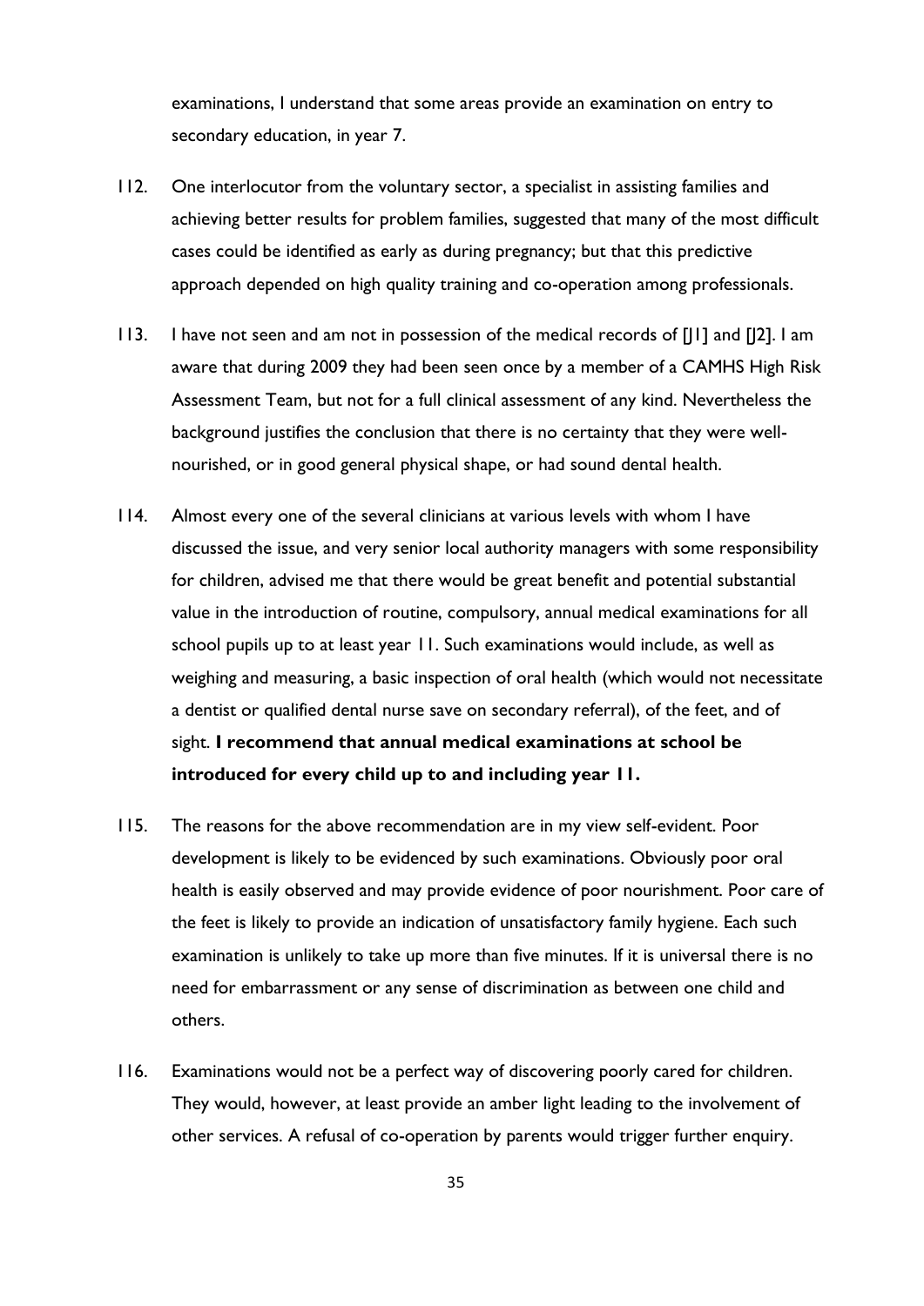examinations, I understand that some areas provide an examination on entry to secondary education, in year 7.

112. One interlocutor from the voluntary sector, a specialist in assisting families and achieving better results for problem families, suggested that many of the most difficult cases could be identified as early as during pregnancy; but that this predictive approach depended on high quality training and co-operation among professionals.

113. I have not seen and am not in possession of the medical records of [J1] and [J2]. I am aware that during 2009 they had been seen once by a member of a CAMHS High Risk Assessment Team, but not for a full clinical assessment of any kind. Nevertheless the background justifies the conclusion that there is no certainty that they were well-nourished, or in good general physical shape, or had sound dental health.

114. Almost every one of the several clinicians at various levels with whom I have discussed the issue, and very senior local authority managers with some responsibility for children, advised me that there would be great benefit and potential substantial value in the introduction of routine, compulsory, annual medical examinations for all school pupils up to at least year 11. Such examinations would include, as well as weighing and measuring, a basic inspection of oral health (which would not necessitate a dentist or qualified dental nurse save on secondary referral), of the feet, and of sight. **I recommend that annual medical examinations at school be introduced for every child up to and including year 11.**

115. The reasons for the above recommendation are in my view self-evident. Poor development is likely to be evidenced by such examinations. Obviously poor oral health is easily observed and may provide evidence of poor nourishment. Poor care of the feet is likely to provide an indication of unsatisfactory family hygiene. Each such examination is unlikely to take up more than five minutes. If it is universal there is no need for embarrassment or any sense of discrimination as between one child and others.

116. Examinations would not be a perfect way of discovering poorly cared for children. They would, however, at least provide an amber light leading to the involvement of other services. A refusal of co-operation by parents would trigger further enquiry.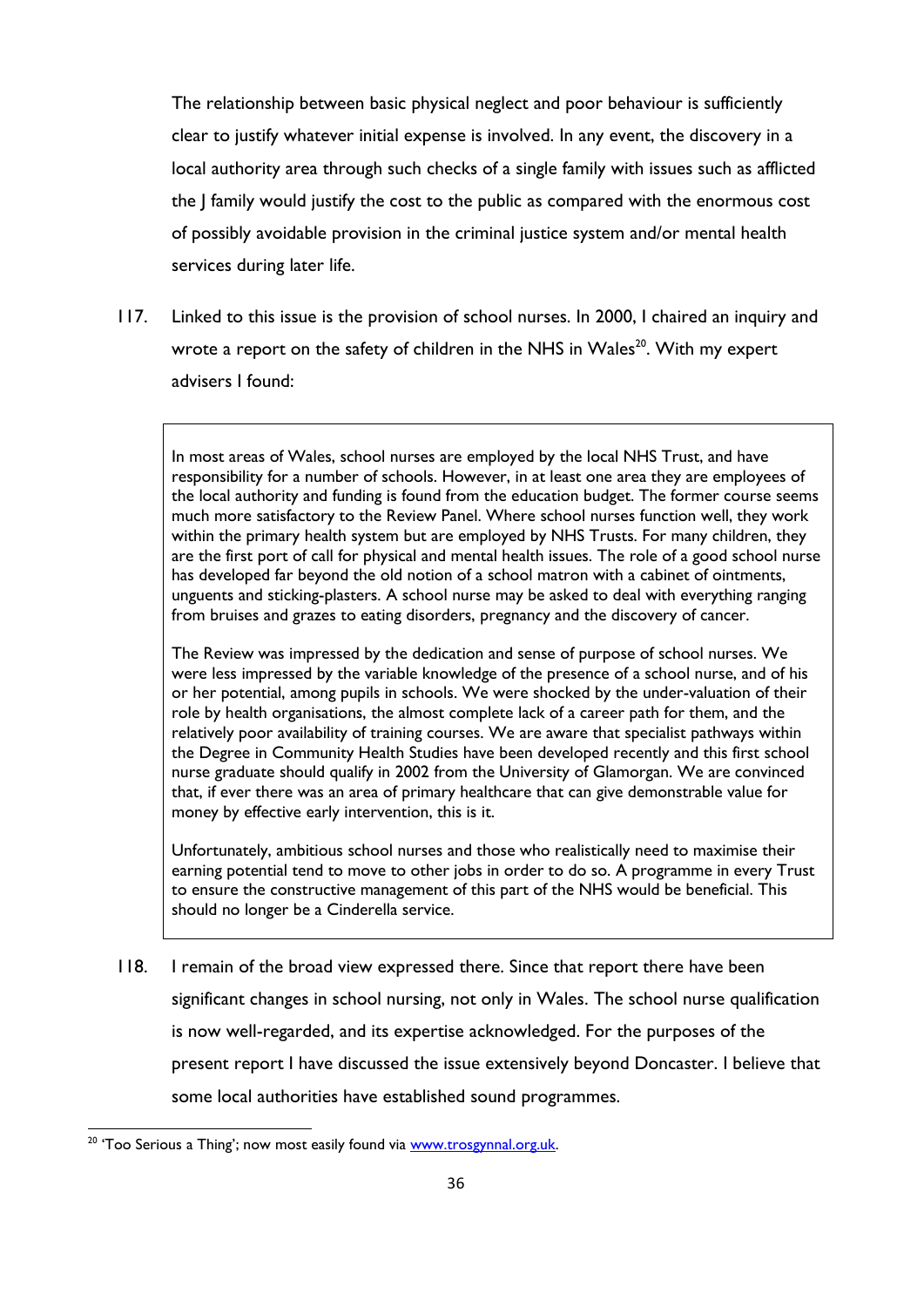The relationship between basic physical neglect and poor behaviour is sufficiently clear to justify whatever initial expense is involved. In any event, the discovery in a local authority area through such checks of a single family with issues such as afflicted the J family would justify the cost to the public as compared with the enormous cost of possibly avoidable provision in the criminal justice system and/or mental health services during later life.

117. Linked to this issue is the provision of school nurses. In 2000, I chaired an inquiry and wrote a report on the safety of children in the NHS in Wales[20]. With my expert advisers I found:

> In most areas of Wales, school nurses are employed by the local NHS Trust, and have responsibility for a number of schools. However, in at least one area they are employees of the local authority and funding is found from the education budget. The former course seems much more satisfactory to the Review Panel. Where school nurses function well, they work within the primary health system but are employed by NHS Trusts. For many children, they are the first port of call for physical and mental health issues. The role of a good school nurse has developed far beyond the old notion of a school matron with a cabinet of ointments, unguents and sticking-plasters. A school nurse may be asked to deal with everything ranging from bruises and grazes to eating disorders, pregnancy and the discovery of cancer.
>
> The Review was impressed by the dedication and sense of purpose of school nurses. We were less impressed by the variable knowledge of the presence of a school nurse, and of his or her potential, among pupils in schools. We were shocked by the under-valuation of their role by health organisations, the almost complete lack of a career path for them, and the relatively poor availability of training courses. We are aware that specialist pathways within the Degree in Community Health Studies have been developed recently and this first school nurse graduate should qualify in 2002 from the University of Glamorgan. We are convinced that, if ever there was an area of primary healthcare that can give demonstrable value for money by effective early intervention, this is it.
>
> Unfortunately, ambitious school nurses and those who realistically need to maximise their earning potential tend to move to other jobs in order to do so. A programme in every Trust to ensure the constructive management of this part of the NHS would be beneficial. This should no longer be a Cinderella service.

118. I remain of the broad view expressed there. Since that report there have been significant changes in school nursing, not only in Wales. The school nurse qualification is now well-regarded, and its expertise acknowledged. For the purposes of the present report I have discussed the issue extensively beyond Doncaster. I believe that some local authorities have established sound programmes.

[20] 'Too Serious a Thing'; now most easily found via www.trosgynnal.org.uk.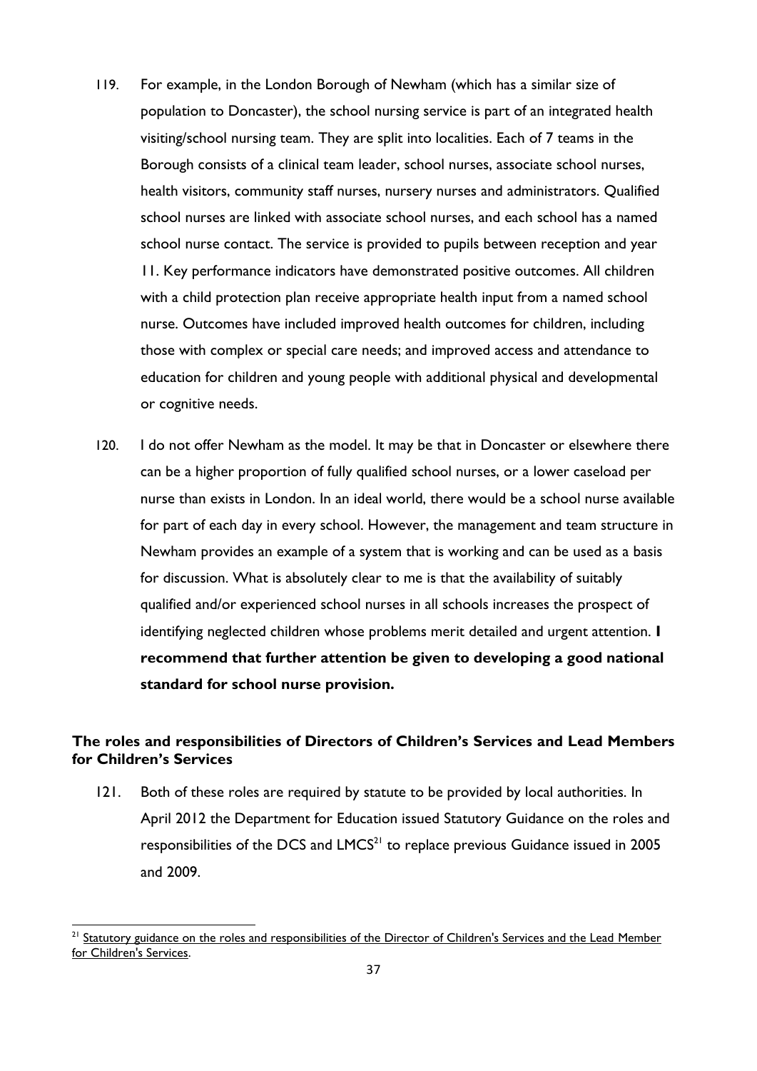119. For example, in the London Borough of Newham (which has a similar size of population to Doncaster), the school nursing service is part of an integrated health visiting/school nursing team. They are split into localities. Each of 7 teams in the Borough consists of a clinical team leader, school nurses, associate school nurses, health visitors, community staff nurses, nursery nurses and administrators. Qualified school nurses are linked with associate school nurses, and each school has a named school nurse contact. The service is provided to pupils between reception and year 11. Key performance indicators have demonstrated positive outcomes. All children with a child protection plan receive appropriate health input from a named school nurse. Outcomes have included improved health outcomes for children, including those with complex or special care needs; and improved access and attendance to education for children and young people with additional physical and developmental or cognitive needs.

120. I do not offer Newham as the model. It may be that in Doncaster or elsewhere there can be a higher proportion of fully qualified school nurses, or a lower caseload per nurse than exists in London. In an ideal world, there would be a school nurse available for part of each day in every school. However, the management and team structure in Newham provides an example of a system that is working and can be used as a basis for discussion. What is absolutely clear to me is that the availability of suitably qualified and/or experienced school nurses in all schools increases the prospect of identifying neglected children whose problems merit detailed and urgent attention. **I recommend that further attention be given to developing a good national standard for school nurse provision.**

### The roles and responsibilities of Directors of Children's Services and Lead Members for Children's Services

121. Both of these roles are required by statute to be provided by local authorities. In April 2012 the Department for Education issued Statutory Guidance on the roles and responsibilities of the DCS and LMCS[21] to replace previous Guidance issued in 2005 and 2009.

[21] Statutory guidance on the roles and responsibilities of the Director of Children's Services and the Lead Member for Children's Services.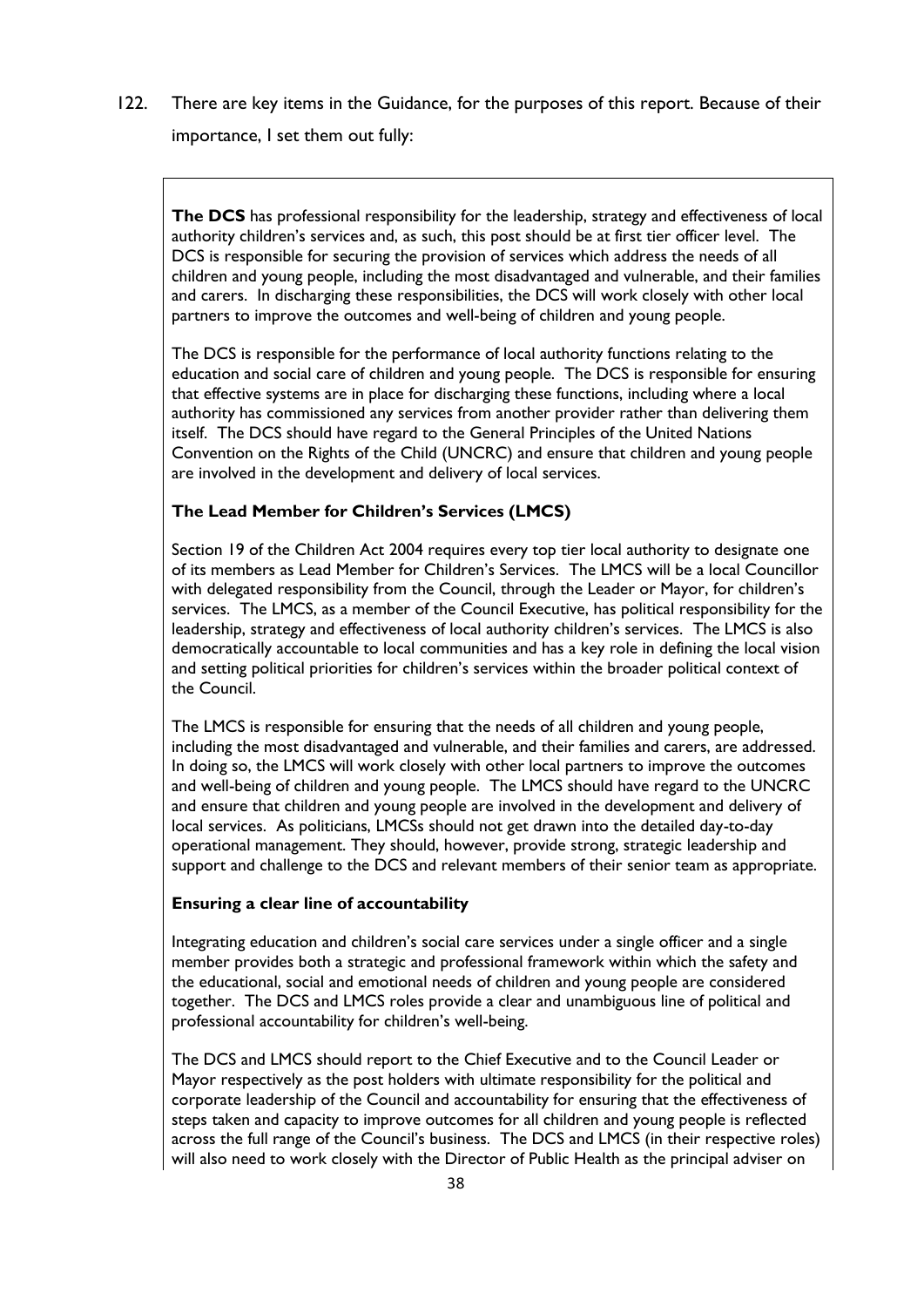122. There are key items in the Guidance, for the purposes of this report. Because of their importance, I set them out fully:

> **The DCS** has professional responsibility for the leadership, strategy and effectiveness of local authority children's services and, as such, this post should be at first tier officer level. The DCS is responsible for securing the provision of services which address the needs of all children and young people, including the most disadvantaged and vulnerable, and their families and carers. In discharging these responsibilities, the DCS will work closely with other local partners to improve the outcomes and well-being of children and young people.
>
> The DCS is responsible for the performance of local authority functions relating to the education and social care of children and young people. The DCS is responsible for ensuring that effective systems are in place for discharging these functions, including where a local authority has commissioned any services from another provider rather than delivering them itself. The DCS should have regard to the General Principles of the United Nations Convention on the Rights of the Child (UNCRC) and ensure that children and young people are involved in the development and delivery of local services.
>
> **The Lead Member for Children's Services (LMCS)**
>
> Section 19 of the Children Act 2004 requires every top tier local authority to designate one of its members as Lead Member for Children's Services. The LMCS will be a local Councillor with delegated responsibility from the Council, through the Leader or Mayor, for children's services. The LMCS, as a member of the Council Executive, has political responsibility for the leadership, strategy and effectiveness of local authority children's services. The LMCS is also democratically accountable to local communities and has a key role in defining the local vision and setting political priorities for children's services within the broader political context of the Council.
>
> The LMCS is responsible for ensuring that the needs of all children and young people, including the most disadvantaged and vulnerable, and their families and carers, are addressed. In doing so, the LMCS will work closely with other local partners to improve the outcomes and well-being of children and young people. The LMCS should have regard to the UNCRC and ensure that children and young people are involved in the development and delivery of local services. As politicians, LMCSs should not get drawn into the detailed day-to-day operational management. They should, however, provide strong, strategic leadership and support and challenge to the DCS and relevant members of their senior team as appropriate.
>
> **Ensuring a clear line of accountability**
>
> Integrating education and children's social care services under a single officer and a single member provides both a strategic and professional framework within which the safety and the educational, social and emotional needs of children and young people are considered together. The DCS and LMCS roles provide a clear and unambiguous line of political and professional accountability for children's well-being.
>
> The DCS and LMCS should report to the Chief Executive and to the Council Leader or Mayor respectively as the post holders with ultimate responsibility for the political and corporate leadership of the Council and accountability for ensuring that the effectiveness of steps taken and capacity to improve outcomes for all children and young people is reflected across the full range of the Council's business. The DCS and LMCS (in their respective roles) will also need to work closely with the Director of Public Health as the principal adviser on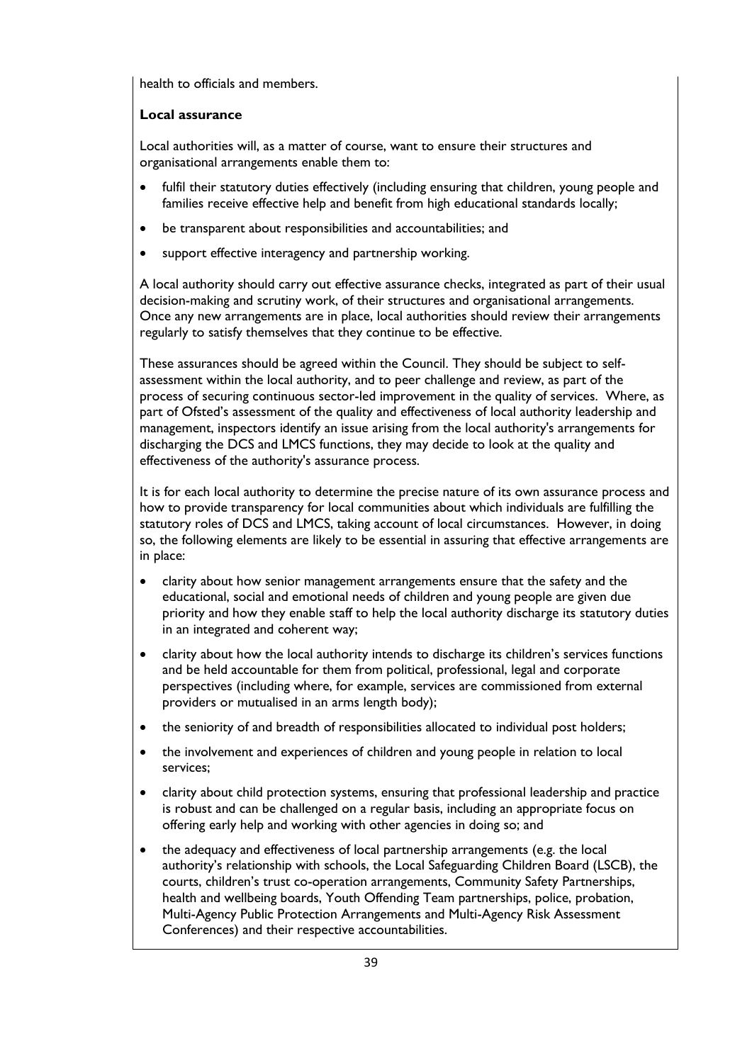health to officials and members.

**Local assurance**

Local authorities will, as a matter of course, want to ensure their structures and organisational arrangements enable them to:

- fulfil their statutory duties effectively (including ensuring that children, young people and families receive effective help and benefit from high educational standards locally;
- be transparent about responsibilities and accountabilities; and
- support effective interagency and partnership working.

A local authority should carry out effective assurance checks, integrated as part of their usual decision-making and scrutiny work, of their structures and organisational arrangements. Once any new arrangements are in place, local authorities should review their arrangements regularly to satisfy themselves that they continue to be effective.

These assurances should be agreed within the Council. They should be subject to self-assessment within the local authority, and to peer challenge and review, as part of the process of securing continuous sector-led improvement in the quality of services. Where, as part of Ofsted's assessment of the quality and effectiveness of local authority leadership and management, inspectors identify an issue arising from the local authority's arrangements for discharging the DCS and LMCS functions, they may decide to look at the quality and effectiveness of the authority's assurance process.

It is for each local authority to determine the precise nature of its own assurance process and how to provide transparency for local communities about which individuals are fulfilling the statutory roles of DCS and LMCS, taking account of local circumstances. However, in doing so, the following elements are likely to be essential in assuring that effective arrangements are in place:

- clarity about how senior management arrangements ensure that the safety and the educational, social and emotional needs of children and young people are given due priority and how they enable staff to help the local authority discharge its statutory duties in an integrated and coherent way;
- clarity about how the local authority intends to discharge its children's services functions and be held accountable for them from political, professional, legal and corporate perspectives (including where, for example, services are commissioned from external providers or mutualised in an arms length body);
- the seniority of and breadth of responsibilities allocated to individual post holders;
- the involvement and experiences of children and young people in relation to local services;
- clarity about child protection systems, ensuring that professional leadership and practice is robust and can be challenged on a regular basis, including an appropriate focus on offering early help and working with other agencies in doing so; and
- the adequacy and effectiveness of local partnership arrangements (e.g. the local authority's relationship with schools, the Local Safeguarding Children Board (LSCB), the courts, children's trust co-operation arrangements, Community Safety Partnerships, health and wellbeing boards, Youth Offending Team partnerships, police, probation, Multi-Agency Public Protection Arrangements and Multi-Agency Risk Assessment Conferences) and their respective accountabilities.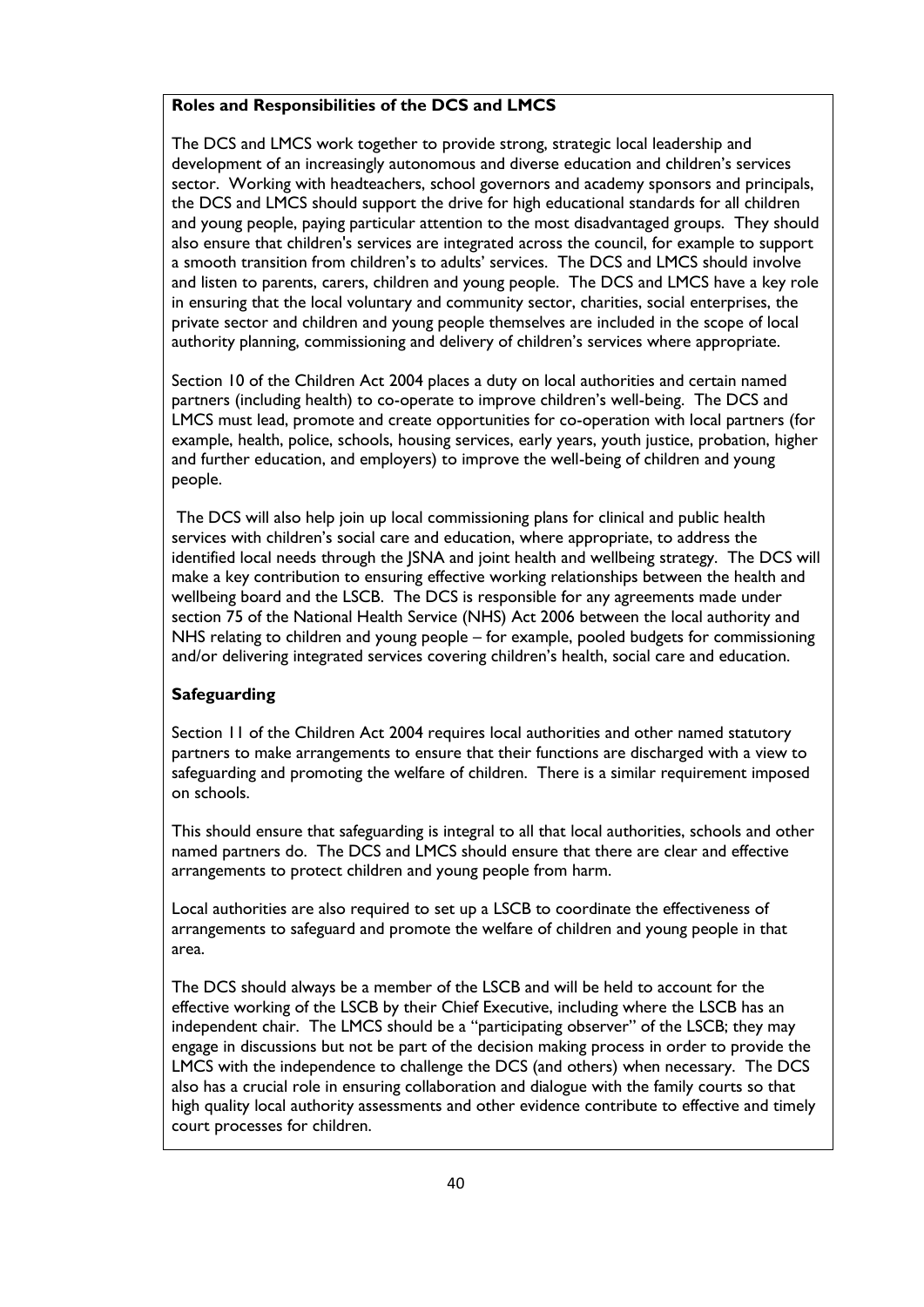**Roles and Responsibilities of the DCS and LMCS**

The DCS and LMCS work together to provide strong, strategic local leadership and development of an increasingly autonomous and diverse education and children's services sector. Working with headteachers, school governors and academy sponsors and principals, the DCS and LMCS should support the drive for high educational standards for all children and young people, paying particular attention to the most disadvantaged groups. They should also ensure that children's services are integrated across the council, for example to support a smooth transition from children's to adults' services. The DCS and LMCS should involve and listen to parents, carers, children and young people. The DCS and LMCS have a key role in ensuring that the local voluntary and community sector, charities, social enterprises, the private sector and children and young people themselves are included in the scope of local authority planning, commissioning and delivery of children's services where appropriate.

Section 10 of the Children Act 2004 places a duty on local authorities and certain named partners (including health) to co-operate to improve children's well-being. The DCS and LMCS must lead, promote and create opportunities for co-operation with local partners (for example, health, police, schools, housing services, early years, youth justice, probation, higher and further education, and employers) to improve the well-being of children and young people.

The DCS will also help join up local commissioning plans for clinical and public health services with children's social care and education, where appropriate, to address the identified local needs through the JSNA and joint health and wellbeing strategy. The DCS will make a key contribution to ensuring effective working relationships between the health and wellbeing board and the LSCB. The DCS is responsible for any agreements made under section 75 of the National Health Service (NHS) Act 2006 between the local authority and NHS relating to children and young people – for example, pooled budgets for commissioning and/or delivering integrated services covering children's health, social care and education.

**Safeguarding**

Section 11 of the Children Act 2004 requires local authorities and other named statutory partners to make arrangements to ensure that their functions are discharged with a view to safeguarding and promoting the welfare of children. There is a similar requirement imposed on schools.

This should ensure that safeguarding is integral to all that local authorities, schools and other named partners do. The DCS and LMCS should ensure that there are clear and effective arrangements to protect children and young people from harm.

Local authorities are also required to set up a LSCB to coordinate the effectiveness of arrangements to safeguard and promote the welfare of children and young people in that area.

The DCS should always be a member of the LSCB and will be held to account for the effective working of the LSCB by their Chief Executive, including where the LSCB has an independent chair. The LMCS should be a "participating observer" of the LSCB; they may engage in discussions but not be part of the decision making process in order to provide the LMCS with the independence to challenge the DCS (and others) when necessary. The DCS also has a crucial role in ensuring collaboration and dialogue with the family courts so that high quality local authority assessments and other evidence contribute to effective and timely court processes for children.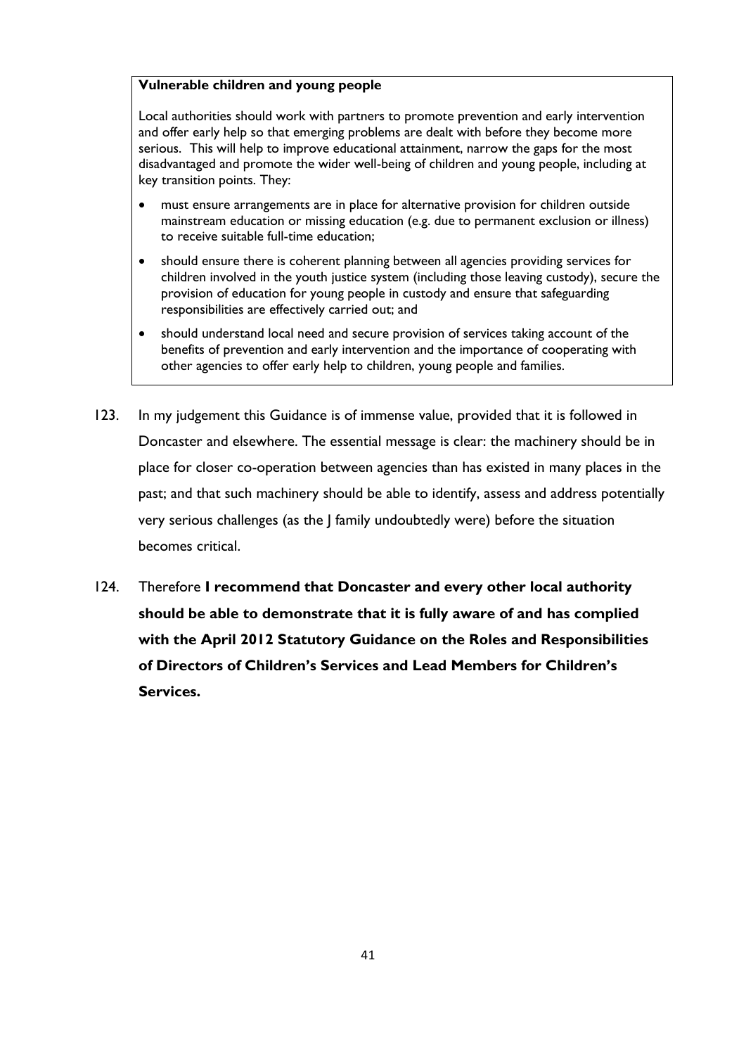> **Vulnerable children and young people**
>
> Local authorities should work with partners to promote prevention and early intervention and offer early help so that emerging problems are dealt with before they become more serious. This will help to improve educational attainment, narrow the gaps for the most disadvantaged and promote the wider well-being of children and young people, including at key transition points. They:
>
> - must ensure arrangements are in place for alternative provision for children outside mainstream education or missing education (e.g. due to permanent exclusion or illness) to receive suitable full-time education;
> - should ensure there is coherent planning between all agencies providing services for children involved in the youth justice system (including those leaving custody), secure the provision of education for young people in custody and ensure that safeguarding responsibilities are effectively carried out; and
> - should understand local need and secure provision of services taking account of the benefits of prevention and early intervention and the importance of cooperating with other agencies to offer early help to children, young people and families.

123. In my judgement this Guidance is of immense value, provided that it is followed in Doncaster and elsewhere. The essential message is clear: the machinery should be in place for closer co-operation between agencies than has existed in many places in the past; and that such machinery should be able to identify, assess and address potentially very serious challenges (as the J family undoubtedly were) before the situation becomes critical.

124. Therefore **I recommend that Doncaster and every other local authority should be able to demonstrate that it is fully aware of and has complied with the April 2012 Statutory Guidance on the Roles and Responsibilities of Directors of Children's Services and Lead Members for Children's Services.**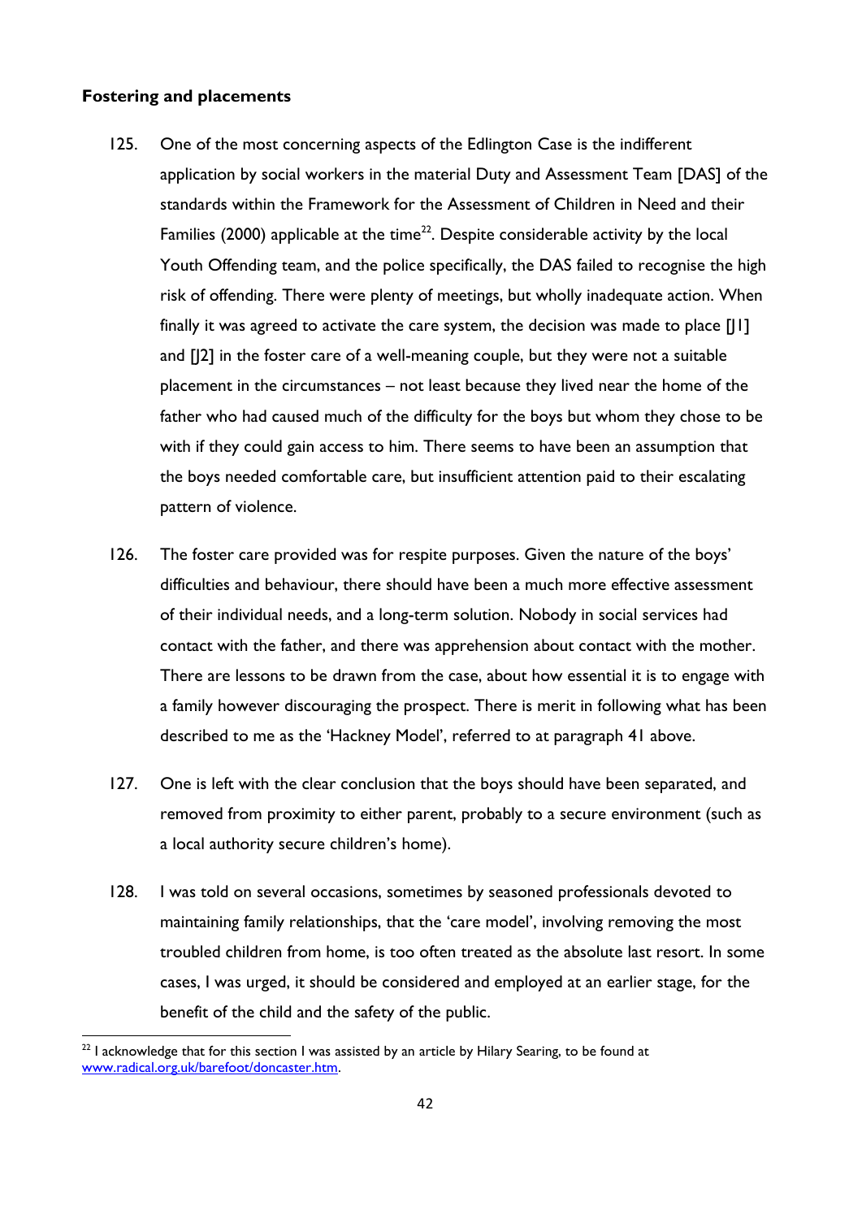**Fostering and placements**

125. One of the most concerning aspects of the Edlington Case is the indifferent application by social workers in the material Duty and Assessment Team [DAS] of the standards within the Framework for the Assessment of Children in Need and their Families (2000) applicable at the time[22]. Despite considerable activity by the local Youth Offending team, and the police specifically, the DAS failed to recognise the high risk of offending. There were plenty of meetings, but wholly inadequate action. When finally it was agreed to activate the care system, the decision was made to place [J1] and [J2] in the foster care of a well-meaning couple, but they were not a suitable placement in the circumstances – not least because they lived near the home of the father who had caused much of the difficulty for the boys but whom they chose to be with if they could gain access to him. There seems to have been an assumption that the boys needed comfortable care, but insufficient attention paid to their escalating pattern of violence.

126. The foster care provided was for respite purposes. Given the nature of the boys' difficulties and behaviour, there should have been a much more effective assessment of their individual needs, and a long-term solution. Nobody in social services had contact with the father, and there was apprehension about contact with the mother. There are lessons to be drawn from the case, about how essential it is to engage with a family however discouraging the prospect. There is merit in following what has been described to me as the 'Hackney Model', referred to at paragraph 41 above.

127. One is left with the clear conclusion that the boys should have been separated, and removed from proximity to either parent, probably to a secure environment (such as a local authority secure children's home).

128. I was told on several occasions, sometimes by seasoned professionals devoted to maintaining family relationships, that the 'care model', involving removing the most troubled children from home, is too often treated as the absolute last resort. In some cases, I was urged, it should be considered and employed at an earlier stage, for the benefit of the child and the safety of the public.

[22] I acknowledge that for this section I was assisted by an article by Hilary Searing, to be found at www.radical.org.uk/barefoot/doncaster.htm.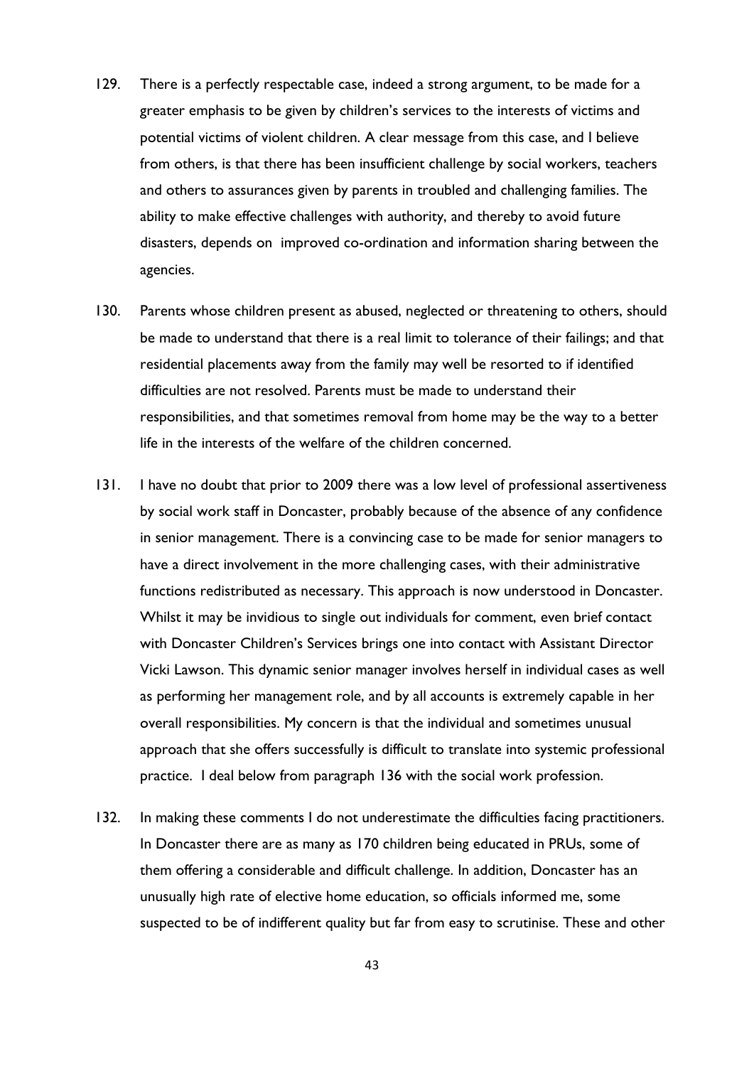129. There is a perfectly respectable case, indeed a strong argument, to be made for a greater emphasis to be given by children's services to the interests of victims and potential victims of violent children. A clear message from this case, and I believe from others, is that there has been insufficient challenge by social workers, teachers and others to assurances given by parents in troubled and challenging families. The ability to make effective challenges with authority, and thereby to avoid future disasters, depends on improved co-ordination and information sharing between the agencies.

130. Parents whose children present as abused, neglected or threatening to others, should be made to understand that there is a real limit to tolerance of their failings; and that residential placements away from the family may well be resorted to if identified difficulties are not resolved. Parents must be made to understand their responsibilities, and that sometimes removal from home may be the way to a better life in the interests of the welfare of the children concerned.

131. I have no doubt that prior to 2009 there was a low level of professional assertiveness by social work staff in Doncaster, probably because of the absence of any confidence in senior management. There is a convincing case to be made for senior managers to have a direct involvement in the more challenging cases, with their administrative functions redistributed as necessary. This approach is now understood in Doncaster. Whilst it may be invidious to single out individuals for comment, even brief contact with Doncaster Children's Services brings one into contact with Assistant Director Vicki Lawson. This dynamic senior manager involves herself in individual cases as well as performing her management role, and by all accounts is extremely capable in her overall responsibilities. My concern is that the individual and sometimes unusual approach that she offers successfully is difficult to translate into systemic professional practice. I deal below from paragraph 136 with the social work profession.

132. In making these comments I do not underestimate the difficulties facing practitioners. In Doncaster there are as many as 170 children being educated in PRUs, some of them offering a considerable and difficult challenge. In addition, Doncaster has an unusually high rate of elective home education, so officials informed me, some suspected to be of indifferent quality but far from easy to scrutinise. These and other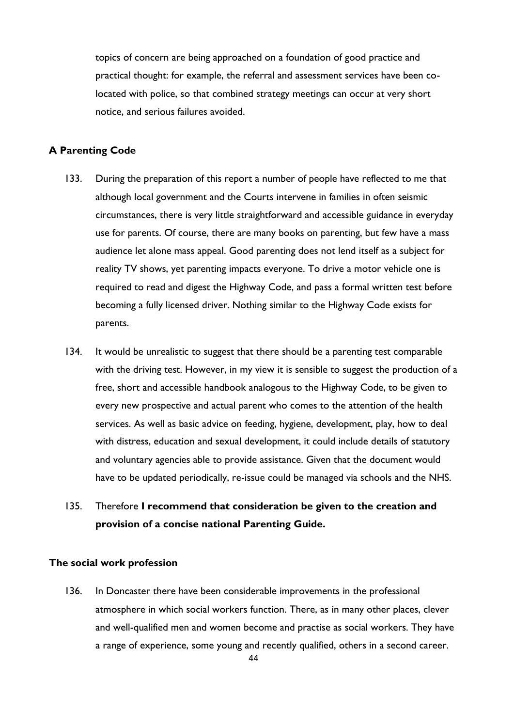topics of concern are being approached on a foundation of good practice and practical thought: for example, the referral and assessment services have been co-located with police, so that combined strategy meetings can occur at very short notice, and serious failures avoided.

### A Parenting Code

133. During the preparation of this report a number of people have reflected to me that although local government and the Courts intervene in families in often seismic circumstances, there is very little straightforward and accessible guidance in everyday use for parents. Of course, there are many books on parenting, but few have a mass audience let alone mass appeal. Good parenting does not lend itself as a subject for reality TV shows, yet parenting impacts everyone. To drive a motor vehicle one is required to read and digest the Highway Code, and pass a formal written test before becoming a fully licensed driver. Nothing similar to the Highway Code exists for parents.

134. It would be unrealistic to suggest that there should be a parenting test comparable with the driving test. However, in my view it is sensible to suggest the production of a free, short and accessible handbook analogous to the Highway Code, to be given to every new prospective and actual parent who comes to the attention of the health services. As well as basic advice on feeding, hygiene, development, play, how to deal with distress, education and sexual development, it could include details of statutory and voluntary agencies able to provide assistance. Given that the document would have to be updated periodically, re-issue could be managed via schools and the NHS.

135. Therefore **I recommend that consideration be given to the creation and provision of a concise national Parenting Guide.**

### The social work profession

136. In Doncaster there have been considerable improvements in the professional atmosphere in which social workers function. There, as in many other places, clever and well-qualified men and women become and practise as social workers. They have a range of experience, some young and recently qualified, others in a second career.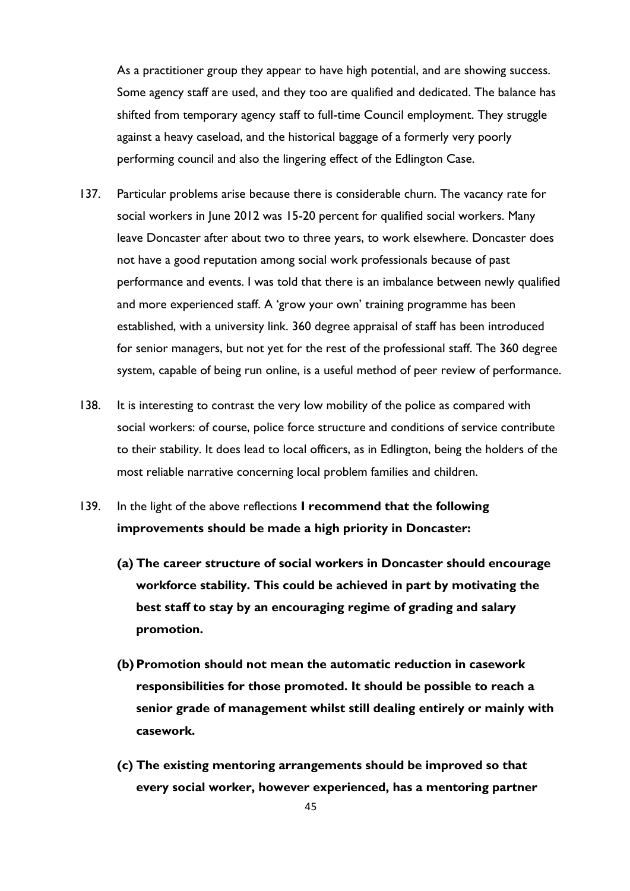As a practitioner group they appear to have high potential, and are showing success. Some agency staff are used, and they too are qualified and dedicated. The balance has shifted from temporary agency staff to full-time Council employment. They struggle against a heavy caseload, and the historical baggage of a formerly very poorly performing council and also the lingering effect of the Edlington Case.

137. Particular problems arise because there is considerable churn. The vacancy rate for social workers in June 2012 was 15-20 percent for qualified social workers. Many leave Doncaster after about two to three years, to work elsewhere. Doncaster does not have a good reputation among social work professionals because of past performance and events. I was told that there is an imbalance between newly qualified and more experienced staff. A 'grow your own' training programme has been established, with a university link. 360 degree appraisal of staff has been introduced for senior managers, but not yet for the rest of the professional staff. The 360 degree system, capable of being run online, is a useful method of peer review of performance.

138. It is interesting to contrast the very low mobility of the police as compared with social workers: of course, police force structure and conditions of service contribute to their stability. It does lead to local officers, as in Edlington, being the holders of the most reliable narrative concerning local problem families and children.

139. In the light of the above reflections **I recommend that the following improvements should be made a high priority in Doncaster:**

**(a) The career structure of social workers in Doncaster should encourage workforce stability. This could be achieved in part by motivating the best staff to stay by an encouraging regime of grading and salary promotion.**

**(b) Promotion should not mean the automatic reduction in casework responsibilities for those promoted. It should be possible to reach a senior grade of management whilst still dealing entirely or mainly with casework.**

**(c) The existing mentoring arrangements should be improved so that every social worker, however experienced, has a mentoring partner**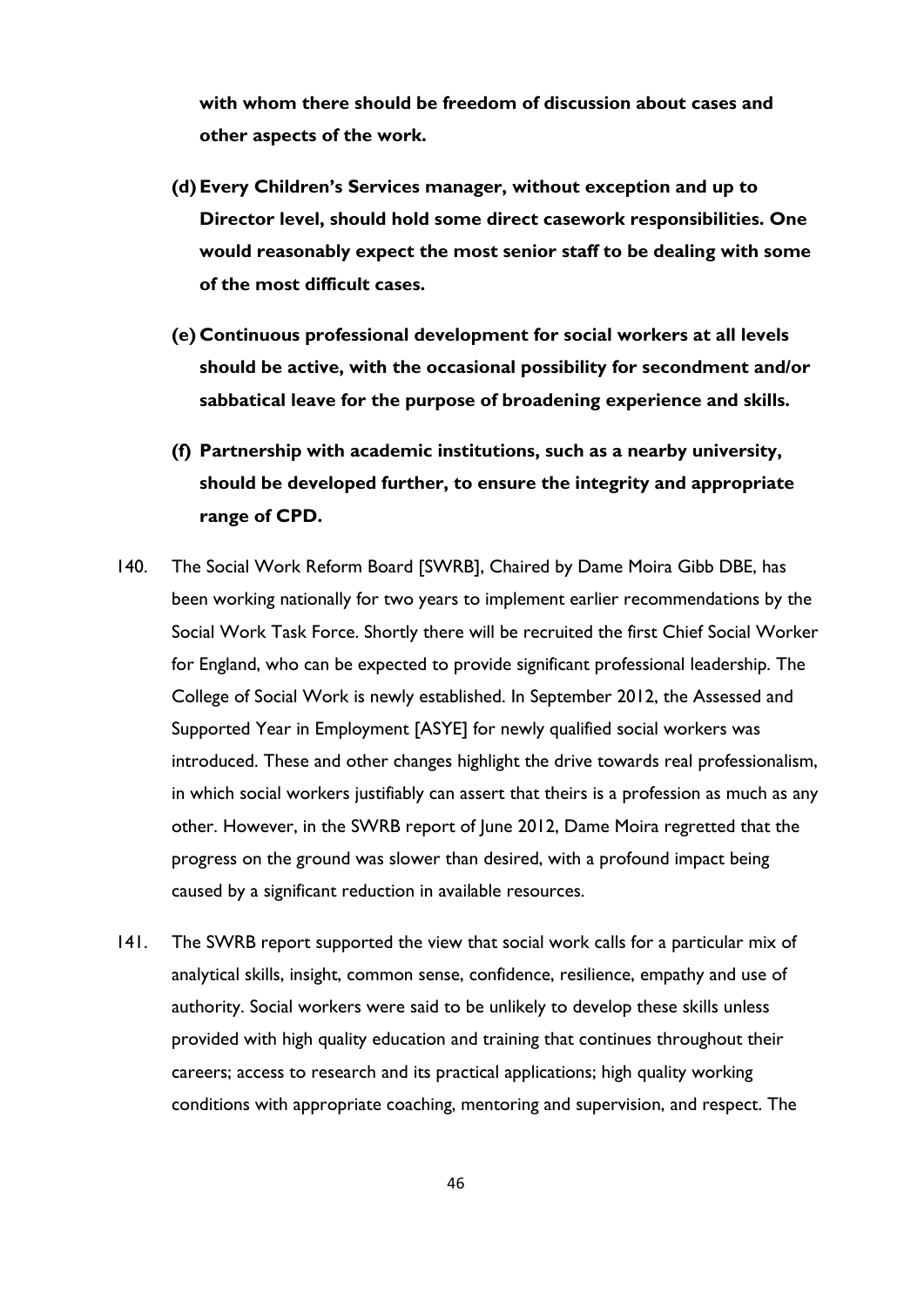**with whom there should be freedom of discussion about cases and other aspects of the work.**

**(d) Every Children's Services manager, without exception and up to Director level, should hold some direct casework responsibilities. One would reasonably expect the most senior staff to be dealing with some of the most difficult cases.**

**(e) Continuous professional development for social workers at all levels should be active, with the occasional possibility for secondment and/or sabbatical leave for the purpose of broadening experience and skills.**

**(f) Partnership with academic institutions, such as a nearby university, should be developed further, to ensure the integrity and appropriate range of CPD.**

140. The Social Work Reform Board [SWRB], Chaired by Dame Moira Gibb DBE, has been working nationally for two years to implement earlier recommendations by the Social Work Task Force. Shortly there will be recruited the first Chief Social Worker for England, who can be expected to provide significant professional leadership. The College of Social Work is newly established. In September 2012, the Assessed and Supported Year in Employment [ASYE] for newly qualified social workers was introduced. These and other changes highlight the drive towards real professionalism, in which social workers justifiably can assert that theirs is a profession as much as any other. However, in the SWRB report of June 2012, Dame Moira regretted that the progress on the ground was slower than desired, with a profound impact being caused by a significant reduction in available resources.

141. The SWRB report supported the view that social work calls for a particular mix of analytical skills, insight, common sense, confidence, resilience, empathy and use of authority. Social workers were said to be unlikely to develop these skills unless provided with high quality education and training that continues throughout their careers; access to research and its practical applications; high quality working conditions with appropriate coaching, mentoring and supervision, and respect. The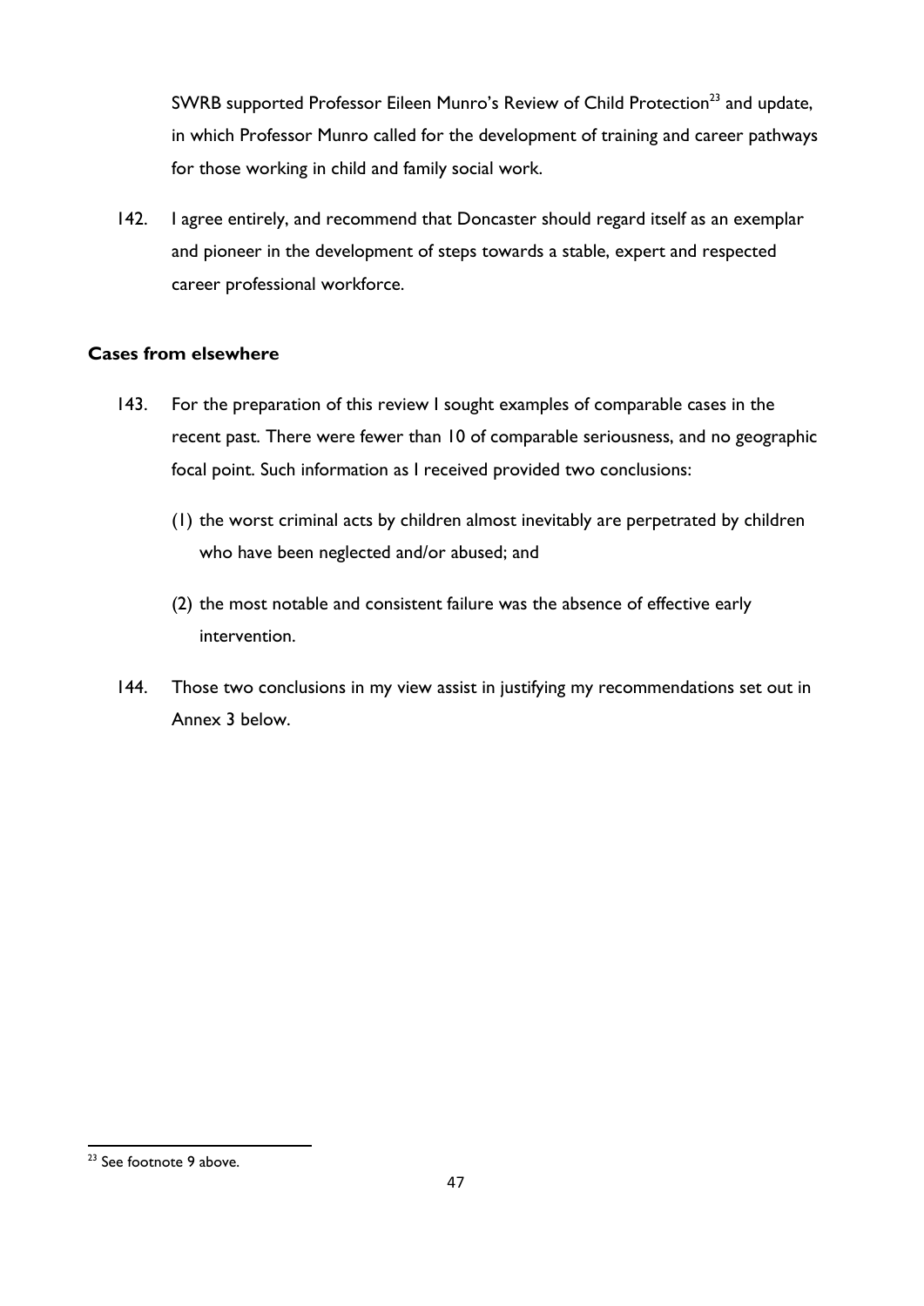SWRB supported Professor Eileen Munro's Review of Child Protection[23] and update, in which Professor Munro called for the development of training and career pathways for those working in child and family social work.

142. I agree entirely, and recommend that Doncaster should regard itself as an exemplar and pioneer in the development of steps towards a stable, expert and respected career professional workforce.

**Cases from elsewhere**

143. For the preparation of this review I sought examples of comparable cases in the recent past. There were fewer than 10 of comparable seriousness, and no geographic focal point. Such information as I received provided two conclusions:

    (1) the worst criminal acts by children almost inevitably are perpetrated by children who have been neglected and/or abused; and

    (2) the most notable and consistent failure was the absence of effective early intervention.

144. Those two conclusions in my view assist in justifying my recommendations set out in Annex 3 below.

---

[23] See footnote 9 above.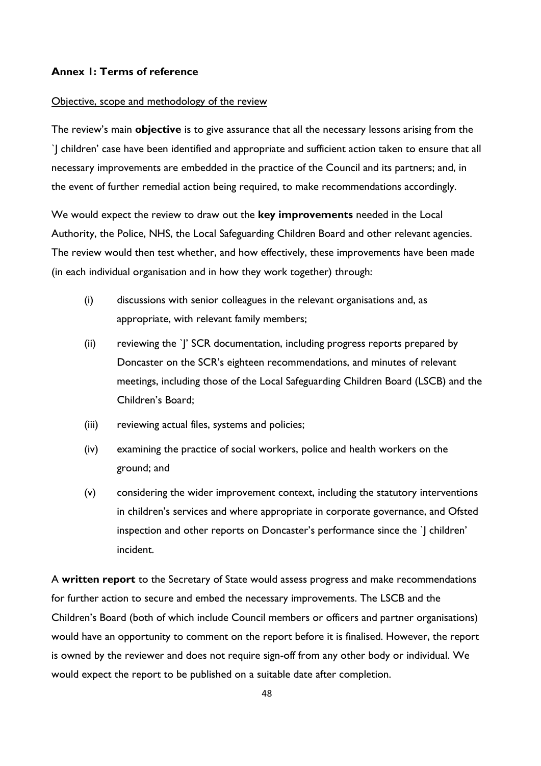**Annex 1: Terms of reference**

Objective, scope and methodology of the review

The review's main **objective** is to give assurance that all the necessary lessons arising from the `J children' case have been identified and appropriate and sufficient action taken to ensure that all necessary improvements are embedded in the practice of the Council and its partners; and, in the event of further remedial action being required, to make recommendations accordingly.

We would expect the review to draw out the **key improvements** needed in the Local Authority, the Police, NHS, the Local Safeguarding Children Board and other relevant agencies. The review would then test whether, and how effectively, these improvements have been made (in each individual organisation and in how they work together) through:

(i) discussions with senior colleagues in the relevant organisations and, as appropriate, with relevant family members;

(ii) reviewing the `J' SCR documentation, including progress reports prepared by Doncaster on the SCR's eighteen recommendations, and minutes of relevant meetings, including those of the Local Safeguarding Children Board (LSCB) and the Children's Board;

(iii) reviewing actual files, systems and policies;

(iv) examining the practice of social workers, police and health workers on the ground; and

(v) considering the wider improvement context, including the statutory interventions in children's services and where appropriate in corporate governance, and Ofsted inspection and other reports on Doncaster's performance since the `J children' incident.

A **written report** to the Secretary of State would assess progress and make recommendations for further action to secure and embed the necessary improvements. The LSCB and the Children's Board (both of which include Council members or officers and partner organisations) would have an opportunity to comment on the report before it is finalised. However, the report is owned by the reviewer and does not require sign-off from any other body or individual. We would expect the report to be published on a suitable date after completion.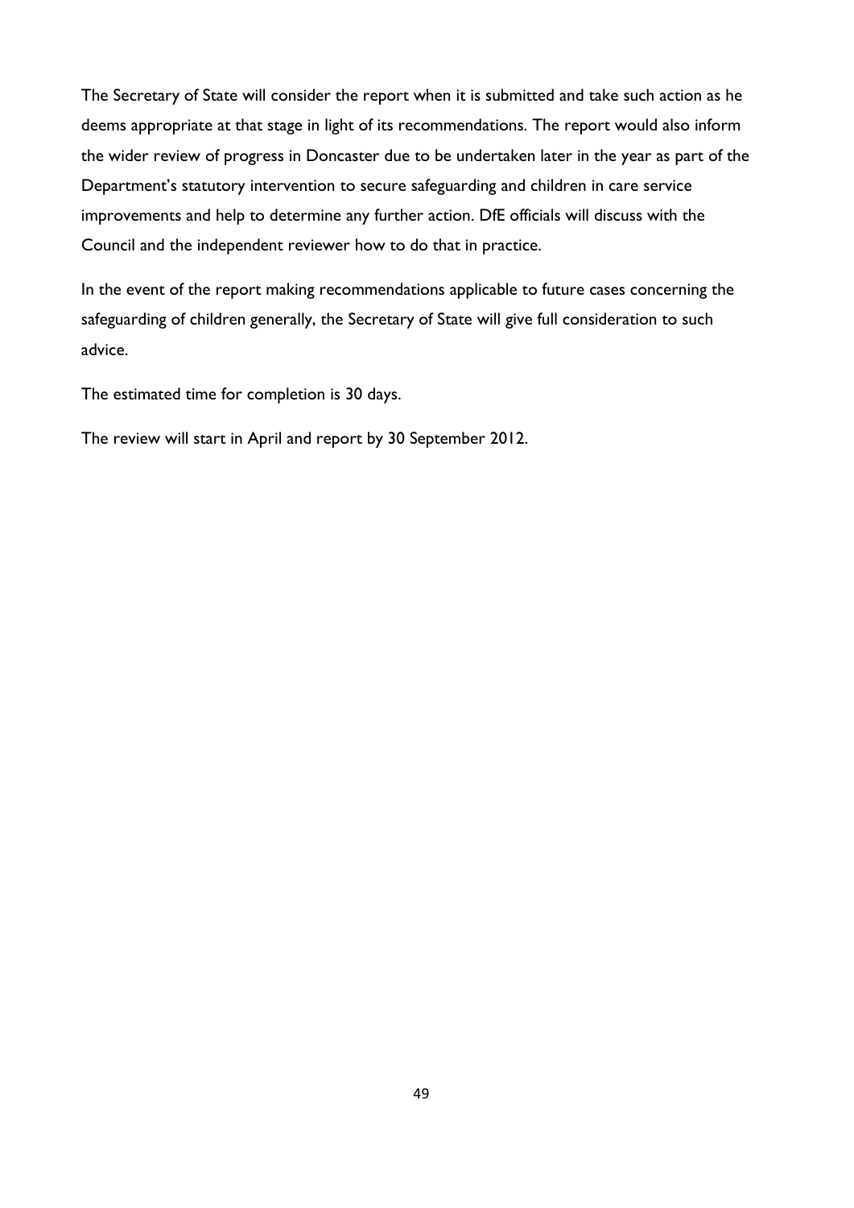The Secretary of State will consider the report when it is submitted and take such action as he deems appropriate at that stage in light of its recommendations. The report would also inform the wider review of progress in Doncaster due to be undertaken later in the year as part of the Department's statutory intervention to secure safeguarding and children in care service improvements and help to determine any further action. DfE officials will discuss with the Council and the independent reviewer how to do that in practice.

In the event of the report making recommendations applicable to future cases concerning the safeguarding of children generally, the Secretary of State will give full consideration to such advice.

The estimated time for completion is 30 days.

The review will start in April and report by 30 September 2012.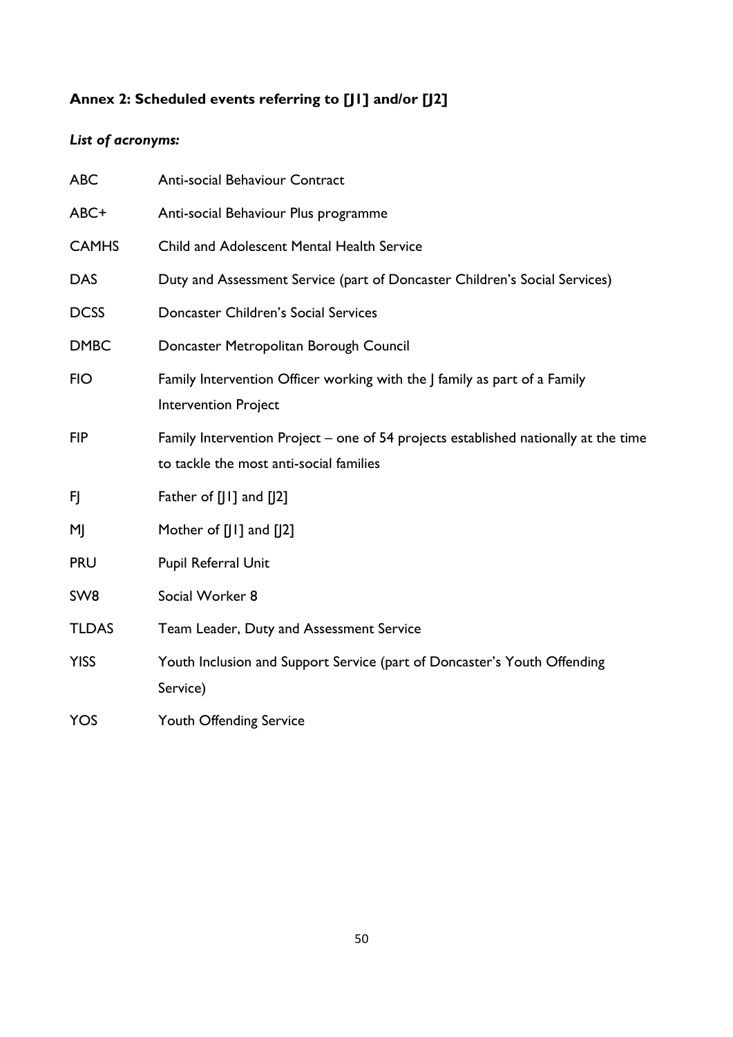## Annex 2: Scheduled events referring to [J1] and/or [J2]

### *List of acronyms:*

| | |
|---|---|
| ABC | Anti-social Behaviour Contract |
| ABC+ | Anti-social Behaviour Plus programme |
| CAMHS | Child and Adolescent Mental Health Service |
| DAS | Duty and Assessment Service (part of Doncaster Children's Social Services) |
| DCSS | Doncaster Children's Social Services |
| DMBC | Doncaster Metropolitan Borough Council |
| FIO | Family Intervention Officer working with the J family as part of a Family Intervention Project |
| FIP | Family Intervention Project – one of 54 projects established nationally at the time to tackle the most anti-social families |
| FJ | Father of [J1] and [J2] |
| MJ | Mother of [J1] and [J2] |
| PRU | Pupil Referral Unit |
| SW8 | Social Worker 8 |
| TLDAS | Team Leader, Duty and Assessment Service |
| YISS | Youth Inclusion and Support Service (part of Doncaster's Youth Offending Service) |
| YOS | Youth Offending Service |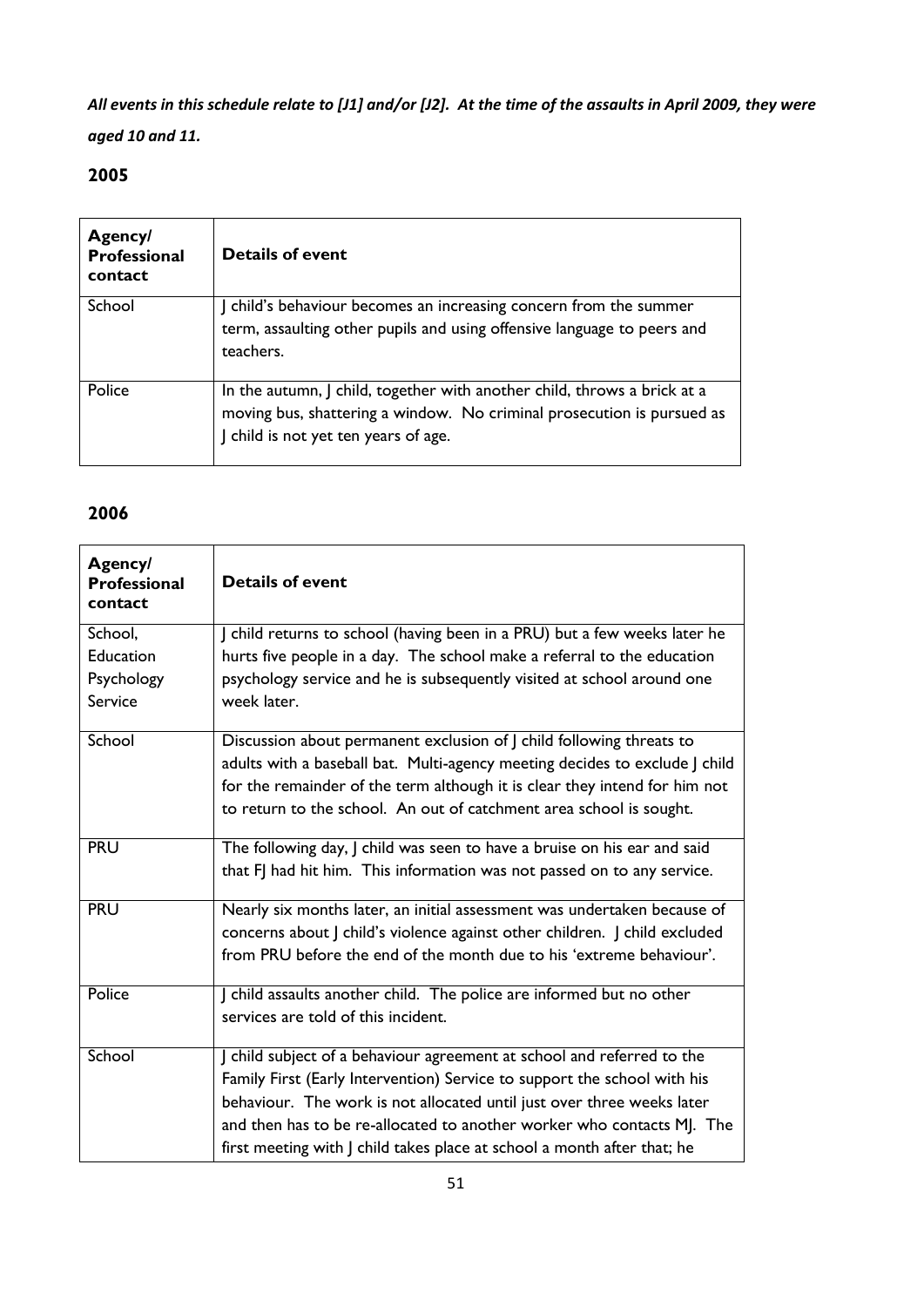*All events in this schedule relate to [J1] and/or [J2]. At the time of the assaults in April 2009, they were aged 10 and 11.*

## 2005

| Agency/ Professional contact | Details of event |
| --- | --- |
| School | J child's behaviour becomes an increasing concern from the summer term, assaulting other pupils and using offensive language to peers and teachers. |
| Police | In the autumn, J child, together with another child, throws a brick at a moving bus, shattering a window. No criminal prosecution is pursued as J child is not yet ten years of age. |

## 2006

| Agency/ Professional contact | Details of event |
| --- | --- |
| School, Education Psychology Service | J child returns to school (having been in a PRU) but a few weeks later he hurts five people in a day. The school make a referral to the education psychology service and he is subsequently visited at school around one week later. |
| School | Discussion about permanent exclusion of J child following threats to adults with a baseball bat. Multi-agency meeting decides to exclude J child for the remainder of the term although it is clear they intend for him not to return to the school. An out of catchment area school is sought. |
| PRU | The following day, J child was seen to have a bruise on his ear and said that FJ had hit him. This information was not passed on to any service. |
| PRU | Nearly six months later, an initial assessment was undertaken because of concerns about J child's violence against other children. J child excluded from PRU before the end of the month due to his 'extreme behaviour'. |
| Police | J child assaults another child. The police are informed but no other services are told of this incident. |
| School | J child subject of a behaviour agreement at school and referred to the Family First (Early Intervention) Service to support the school with his behaviour. The work is not allocated until just over three weeks later and then has to be re-allocated to another worker who contacts MJ. The first meeting with J child takes place at school a month after that; he |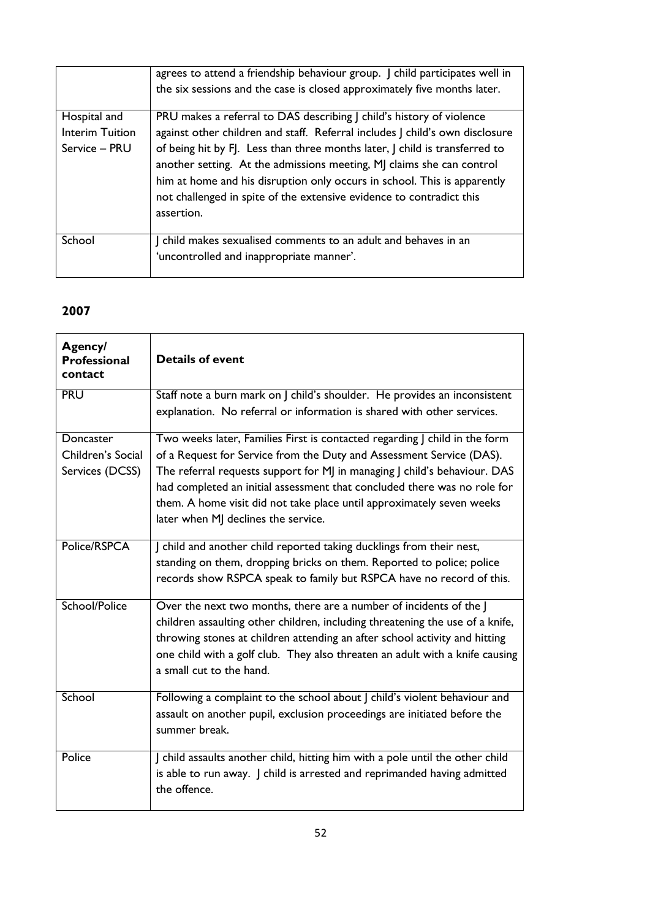| | |
|---|---|
| | agrees to attend a friendship behaviour group. J child participates well in the six sessions and the case is closed approximately five months later. |
| Hospital and Interim Tuition Service – PRU | PRU makes a referral to DAS describing J child's history of violence against other children and staff. Referral includes J child's own disclosure of being hit by FJ. Less than three months later, J child is transferred to another setting. At the admissions meeting, MJ claims she can control him at home and his disruption only occurs in school. This is apparently not challenged in spite of the extensive evidence to contradict this assertion. |
| School | J child makes sexualised comments to an adult and behaves in an 'uncontrolled and inappropriate manner'. |

## 2007

| Agency/ Professional contact | Details of event |
|---|---|
| PRU | Staff note a burn mark on J child's shoulder. He provides an inconsistent explanation. No referral or information is shared with other services. |
| Doncaster Children's Social Services (DCSS) | Two weeks later, Families First is contacted regarding J child in the form of a Request for Service from the Duty and Assessment Service (DAS). The referral requests support for MJ in managing J child's behaviour. DAS had completed an initial assessment that concluded there was no role for them. A home visit did not take place until approximately seven weeks later when MJ declines the service. |
| Police/RSPCA | J child and another child reported taking ducklings from their nest, standing on them, dropping bricks on them. Reported to police; police records show RSPCA speak to family but RSPCA have no record of this. |
| School/Police | Over the next two months, there are a number of incidents of the J children assaulting other children, including threatening the use of a knife, throwing stones at children attending an after school activity and hitting one child with a golf club. They also threaten an adult with a knife causing a small cut to the hand. |
| School | Following a complaint to the school about J child's violent behaviour and assault on another pupil, exclusion proceedings are initiated before the summer break. |
| Police | J child assaults another child, hitting him with a pole until the other child is able to run away. J child is arrested and reprimanded having admitted the offence. |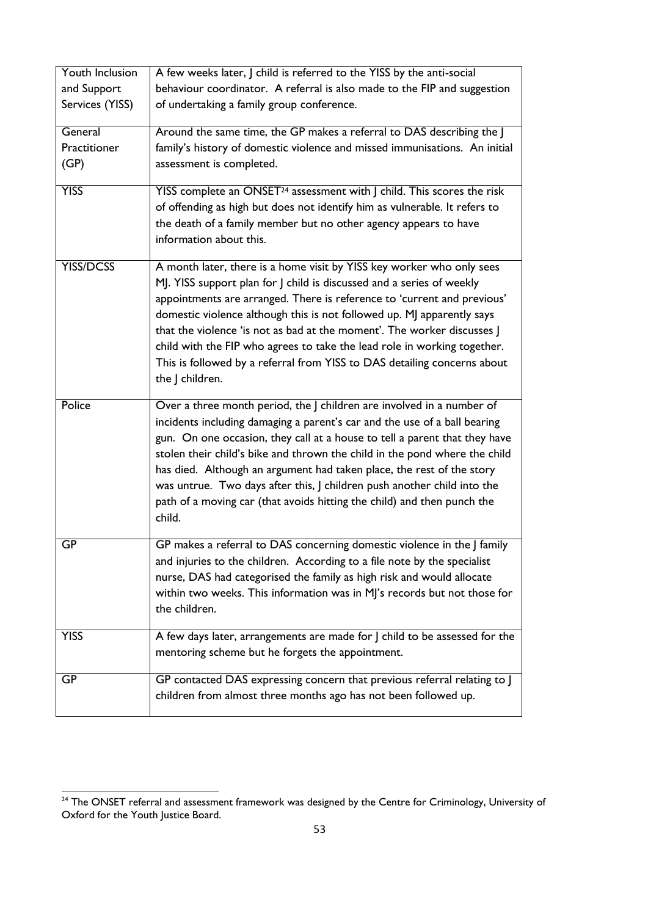| | |
|---|---|
| Youth Inclusion and Support Services (YISS) | A few weeks later, J child is referred to the YISS by the anti-social behaviour coordinator. A referral is also made to the FIP and suggestion of undertaking a family group conference. |
| General Practitioner (GP) | Around the same time, the GP makes a referral to DAS describing the J family's history of domestic violence and missed immunisations. An initial assessment is completed. |
| YISS | YISS complete an ONSET[24] assessment with J child. This scores the risk of offending as high but does not identify him as vulnerable. It refers to the death of a family member but no other agency appears to have information about this. |
| YISS/DCSS | A month later, there is a home visit by YISS key worker who only sees MJ. YISS support plan for J child is discussed and a series of weekly appointments are arranged. There is reference to 'current and previous' domestic violence although this is not followed up. MJ apparently says that the violence 'is not as bad at the moment'. The worker discusses J child with the FIP who agrees to take the lead role in working together. This is followed by a referral from YISS to DAS detailing concerns about the J children. |
| Police | Over a three month period, the J children are involved in a number of incidents including damaging a parent's car and the use of a ball bearing gun. On one occasion, they call at a house to tell a parent that they have stolen their child's bike and thrown the child in the pond where the child has died. Although an argument had taken place, the rest of the story was untrue. Two days after this, J children push another child into the path of a moving car (that avoids hitting the child) and then punch the child. |
| GP | GP makes a referral to DAS concerning domestic violence in the J family and injuries to the children. According to a file note by the specialist nurse, DAS had categorised the family as high risk and would allocate within two weeks. This information was in MJ's records but not those for the children. |
| YISS | A few days later, arrangements are made for J child to be assessed for the mentoring scheme but he forgets the appointment. |
| GP | GP contacted DAS expressing concern that previous referral relating to J children from almost three months ago has not been followed up. |

[24] The ONSET referral and assessment framework was designed by the Centre for Criminology, University of Oxford for the Youth Justice Board.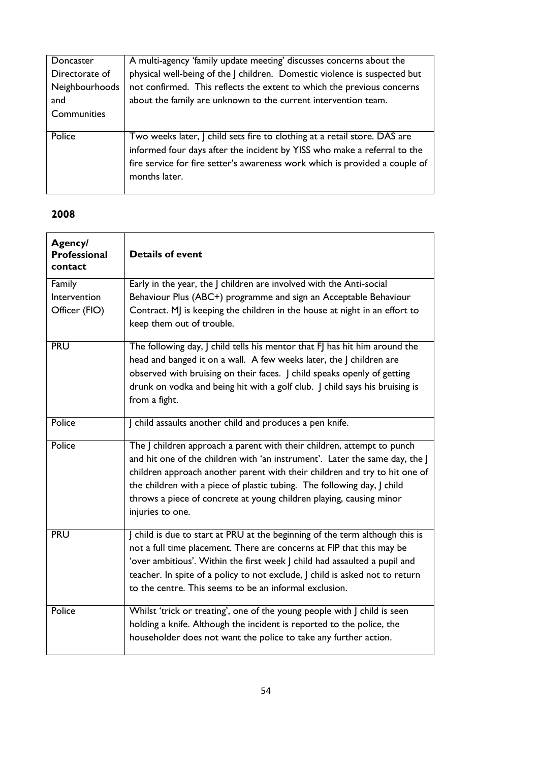| | |
|---|---|
| Doncaster Directorate of Neighbourhoods and Communities | A multi-agency 'family update meeting' discusses concerns about the physical well-being of the J children. Domestic violence is suspected but not confirmed. This reflects the extent to which the previous concerns about the family are unknown to the current intervention team. |
| Police | Two weeks later, J child sets fire to clothing at a retail store. DAS are informed four days after the incident by YISS who make a referral to the fire service for fire setter's awareness work which is provided a couple of months later. |

## 2008

| Agency/ Professional contact | Details of event |
|---|---|
| Family Intervention Officer (FIO) | Early in the year, the J children are involved with the Anti-social Behaviour Plus (ABC+) programme and sign an Acceptable Behaviour Contract. MJ is keeping the children in the house at night in an effort to keep them out of trouble. |
| PRU | The following day, J child tells his mentor that FJ has hit him around the head and banged it on a wall. A few weeks later, the J children are observed with bruising on their faces. J child speaks openly of getting drunk on vodka and being hit with a golf club. J child says his bruising is from a fight. |
| Police | J child assaults another child and produces a pen knife. |
| Police | The J children approach a parent with their children, attempt to punch and hit one of the children with 'an instrument'. Later the same day, the J children approach another parent with their children and try to hit one of the children with a piece of plastic tubing. The following day, J child throws a piece of concrete at young children playing, causing minor injuries to one. |
| PRU | J child is due to start at PRU at the beginning of the term although this is not a full time placement. There are concerns at FIP that this may be 'over ambitious'. Within the first week J child had assaulted a pupil and teacher. In spite of a policy to not exclude, J child is asked not to return to the centre. This seems to be an informal exclusion. |
| Police | Whilst 'trick or treating', one of the young people with J child is seen holding a knife. Although the incident is reported to the police, the householder does not want the police to take any further action. |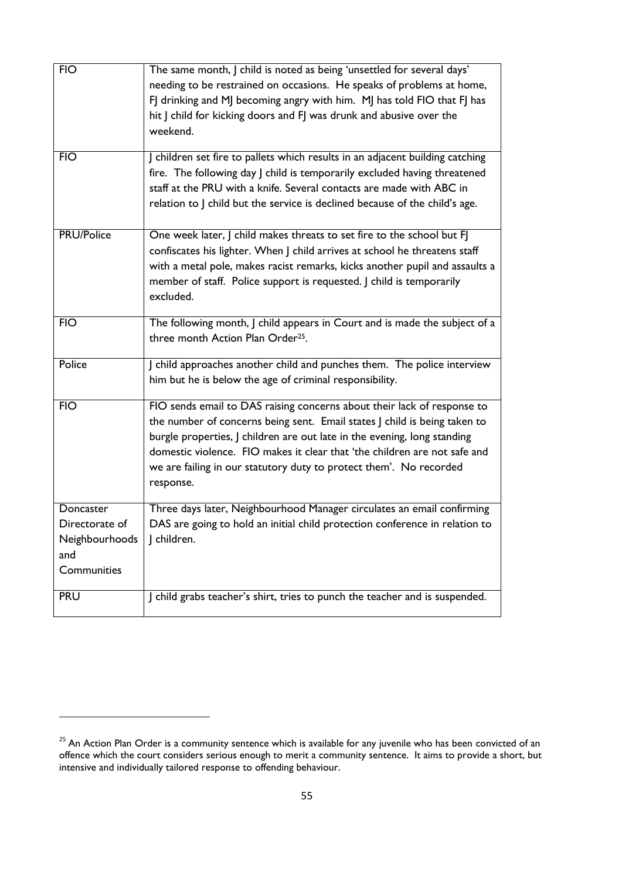| | |
|---|---|
| FIO | The same month, J child is noted as being 'unsettled for several days' needing to be restrained on occasions. He speaks of problems at home, FJ drinking and MJ becoming angry with him. MJ has told FIO that FJ has hit J child for kicking doors and FJ was drunk and abusive over the weekend. |
| FIO | J children set fire to pallets which results in an adjacent building catching fire. The following day J child is temporarily excluded having threatened staff at the PRU with a knife. Several contacts are made with ABC in relation to J child but the service is declined because of the child's age. |
| PRU/Police | One week later, J child makes threats to set fire to the school but FJ confiscates his lighter. When J child arrives at school he threatens staff with a metal pole, makes racist remarks, kicks another pupil and assaults a member of staff. Police support is requested. J child is temporarily excluded. |
| FIO | The following month, J child appears in Court and is made the subject of a three month Action Plan Order[25]. |
| Police | J child approaches another child and punches them. The police interview him but he is below the age of criminal responsibility. |
| FIO | FIO sends email to DAS raising concerns about their lack of response to the number of concerns being sent. Email states J child is being taken to burgle properties, J children are out late in the evening, long standing domestic violence. FIO makes it clear that 'the children are not safe and we are failing in our statutory duty to protect them'. No recorded response. |
| Doncaster Directorate of Neighbourhoods and Communities | Three days later, Neighbourhood Manager circulates an email confirming DAS are going to hold an initial child protection conference in relation to J children. |
| PRU | J child grabs teacher's shirt, tries to punch the teacher and is suspended. |

[25] An Action Plan Order is a community sentence which is available for any juvenile who has been convicted of an offence which the court considers serious enough to merit a community sentence. It aims to provide a short, but intensive and individually tailored response to offending behaviour.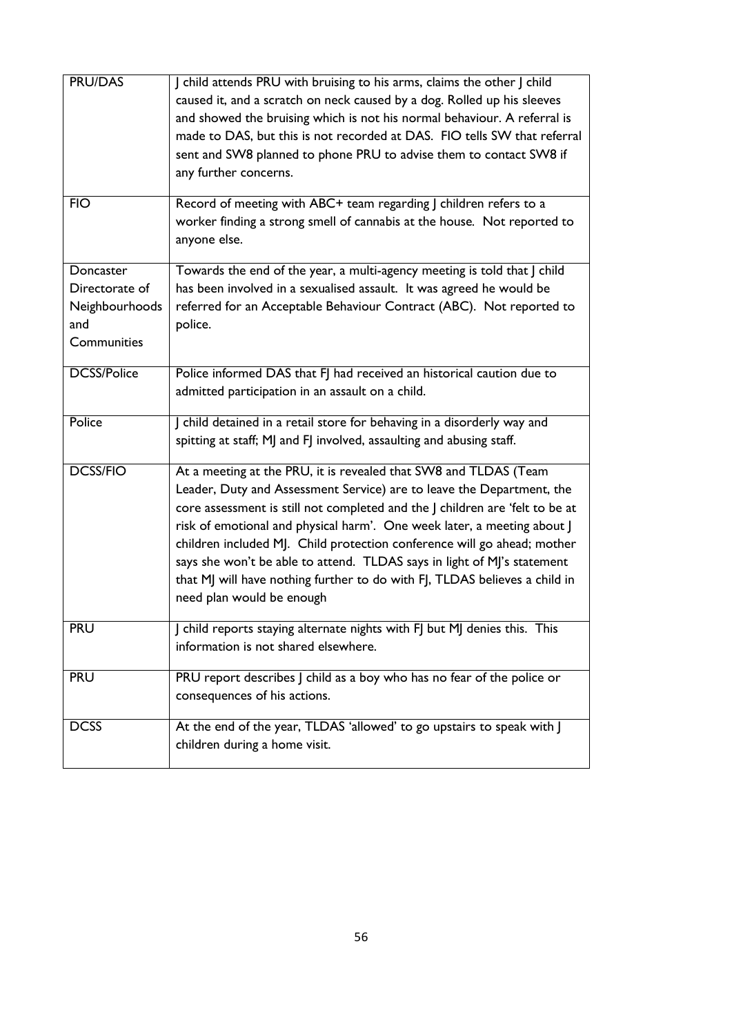| | |
|---|---|
| PRU/DAS | J child attends PRU with bruising to his arms, claims the other J child caused it, and a scratch on neck caused by a dog. Rolled up his sleeves and showed the bruising which is not his normal behaviour. A referral is made to DAS, but this is not recorded at DAS. FIO tells SW that referral sent and SW8 planned to phone PRU to advise them to contact SW8 if any further concerns. |
| FIO | Record of meeting with ABC+ team regarding J children refers to a worker finding a strong smell of cannabis at the house. Not reported to anyone else. |
| Doncaster Directorate of Neighbourhoods and Communities | Towards the end of the year, a multi-agency meeting is told that J child has been involved in a sexualised assault. It was agreed he would be referred for an Acceptable Behaviour Contract (ABC). Not reported to police. |
| DCSS/Police | Police informed DAS that FJ had received an historical caution due to admitted participation in an assault on a child. |
| Police | J child detained in a retail store for behaving in a disorderly way and spitting at staff; MJ and FJ involved, assaulting and abusing staff. |
| DCSS/FIO | At a meeting at the PRU, it is revealed that SW8 and TLDAS (Team Leader, Duty and Assessment Service) are to leave the Department, the core assessment is still not completed and the J children are 'felt to be at risk of emotional and physical harm'. One week later, a meeting about J children included MJ. Child protection conference will go ahead; mother says she won't be able to attend. TLDAS says in light of MJ's statement that MJ will have nothing further to do with FJ, TLDAS believes a child in need plan would be enough |
| PRU | J child reports staying alternate nights with FJ but MJ denies this. This information is not shared elsewhere. |
| PRU | PRU report describes J child as a boy who has no fear of the police or consequences of his actions. |
| DCSS | At the end of the year, TLDAS 'allowed' to go upstairs to speak with J children during a home visit. |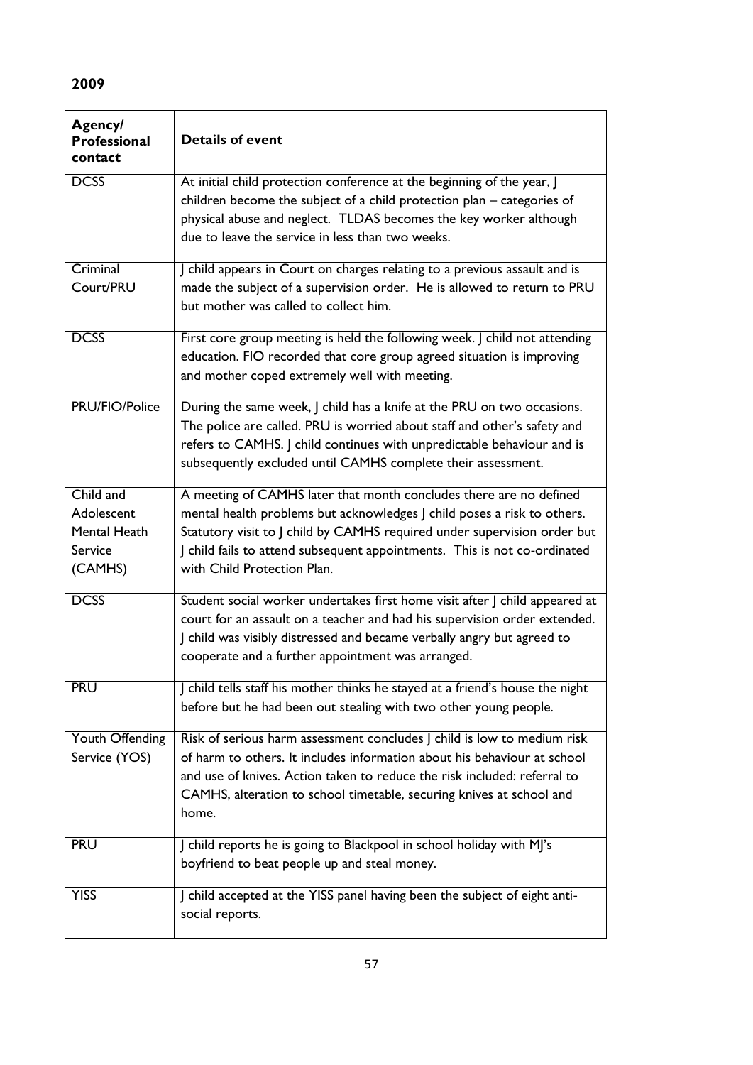**2009**

| Agency/ Professional contact | Details of event |
|---|---|
| DCSS | At initial child protection conference at the beginning of the year, J children become the subject of a child protection plan – categories of physical abuse and neglect. TLDAS becomes the key worker although due to leave the service in less than two weeks. |
| Criminal Court/PRU | J child appears in Court on charges relating to a previous assault and is made the subject of a supervision order. He is allowed to return to PRU but mother was called to collect him. |
| DCSS | First core group meeting is held the following week. J child not attending education. FIO recorded that core group agreed situation is improving and mother coped extremely well with meeting. |
| PRU/FIO/Police | During the same week, J child has a knife at the PRU on two occasions. The police are called. PRU is worried about staff and other's safety and refers to CAMHS. J child continues with unpredictable behaviour and is subsequently excluded until CAMHS complete their assessment. |
| Child and Adolescent Mental Heath Service (CAMHS) | A meeting of CAMHS later that month concludes there are no defined mental health problems but acknowledges J child poses a risk to others. Statutory visit to J child by CAMHS required under supervision order but J child fails to attend subsequent appointments. This is not co-ordinated with Child Protection Plan. |
| DCSS | Student social worker undertakes first home visit after J child appeared at court for an assault on a teacher and had his supervision order extended. J child was visibly distressed and became verbally angry but agreed to cooperate and a further appointment was arranged. |
| PRU | J child tells staff his mother thinks he stayed at a friend's house the night before but he had been out stealing with two other young people. |
| Youth Offending Service (YOS) | Risk of serious harm assessment concludes J child is low to medium risk of harm to others. It includes information about his behaviour at school and use of knives. Action taken to reduce the risk included: referral to CAMHS, alteration to school timetable, securing knives at school and home. |
| PRU | J child reports he is going to Blackpool in school holiday with MJ's boyfriend to beat people up and steal money. |
| YISS | J child accepted at the YISS panel having been the subject of eight anti-social reports. |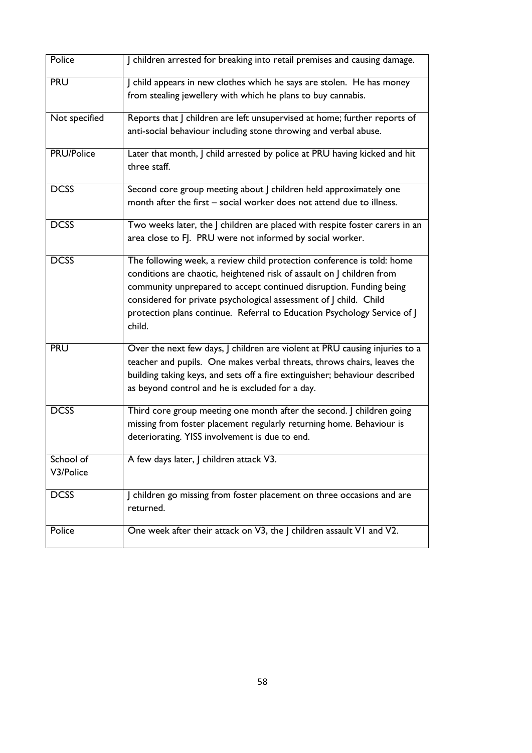| | |
|---|---|
| Police | J children arrested for breaking into retail premises and causing damage. |
| PRU | J child appears in new clothes which he says are stolen. He has money from stealing jewellery with which he plans to buy cannabis. |
| Not specified | Reports that J children are left unsupervised at home; further reports of anti-social behaviour including stone throwing and verbal abuse. |
| PRU/Police | Later that month, J child arrested by police at PRU having kicked and hit three staff. |
| DCSS | Second core group meeting about J children held approximately one month after the first – social worker does not attend due to illness. |
| DCSS | Two weeks later, the J children are placed with respite foster carers in an area close to FJ. PRU were not informed by social worker. |
| DCSS | The following week, a review child protection conference is told: home conditions are chaotic, heightened risk of assault on J children from community unprepared to accept continued disruption. Funding being considered for private psychological assessment of J child. Child protection plans continue. Referral to Education Psychology Service of J child. |
| PRU | Over the next few days, J children are violent at PRU causing injuries to a teacher and pupils. One makes verbal threats, throws chairs, leaves the building taking keys, and sets off a fire extinguisher; behaviour described as beyond control and he is excluded for a day. |
| DCSS | Third core group meeting one month after the second. J children going missing from foster placement regularly returning home. Behaviour is deteriorating. YISS involvement is due to end. |
| School of V3/Police | A few days later, J children attack V3. |
| DCSS | J children go missing from foster placement on three occasions and are returned. |
| Police | One week after their attack on V3, the J children assault V1 and V2. |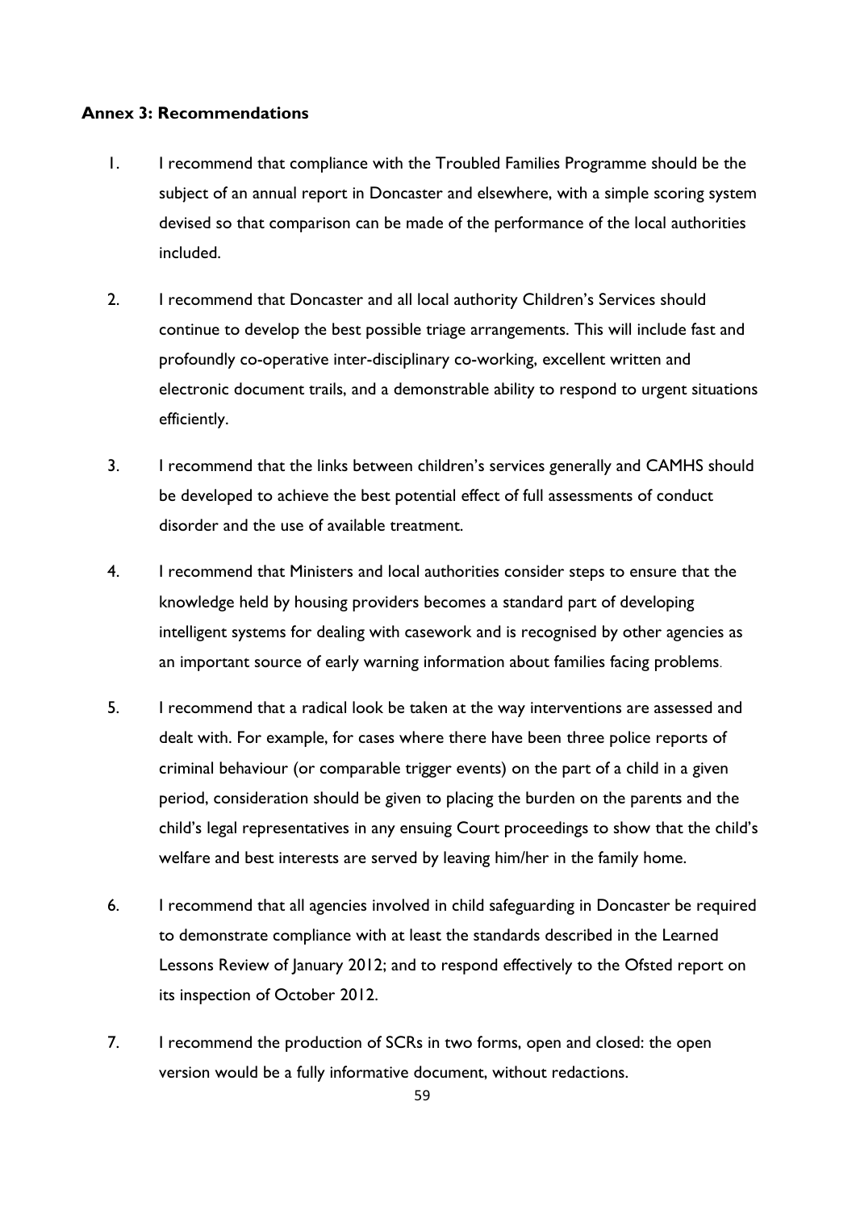**Annex 3: Recommendations**

1. I recommend that compliance with the Troubled Families Programme should be the subject of an annual report in Doncaster and elsewhere, with a simple scoring system devised so that comparison can be made of the performance of the local authorities included.

2. I recommend that Doncaster and all local authority Children's Services should continue to develop the best possible triage arrangements. This will include fast and profoundly co-operative inter-disciplinary co-working, excellent written and electronic document trails, and a demonstrable ability to respond to urgent situations efficiently.

3. I recommend that the links between children's services generally and CAMHS should be developed to achieve the best potential effect of full assessments of conduct disorder and the use of available treatment.

4. I recommend that Ministers and local authorities consider steps to ensure that the knowledge held by housing providers becomes a standard part of developing intelligent systems for dealing with casework and is recognised by other agencies as an important source of early warning information about families facing problems.

5. I recommend that a radical look be taken at the way interventions are assessed and dealt with. For example, for cases where there have been three police reports of criminal behaviour (or comparable trigger events) on the part of a child in a given period, consideration should be given to placing the burden on the parents and the child's legal representatives in any ensuing Court proceedings to show that the child's welfare and best interests are served by leaving him/her in the family home.

6. I recommend that all agencies involved in child safeguarding in Doncaster be required to demonstrate compliance with at least the standards described in the Learned Lessons Review of January 2012; and to respond effectively to the Ofsted report on its inspection of October 2012.

7. I recommend the production of SCRs in two forms, open and closed: the open version would be a fully informative document, without redactions.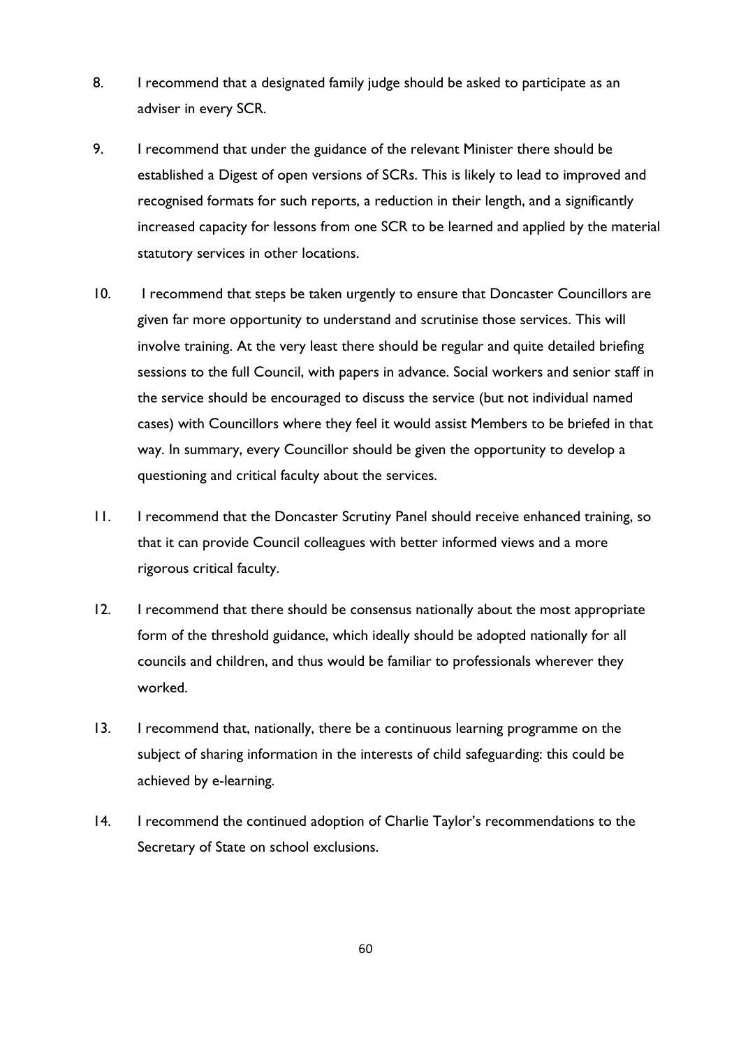8. I recommend that a designated family judge should be asked to participate as an adviser in every SCR.

9. I recommend that under the guidance of the relevant Minister there should be established a Digest of open versions of SCRs. This is likely to lead to improved and recognised formats for such reports, a reduction in their length, and a significantly increased capacity for lessons from one SCR to be learned and applied by the material statutory services in other locations.

10. I recommend that steps be taken urgently to ensure that Doncaster Councillors are given far more opportunity to understand and scrutinise those services. This will involve training. At the very least there should be regular and quite detailed briefing sessions to the full Council, with papers in advance. Social workers and senior staff in the service should be encouraged to discuss the service (but not individual named cases) with Councillors where they feel it would assist Members to be briefed in that way. In summary, every Councillor should be given the opportunity to develop a questioning and critical faculty about the services.

11. I recommend that the Doncaster Scrutiny Panel should receive enhanced training, so that it can provide Council colleagues with better informed views and a more rigorous critical faculty.

12. I recommend that there should be consensus nationally about the most appropriate form of the threshold guidance, which ideally should be adopted nationally for all councils and children, and thus would be familiar to professionals wherever they worked.

13. I recommend that, nationally, there be a continuous learning programme on the subject of sharing information in the interests of child safeguarding: this could be achieved by e-learning.

14. I recommend the continued adoption of Charlie Taylor's recommendations to the Secretary of State on school exclusions.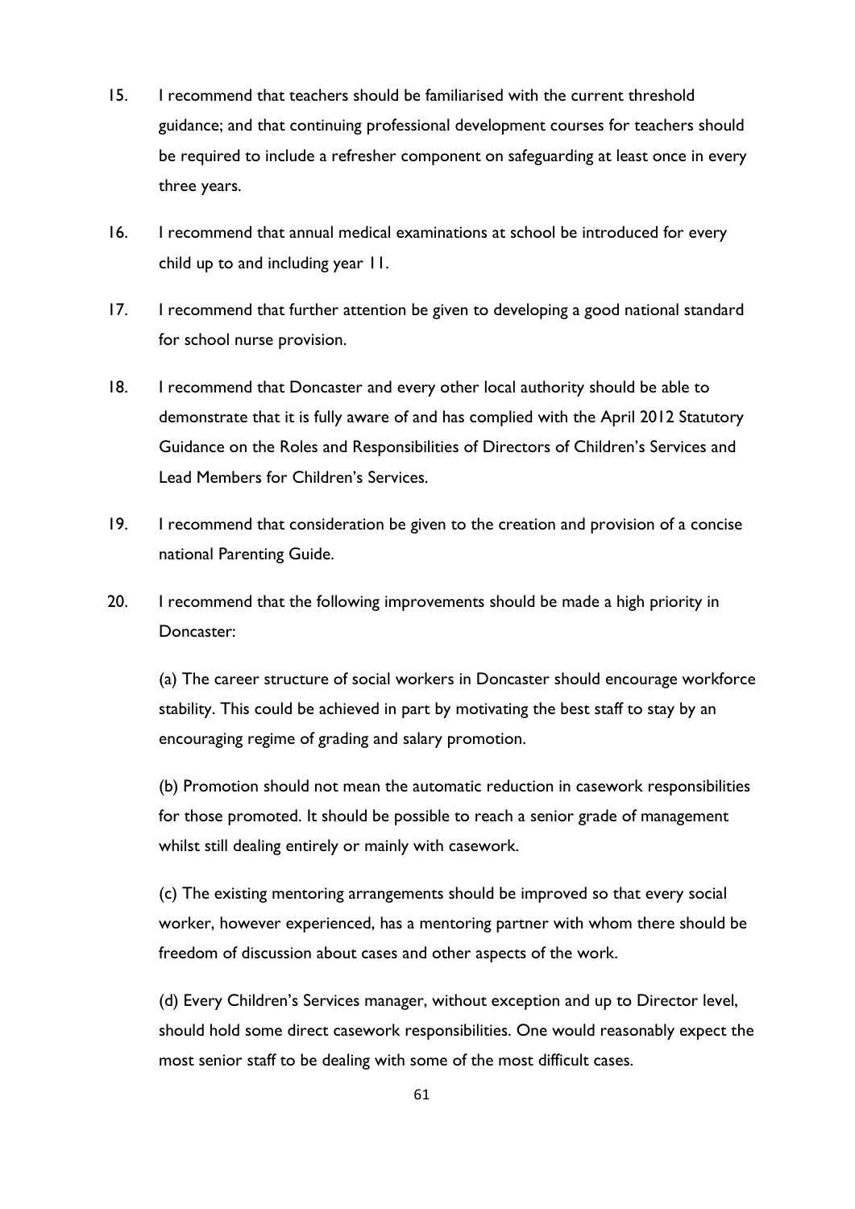15. I recommend that teachers should be familiarised with the current threshold guidance; and that continuing professional development courses for teachers should be required to include a refresher component on safeguarding at least once in every three years.

16. I recommend that annual medical examinations at school be introduced for every child up to and including year 11.

17. I recommend that further attention be given to developing a good national standard for school nurse provision.

18. I recommend that Doncaster and every other local authority should be able to demonstrate that it is fully aware of and has complied with the April 2012 Statutory Guidance on the Roles and Responsibilities of Directors of Children's Services and Lead Members for Children's Services.

19. I recommend that consideration be given to the creation and provision of a concise national Parenting Guide.

20. I recommend that the following improvements should be made a high priority in Doncaster:

    (a) The career structure of social workers in Doncaster should encourage workforce stability. This could be achieved in part by motivating the best staff to stay by an encouraging regime of grading and salary promotion.

    (b) Promotion should not mean the automatic reduction in casework responsibilities for those promoted. It should be possible to reach a senior grade of management whilst still dealing entirely or mainly with casework.

    (c) The existing mentoring arrangements should be improved so that every social worker, however experienced, has a mentoring partner with whom there should be freedom of discussion about cases and other aspects of the work.

    (d) Every Children's Services manager, without exception and up to Director level, should hold some direct casework responsibilities. One would reasonably expect the most senior staff to be dealing with some of the most difficult cases.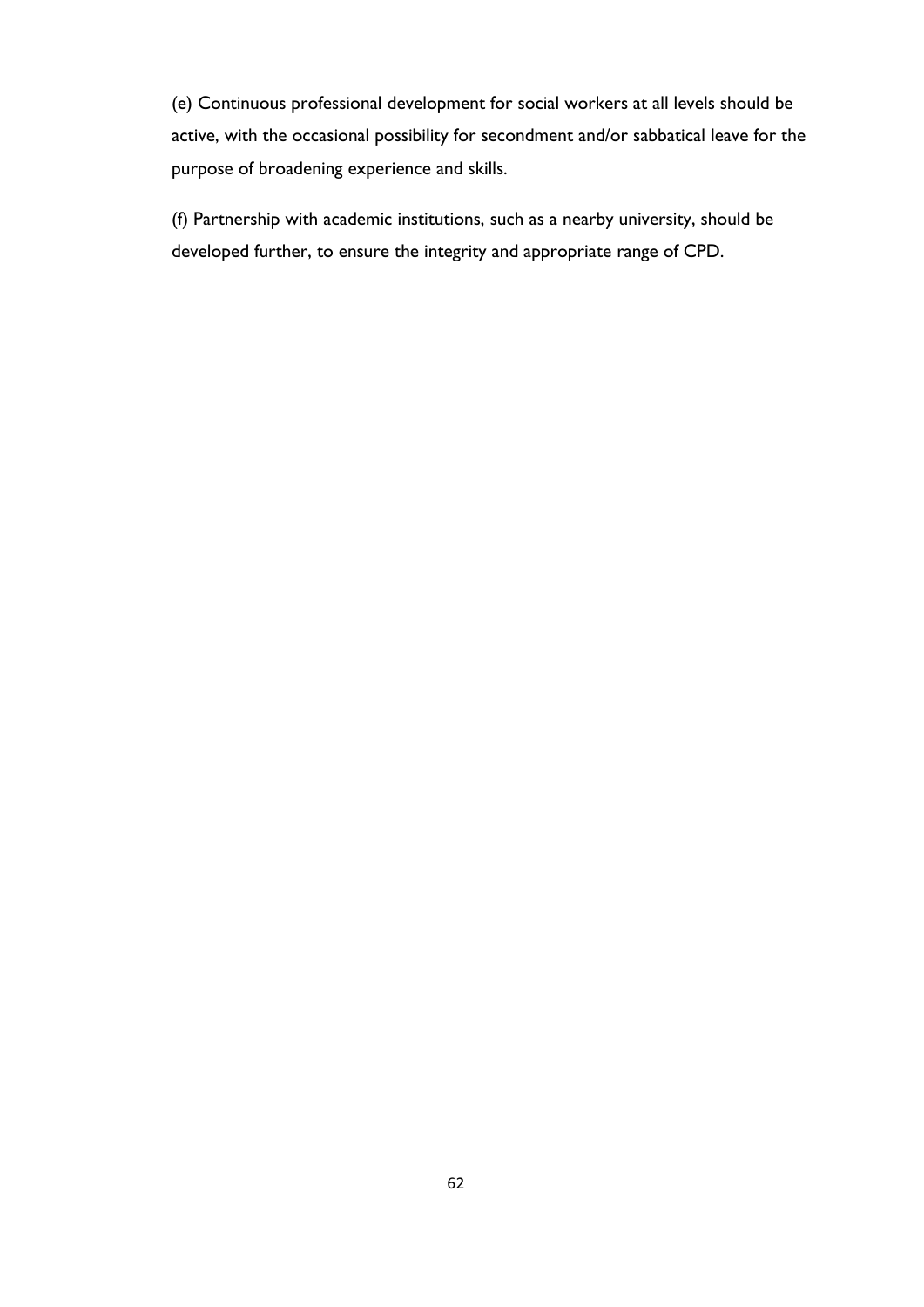(e) Continuous professional development for social workers at all levels should be active, with the occasional possibility for secondment and/or sabbatical leave for the purpose of broadening experience and skills.

(f) Partnership with academic institutions, such as a nearby university, should be developed further, to ensure the integrity and appropriate range of CPD.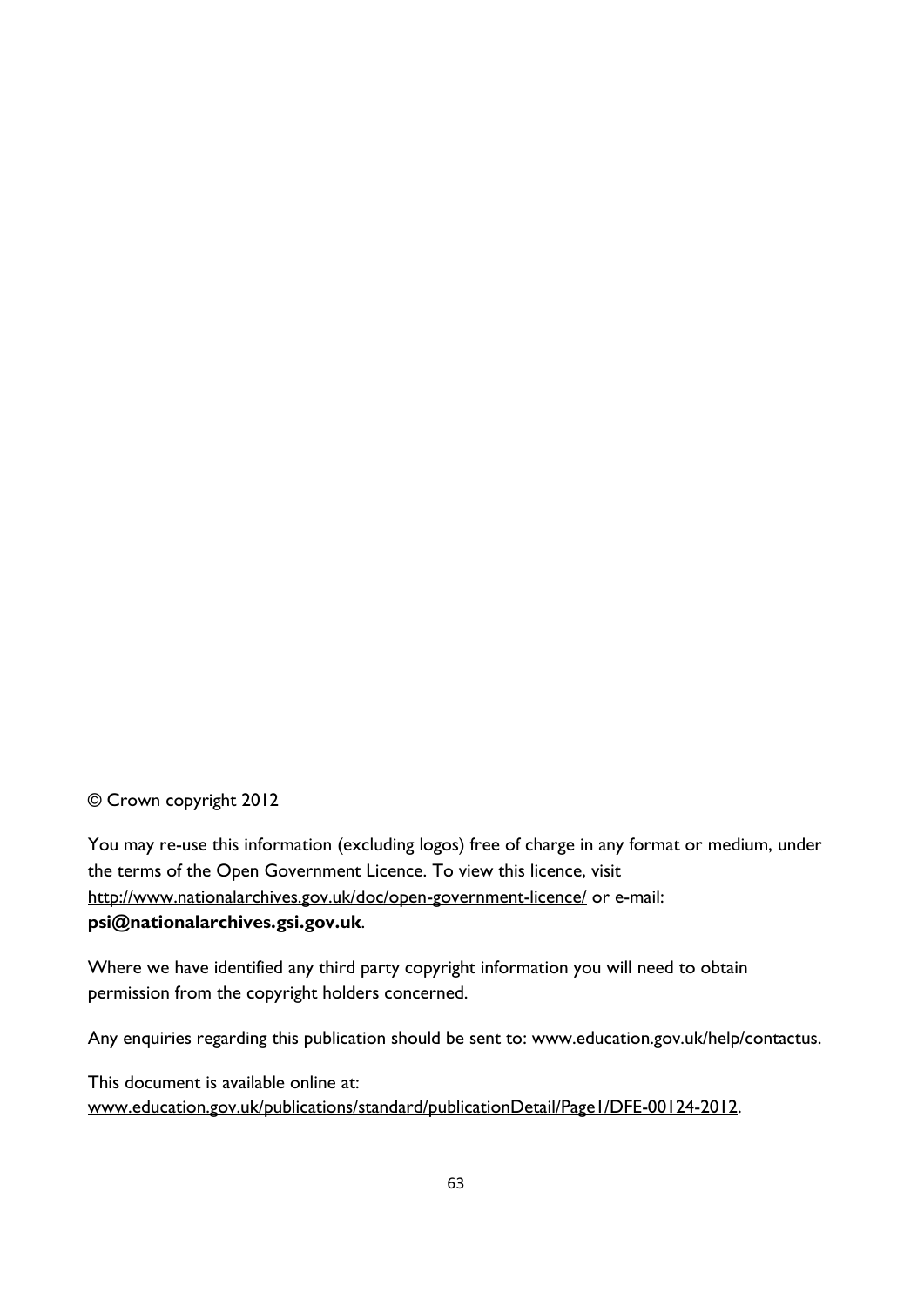© Crown copyright 2012

You may re-use this information (excluding logos) free of charge in any format or medium, under the terms of the Open Government Licence. To view this licence, visit http://www.nationalarchives.gov.uk/doc/open-government-licence/ or e-mail: **psi@nationalarchives.gsi.gov.uk**.

Where we have identified any third party copyright information you will need to obtain permission from the copyright holders concerned.

Any enquiries regarding this publication should be sent to: www.education.gov.uk/help/contactus.

This document is available online at:
www.education.gov.uk/publications/standard/publicationDetail/Page1/DFE-00124-2012.